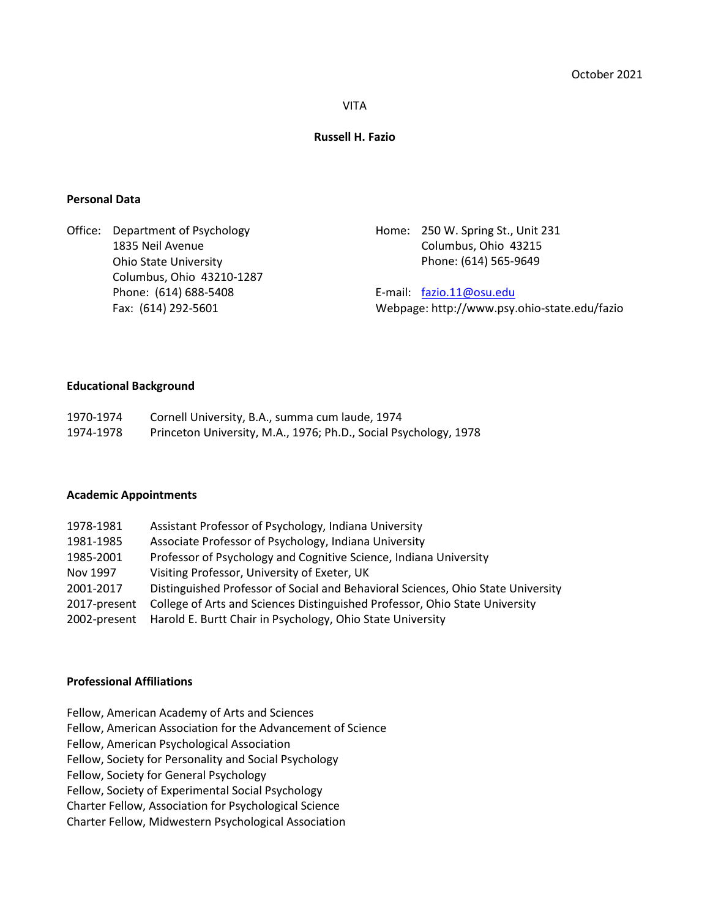October 2021

VITA

**Russell H. Fazio**

## Personal Data

Office: Department of Psychology
1835 Neil Avenue
Ohio State University
Columbus, Ohio 43210-1287
Phone: (614) 688-5408
Fax: (614) 292-5601

Home: 250 W. Spring St., Unit 231
Columbus, Ohio 43215
Phone: (614) 565-9649

E-mail: fazio.11@osu.edu
Webpage: http://www.psy.ohio-state.edu/fazio

## Educational Background

| | |
|---|---|
| 1970-1974 | Cornell University, B.A., summa cum laude, 1974 |
| 1974-1978 | Princeton University, M.A., 1976; Ph.D., Social Psychology, 1978 |

## Academic Appointments

| | |
|---|---|
| 1978-1981 | Assistant Professor of Psychology, Indiana University |
| 1981-1985 | Associate Professor of Psychology, Indiana University |
| 1985-2001 | Professor of Psychology and Cognitive Science, Indiana University |
| Nov 1997 | Visiting Professor, University of Exeter, UK |
| 2001-2017 | Distinguished Professor of Social and Behavioral Sciences, Ohio State University |
| 2017-present | College of Arts and Sciences Distinguished Professor, Ohio State University |
| 2002-present | Harold E. Burtt Chair in Psychology, Ohio State University |

## Professional Affiliations

Fellow, American Academy of Arts and Sciences
Fellow, American Association for the Advancement of Science
Fellow, American Psychological Association
Fellow, Society for Personality and Social Psychology
Fellow, Society for General Psychology
Fellow, Society of Experimental Social Psychology
Charter Fellow, Association for Psychological Science
Charter Fellow, Midwestern Psychological Association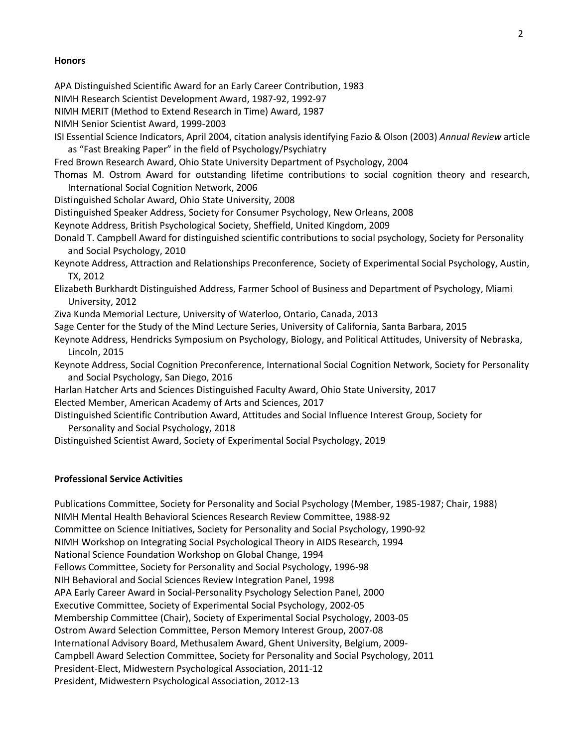**Honors**

APA Distinguished Scientific Award for an Early Career Contribution, 1983

NIMH Research Scientist Development Award, 1987-92, 1992-97

NIMH MERIT (Method to Extend Research in Time) Award, 1987

NIMH Senior Scientist Award, 1999-2003

ISI Essential Science Indicators, April 2004, citation analysis identifying Fazio & Olson (2003) *Annual Review* article as "Fast Breaking Paper" in the field of Psychology/Psychiatry

Fred Brown Research Award, Ohio State University Department of Psychology, 2004

Thomas M. Ostrom Award for outstanding lifetime contributions to social cognition theory and research, International Social Cognition Network, 2006

Distinguished Scholar Award, Ohio State University, 2008

Distinguished Speaker Address, Society for Consumer Psychology, New Orleans, 2008

Keynote Address, British Psychological Society, Sheffield, United Kingdom, 2009

Donald T. Campbell Award for distinguished scientific contributions to social psychology, Society for Personality and Social Psychology, 2010

Keynote Address, Attraction and Relationships Preconference, Society of Experimental Social Psychology, Austin, TX, 2012

Elizabeth Burkhardt Distinguished Address, Farmer School of Business and Department of Psychology, Miami University, 2012

Ziva Kunda Memorial Lecture, University of Waterloo, Ontario, Canada, 2013

Sage Center for the Study of the Mind Lecture Series, University of California, Santa Barbara, 2015

Keynote Address, Hendricks Symposium on Psychology, Biology, and Political Attitudes, University of Nebraska, Lincoln, 2015

Keynote Address, Social Cognition Preconference, International Social Cognition Network, Society for Personality and Social Psychology, San Diego, 2016

Harlan Hatcher Arts and Sciences Distinguished Faculty Award, Ohio State University, 2017

Elected Member, American Academy of Arts and Sciences, 2017

Distinguished Scientific Contribution Award, Attitudes and Social Influence Interest Group, Society for Personality and Social Psychology, 2018

Distinguished Scientist Award, Society of Experimental Social Psychology, 2019

**Professional Service Activities**

Publications Committee, Society for Personality and Social Psychology (Member, 1985-1987; Chair, 1988)

NIMH Mental Health Behavioral Sciences Research Review Committee, 1988-92

Committee on Science Initiatives, Society for Personality and Social Psychology, 1990-92

NIMH Workshop on Integrating Social Psychological Theory in AIDS Research, 1994

National Science Foundation Workshop on Global Change, 1994

Fellows Committee, Society for Personality and Social Psychology, 1996-98

NIH Behavioral and Social Sciences Review Integration Panel, 1998

APA Early Career Award in Social-Personality Psychology Selection Panel, 2000

Executive Committee, Society of Experimental Social Psychology, 2002-05

Membership Committee (Chair), Society of Experimental Social Psychology, 2003-05

Ostrom Award Selection Committee, Person Memory Interest Group, 2007-08

International Advisory Board, Methusalem Award, Ghent University, Belgium, 2009-

Campbell Award Selection Committee, Society for Personality and Social Psychology, 2011

President-Elect, Midwestern Psychological Association, 2011-12

President, Midwestern Psychological Association, 2012-13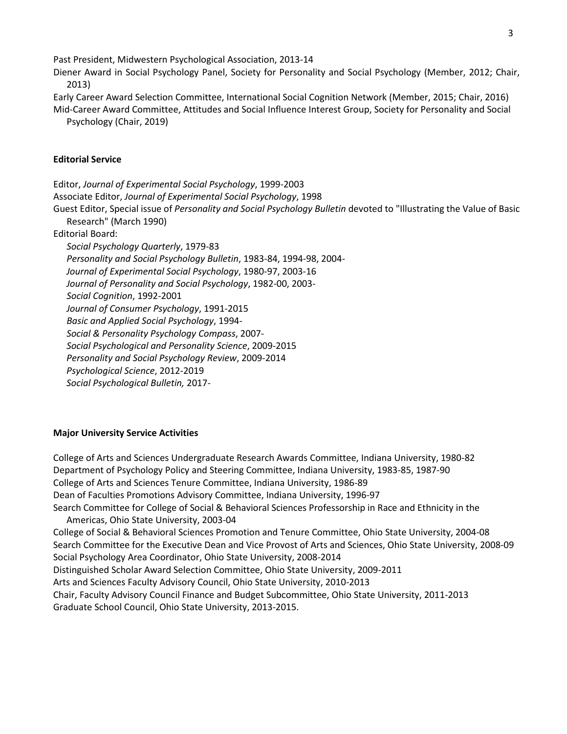Past President, Midwestern Psychological Association, 2013-14

Diener Award in Social Psychology Panel, Society for Personality and Social Psychology (Member, 2012; Chair, 2013)

Early Career Award Selection Committee, International Social Cognition Network (Member, 2015; Chair, 2016)

Mid-Career Award Committee, Attitudes and Social Influence Interest Group, Society for Personality and Social Psychology (Chair, 2019)

**Editorial Service**

Editor, *Journal of Experimental Social Psychology*, 1999-2003

Associate Editor, *Journal of Experimental Social Psychology*, 1998

Guest Editor, Special issue of *Personality and Social Psychology Bulletin* devoted to "Illustrating the Value of Basic Research" (March 1990)

Editorial Board:

- *Social Psychology Quarterly*, 1979-83
- *Personality and Social Psychology Bulletin*, 1983-84, 1994-98, 2004-
- *Journal of Experimental Social Psychology*, 1980-97, 2003-16
- *Journal of Personality and Social Psychology*, 1982-00, 2003-
- *Social Cognition*, 1992-2001
- *Journal of Consumer Psychology*, 1991-2015
- *Basic and Applied Social Psychology*, 1994-
- *Social & Personality Psychology Compass*, 2007-
- *Social Psychological and Personality Science*, 2009-2015
- *Personality and Social Psychology Review*, 2009-2014
- *Psychological Science*, 2012-2019
- *Social Psychological Bulletin,* 2017-

**Major University Service Activities**

College of Arts and Sciences Undergraduate Research Awards Committee, Indiana University, 1980-82

Department of Psychology Policy and Steering Committee, Indiana University, 1983-85, 1987-90

College of Arts and Sciences Tenure Committee, Indiana University, 1986-89

Dean of Faculties Promotions Advisory Committee, Indiana University, 1996-97

Search Committee for College of Social & Behavioral Sciences Professorship in Race and Ethnicity in the Americas, Ohio State University, 2003-04

College of Social & Behavioral Sciences Promotion and Tenure Committee, Ohio State University, 2004-08

Search Committee for the Executive Dean and Vice Provost of Arts and Sciences, Ohio State University, 2008-09

Social Psychology Area Coordinator, Ohio State University, 2008-2014

Distinguished Scholar Award Selection Committee, Ohio State University, 2009-2011

Arts and Sciences Faculty Advisory Council, Ohio State University, 2010-2013

Chair, Faculty Advisory Council Finance and Budget Subcommittee, Ohio State University, 2011-2013

Graduate School Council, Ohio State University, 2013-2015.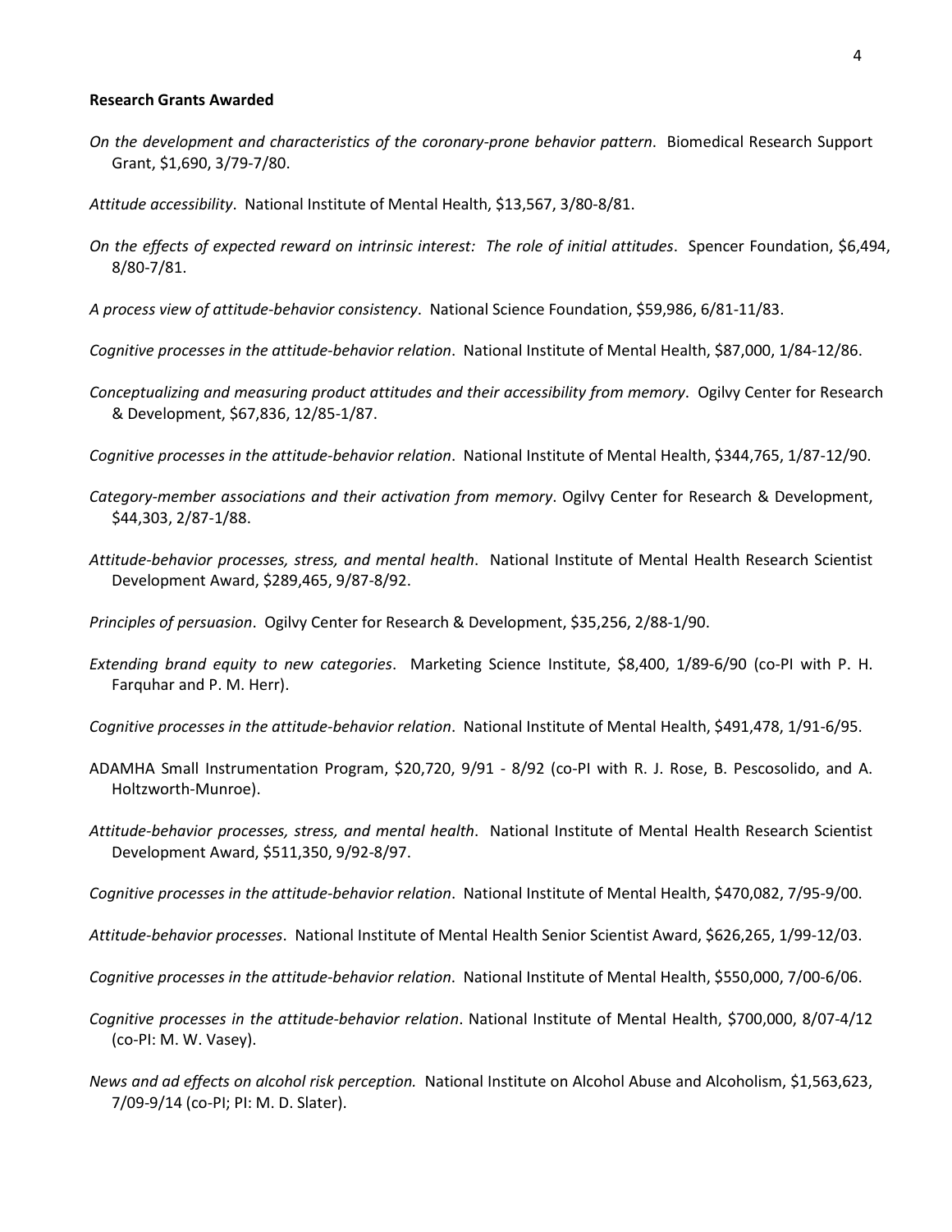**Research Grants Awarded**

*On the development and characteristics of the coronary-prone behavior pattern*. Biomedical Research Support Grant, $1,690, 3/79-7/80.

*Attitude accessibility*. National Institute of Mental Health, $13,567, 3/80-8/81.

*On the effects of expected reward on intrinsic interest: The role of initial attitudes*. Spencer Foundation, $6,494, 8/80-7/81.

*A process view of attitude-behavior consistency*. National Science Foundation, $59,986, 6/81-11/83.

*Cognitive processes in the attitude-behavior relation*. National Institute of Mental Health, $87,000, 1/84-12/86.

*Conceptualizing and measuring product attitudes and their accessibility from memory*. Ogilvy Center for Research & Development, $67,836, 12/85-1/87.

*Cognitive processes in the attitude-behavior relation*. National Institute of Mental Health, $344,765, 1/87-12/90.

*Category-member associations and their activation from memory*. Ogilvy Center for Research & Development, $44,303, 2/87-1/88.

*Attitude-behavior processes, stress, and mental health*. National Institute of Mental Health Research Scientist Development Award, $289,465, 9/87-8/92.

*Principles of persuasion*. Ogilvy Center for Research & Development, $35,256, 2/88-1/90.

*Extending brand equity to new categories*. Marketing Science Institute, $8,400, 1/89-6/90 (co-PI with P. H. Farquhar and P. M. Herr).

*Cognitive processes in the attitude-behavior relation*. National Institute of Mental Health, $491,478, 1/91-6/95.

ADAMHA Small Instrumentation Program, $20,720, 9/91 - 8/92 (co-PI with R. J. Rose, B. Pescosolido, and A. Holtzworth-Munroe).

*Attitude-behavior processes, stress, and mental health*. National Institute of Mental Health Research Scientist Development Award, $511,350, 9/92-8/97.

*Cognitive processes in the attitude-behavior relation*. National Institute of Mental Health, $470,082, 7/95-9/00.

*Attitude-behavior processes*. National Institute of Mental Health Senior Scientist Award, $626,265, 1/99-12/03.

*Cognitive processes in the attitude-behavior relation*. National Institute of Mental Health, $550,000, 7/00-6/06.

*Cognitive processes in the attitude-behavior relation*. National Institute of Mental Health, $700,000, 8/07-4/12 (co-PI: M. W. Vasey).

*News and ad effects on alcohol risk perception.* National Institute on Alcohol Abuse and Alcoholism, $1,563,623, 7/09-9/14 (co-PI; PI: M. D. Slater).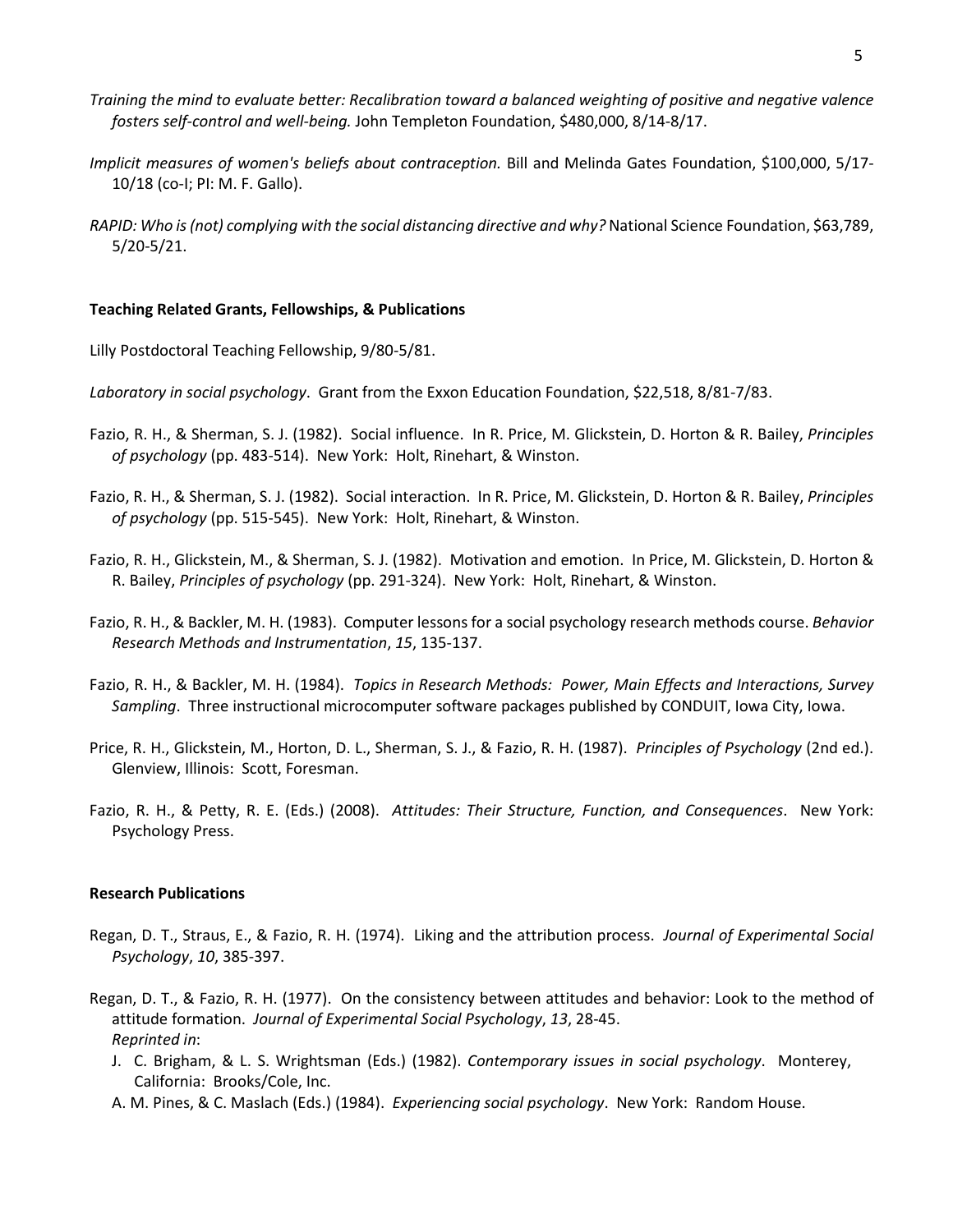*Training the mind to evaluate better: Recalibration toward a balanced weighting of positive and negative valence fosters self-control and well-being.* John Templeton Foundation, $480,000, 8/14-8/17.

*Implicit measures of women's beliefs about contraception.* Bill and Melinda Gates Foundation, $100,000, 5/17-10/18 (co-I; PI: M. F. Gallo).

*RAPID: Who is (not) complying with the social distancing directive and why?* National Science Foundation, $63,789, 5/20-5/21.

**Teaching Related Grants, Fellowships, & Publications**

Lilly Postdoctoral Teaching Fellowship, 9/80-5/81.

*Laboratory in social psychology*. Grant from the Exxon Education Foundation, $22,518, 8/81-7/83.

Fazio, R. H., & Sherman, S. J. (1982). Social influence. In R. Price, M. Glickstein, D. Horton & R. Bailey, *Principles of psychology* (pp. 483-514). New York: Holt, Rinehart, & Winston.

Fazio, R. H., & Sherman, S. J. (1982). Social interaction. In R. Price, M. Glickstein, D. Horton & R. Bailey, *Principles of psychology* (pp. 515-545). New York: Holt, Rinehart, & Winston.

Fazio, R. H., Glickstein, M., & Sherman, S. J. (1982). Motivation and emotion. In Price, M. Glickstein, D. Horton & R. Bailey, *Principles of psychology* (pp. 291-324). New York: Holt, Rinehart, & Winston.

Fazio, R. H., & Backler, M. H. (1983). Computer lessons for a social psychology research methods course. *Behavior Research Methods and Instrumentation*, *15*, 135-137.

Fazio, R. H., & Backler, M. H. (1984). *Topics in Research Methods: Power, Main Effects and Interactions, Survey Sampling*. Three instructional microcomputer software packages published by CONDUIT, Iowa City, Iowa.

Price, R. H., Glickstein, M., Horton, D. L., Sherman, S. J., & Fazio, R. H. (1987). *Principles of Psychology* (2nd ed.). Glenview, Illinois: Scott, Foresman.

Fazio, R. H., & Petty, R. E. (Eds.) (2008). *Attitudes: Their Structure, Function, and Consequences*. New York: Psychology Press.

**Research Publications**

Regan, D. T., Straus, E., & Fazio, R. H. (1974). Liking and the attribution process. *Journal of Experimental Social Psychology*, *10*, 385-397.

Regan, D. T., & Fazio, R. H. (1977). On the consistency between attitudes and behavior: Look to the method of attitude formation. *Journal of Experimental Social Psychology*, *13*, 28-45.
*Reprinted in*:

- J. C. Brigham, & L. S. Wrightsman (Eds.) (1982). *Contemporary issues in social psychology*. Monterey, California: Brooks/Cole, Inc.
- A. M. Pines, & C. Maslach (Eds.) (1984). *Experiencing social psychology*. New York: Random House.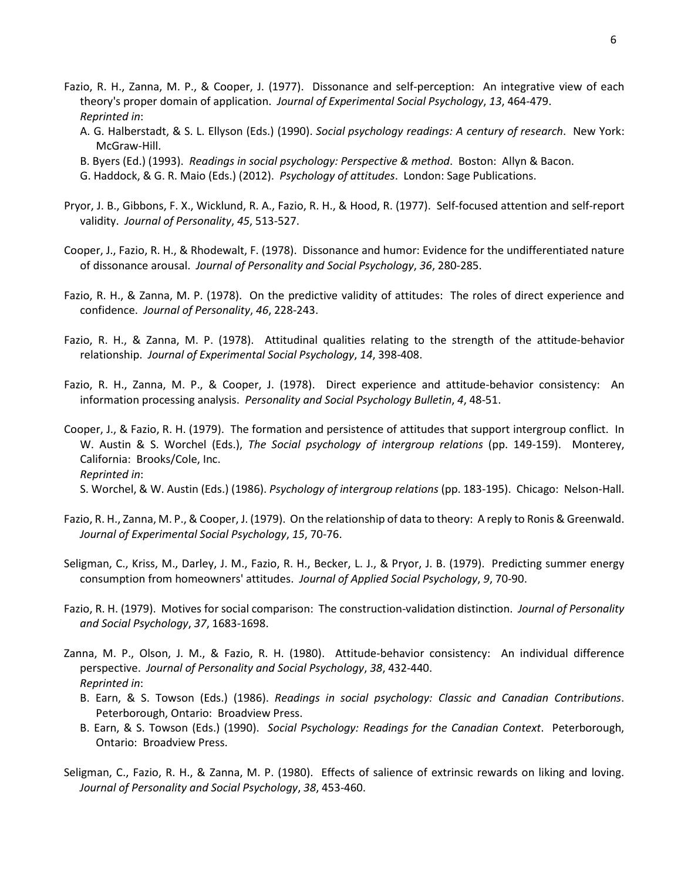Fazio, R. H., Zanna, M. P., & Cooper, J. (1977). Dissonance and self-perception: An integrative view of each theory's proper domain of application. *Journal of Experimental Social Psychology*, *13*, 464-479.
*Reprinted in*:
A. G. Halberstadt, & S. L. Ellyson (Eds.) (1990). *Social psychology readings: A century of research*. New York: McGraw-Hill.
B. Byers (Ed.) (1993). *Readings in social psychology: Perspective & method*. Boston: Allyn & Bacon.
G. Haddock, & G. R. Maio (Eds.) (2012). *Psychology of attitudes*. London: Sage Publications.

Pryor, J. B., Gibbons, F. X., Wicklund, R. A., Fazio, R. H., & Hood, R. (1977). Self-focused attention and self-report validity. *Journal of Personality*, *45*, 513-527.

Cooper, J., Fazio, R. H., & Rhodewalt, F. (1978). Dissonance and humor: Evidence for the undifferentiated nature of dissonance arousal. *Journal of Personality and Social Psychology*, *36*, 280-285.

Fazio, R. H., & Zanna, M. P. (1978). On the predictive validity of attitudes: The roles of direct experience and confidence. *Journal of Personality*, *46*, 228-243.

Fazio, R. H., & Zanna, M. P. (1978). Attitudinal qualities relating to the strength of the attitude-behavior relationship. *Journal of Experimental Social Psychology*, *14*, 398-408.

Fazio, R. H., Zanna, M. P., & Cooper, J. (1978). Direct experience and attitude-behavior consistency: An information processing analysis. *Personality and Social Psychology Bulletin*, *4*, 48-51.

Cooper, J., & Fazio, R. H. (1979). The formation and persistence of attitudes that support intergroup conflict. In W. Austin & S. Worchel (Eds.), *The Social psychology of intergroup relations* (pp. 149-159). Monterey, California: Brooks/Cole, Inc.
*Reprinted in*:
S. Worchel, & W. Austin (Eds.) (1986). *Psychology of intergroup relations* (pp. 183-195). Chicago: Nelson-Hall.

Fazio, R. H., Zanna, M. P., & Cooper, J. (1979). On the relationship of data to theory: A reply to Ronis & Greenwald. *Journal of Experimental Social Psychology*, *15*, 70-76.

Seligman, C., Kriss, M., Darley, J. M., Fazio, R. H., Becker, L. J., & Pryor, J. B. (1979). Predicting summer energy consumption from homeowners' attitudes. *Journal of Applied Social Psychology*, *9*, 70-90.

Fazio, R. H. (1979). Motives for social comparison: The construction-validation distinction. *Journal of Personality and Social Psychology*, *37*, 1683-1698.

Zanna, M. P., Olson, J. M., & Fazio, R. H. (1980). Attitude-behavior consistency: An individual difference perspective. *Journal of Personality and Social Psychology*, *38*, 432-440.
*Reprinted in*:
B. Earn, & S. Towson (Eds.) (1986). *Readings in social psychology: Classic and Canadian Contributions*. Peterborough, Ontario: Broadview Press.
B. Earn, & S. Towson (Eds.) (1990). *Social Psychology: Readings for the Canadian Context*. Peterborough, Ontario: Broadview Press.

Seligman, C., Fazio, R. H., & Zanna, M. P. (1980). Effects of salience of extrinsic rewards on liking and loving. *Journal of Personality and Social Psychology*, *38*, 453-460.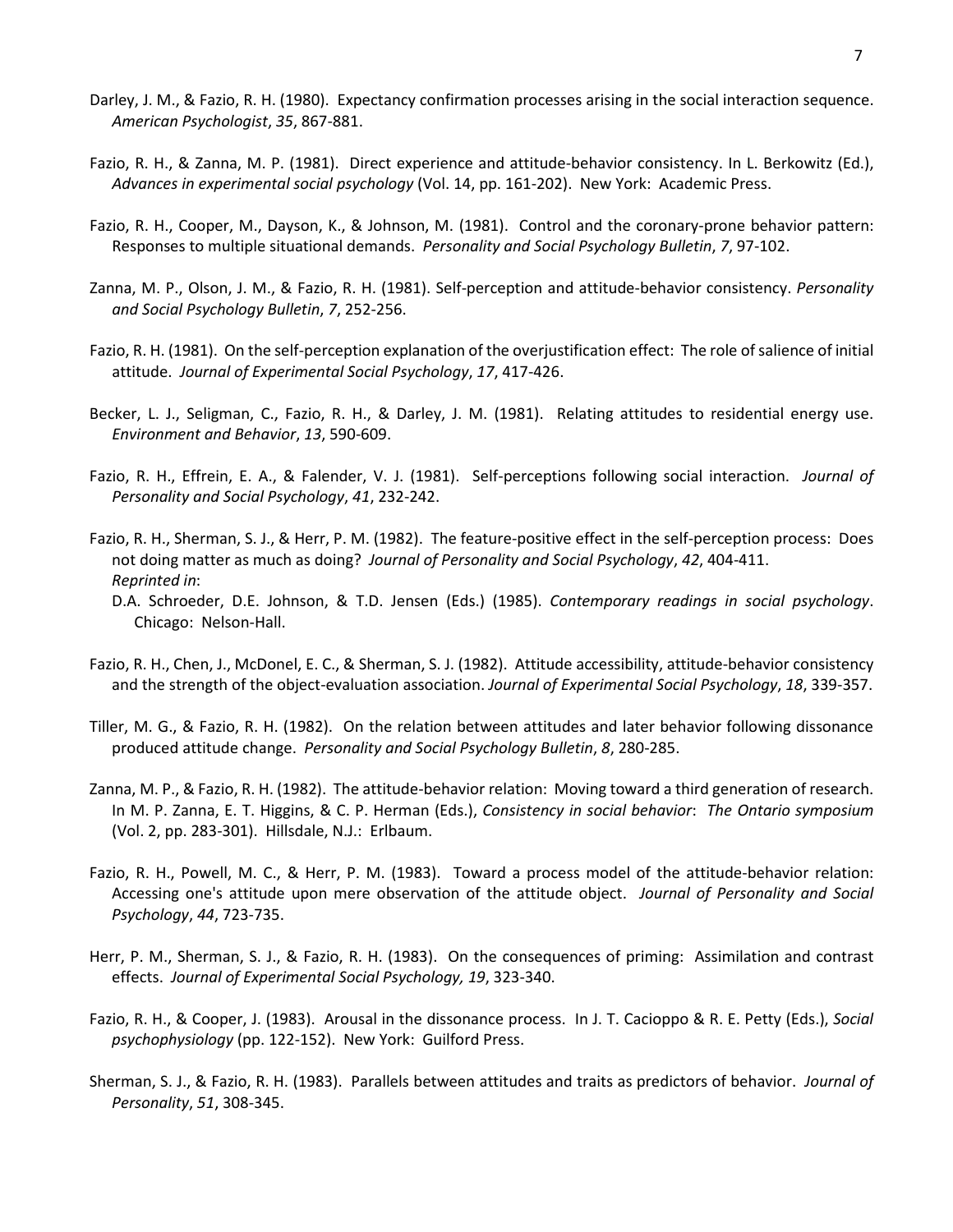Darley, J. M., & Fazio, R. H. (1980). Expectancy confirmation processes arising in the social interaction sequence. *American Psychologist*, *35*, 867-881.

Fazio, R. H., & Zanna, M. P. (1981). Direct experience and attitude-behavior consistency. In L. Berkowitz (Ed.), *Advances in experimental social psychology* (Vol. 14, pp. 161-202). New York: Academic Press.

Fazio, R. H., Cooper, M., Dayson, K., & Johnson, M. (1981). Control and the coronary-prone behavior pattern: Responses to multiple situational demands. *Personality and Social Psychology Bulletin*, *7*, 97-102.

Zanna, M. P., Olson, J. M., & Fazio, R. H. (1981). Self-perception and attitude-behavior consistency. *Personality and Social Psychology Bulletin*, *7*, 252-256.

Fazio, R. H. (1981). On the self-perception explanation of the overjustification effect: The role of salience of initial attitude. *Journal of Experimental Social Psychology*, *17*, 417-426.

Becker, L. J., Seligman, C., Fazio, R. H., & Darley, J. M. (1981). Relating attitudes to residential energy use. *Environment and Behavior*, *13*, 590-609.

Fazio, R. H., Effrein, E. A., & Falender, V. J. (1981). Self-perceptions following social interaction. *Journal of Personality and Social Psychology*, *41*, 232-242.

Fazio, R. H., Sherman, S. J., & Herr, P. M. (1982). The feature-positive effect in the self-perception process: Does not doing matter as much as doing? *Journal of Personality and Social Psychology*, *42*, 404-411.
*Reprinted in*:
D.A. Schroeder, D.E. Johnson, & T.D. Jensen (Eds.) (1985). *Contemporary readings in social psychology*. Chicago: Nelson-Hall.

Fazio, R. H., Chen, J., McDonel, E. C., & Sherman, S. J. (1982). Attitude accessibility, attitude-behavior consistency and the strength of the object-evaluation association. *Journal of Experimental Social Psychology*, *18*, 339-357.

Tiller, M. G., & Fazio, R. H. (1982). On the relation between attitudes and later behavior following dissonance produced attitude change. *Personality and Social Psychology Bulletin*, *8*, 280-285.

Zanna, M. P., & Fazio, R. H. (1982). The attitude-behavior relation: Moving toward a third generation of research. In M. P. Zanna, E. T. Higgins, & C. P. Herman (Eds.), *Consistency in social behavior*: *The Ontario symposium* (Vol. 2, pp. 283-301). Hillsdale, N.J.: Erlbaum.

Fazio, R. H., Powell, M. C., & Herr, P. M. (1983). Toward a process model of the attitude-behavior relation: Accessing one's attitude upon mere observation of the attitude object. *Journal of Personality and Social Psychology*, *44*, 723-735.

Herr, P. M., Sherman, S. J., & Fazio, R. H. (1983). On the consequences of priming: Assimilation and contrast effects. *Journal of Experimental Social Psychology, 19*, 323-340.

Fazio, R. H., & Cooper, J. (1983). Arousal in the dissonance process. In J. T. Cacioppo & R. E. Petty (Eds.), *Social psychophysiology* (pp. 122-152). New York: Guilford Press.

Sherman, S. J., & Fazio, R. H. (1983). Parallels between attitudes and traits as predictors of behavior. *Journal of Personality*, *51*, 308-345.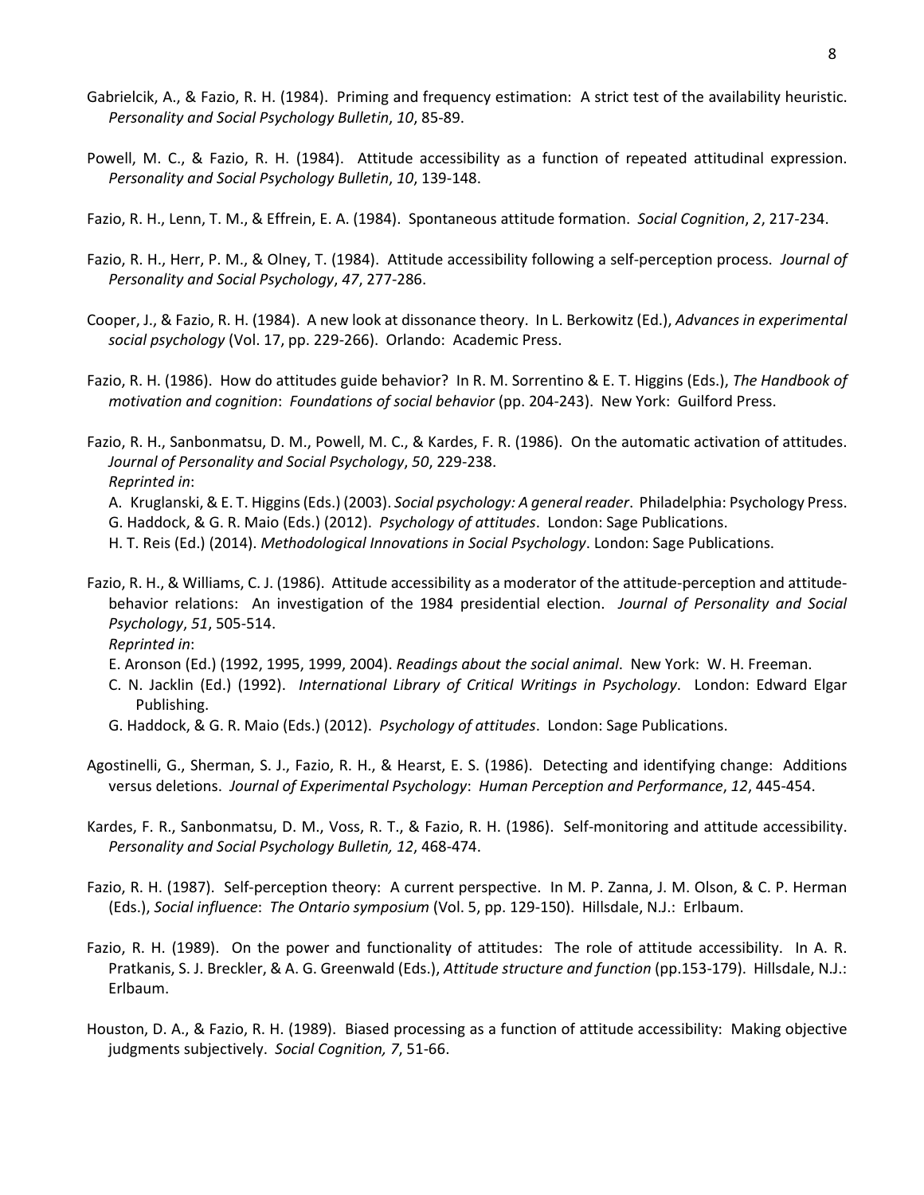Gabrielcik, A., & Fazio, R. H. (1984). Priming and frequency estimation: A strict test of the availability heuristic. *Personality and Social Psychology Bulletin*, *10*, 85-89.

Powell, M. C., & Fazio, R. H. (1984). Attitude accessibility as a function of repeated attitudinal expression. *Personality and Social Psychology Bulletin*, *10*, 139-148.

Fazio, R. H., Lenn, T. M., & Effrein, E. A. (1984). Spontaneous attitude formation. *Social Cognition*, *2*, 217-234.

Fazio, R. H., Herr, P. M., & Olney, T. (1984). Attitude accessibility following a self-perception process. *Journal of Personality and Social Psychology*, *47*, 277-286.

Cooper, J., & Fazio, R. H. (1984). A new look at dissonance theory. In L. Berkowitz (Ed.), *Advances in experimental social psychology* (Vol. 17, pp. 229-266). Orlando: Academic Press.

Fazio, R. H. (1986). How do attitudes guide behavior? In R. M. Sorrentino & E. T. Higgins (Eds.), *The Handbook of motivation and cognition*: *Foundations of social behavior* (pp. 204-243). New York: Guilford Press.

Fazio, R. H., Sanbonmatsu, D. M., Powell, M. C., & Kardes, F. R. (1986). On the automatic activation of attitudes. *Journal of Personality and Social Psychology*, *50*, 229-238.
*Reprinted in*:
A. Kruglanski, & E. T. Higgins (Eds.) (2003). *Social psychology: A general reader*. Philadelphia: Psychology Press.
G. Haddock, & G. R. Maio (Eds.) (2012). *Psychology of attitudes*. London: Sage Publications.
H. T. Reis (Ed.) (2014). *Methodological Innovations in Social Psychology*. London: Sage Publications.

Fazio, R. H., & Williams, C. J. (1986). Attitude accessibility as a moderator of the attitude-perception and attitude-behavior relations: An investigation of the 1984 presidential election. *Journal of Personality and Social Psychology*, *51*, 505-514.
*Reprinted in*:
E. Aronson (Ed.) (1992, 1995, 1999, 2004). *Readings about the social animal*. New York: W. H. Freeman.
C. N. Jacklin (Ed.) (1992). *International Library of Critical Writings in Psychology*. London: Edward Elgar Publishing.
G. Haddock, & G. R. Maio (Eds.) (2012). *Psychology of attitudes*. London: Sage Publications.

Agostinelli, G., Sherman, S. J., Fazio, R. H., & Hearst, E. S. (1986). Detecting and identifying change: Additions versus deletions. *Journal of Experimental Psychology*: *Human Perception and Performance*, *12*, 445-454.

Kardes, F. R., Sanbonmatsu, D. M., Voss, R. T., & Fazio, R. H. (1986). Self-monitoring and attitude accessibility. *Personality and Social Psychology Bulletin, 12*, 468-474.

Fazio, R. H. (1987). Self-perception theory: A current perspective. In M. P. Zanna, J. M. Olson, & C. P. Herman (Eds.), *Social influence*: *The Ontario symposium* (Vol. 5, pp. 129-150). Hillsdale, N.J.: Erlbaum.

Fazio, R. H. (1989). On the power and functionality of attitudes: The role of attitude accessibility. In A. R. Pratkanis, S. J. Breckler, & A. G. Greenwald (Eds.), *Attitude structure and function* (pp.153-179). Hillsdale, N.J.: Erlbaum.

Houston, D. A., & Fazio, R. H. (1989). Biased processing as a function of attitude accessibility: Making objective judgments subjectively. *Social Cognition, 7*, 51-66.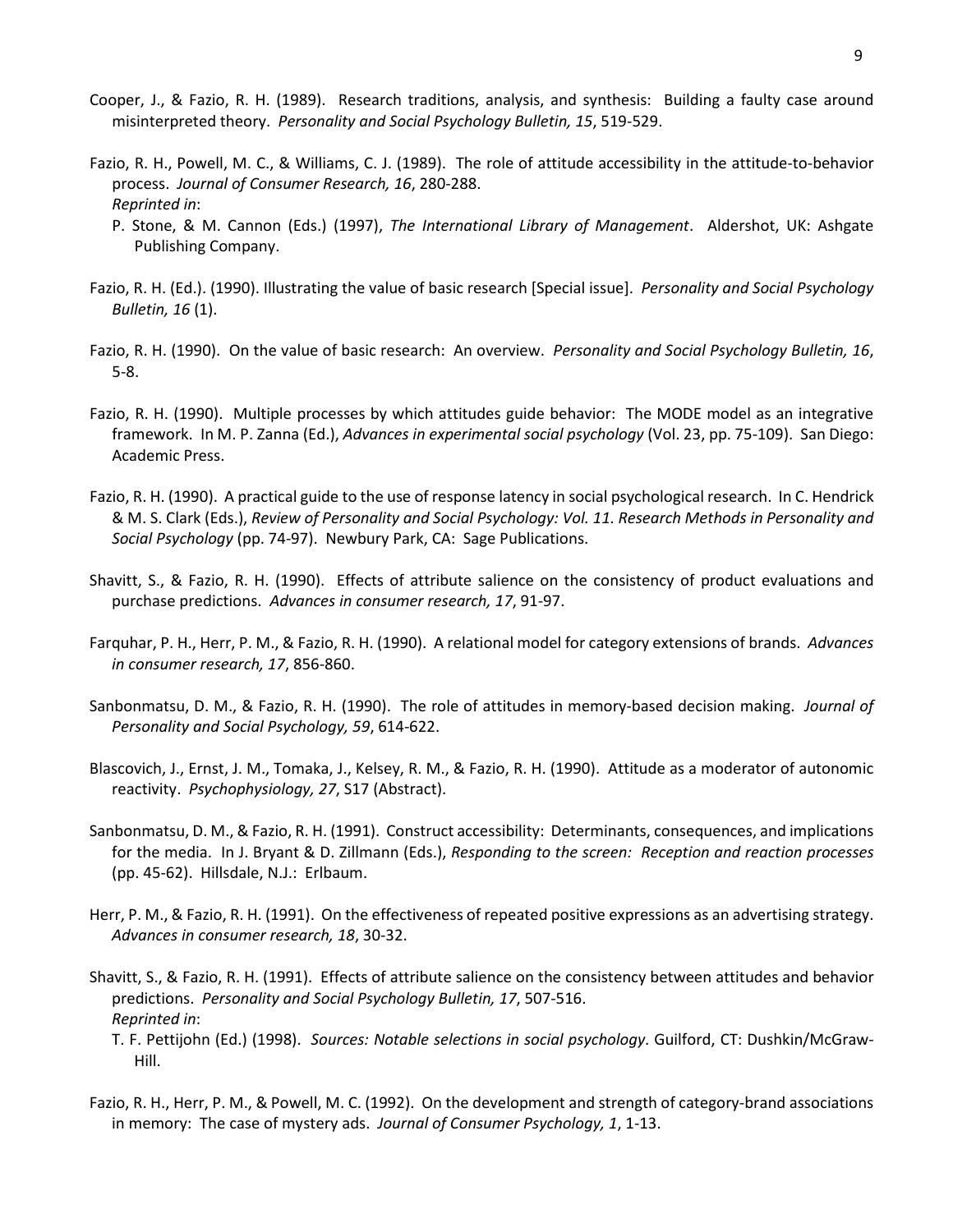Cooper, J., & Fazio, R. H. (1989). Research traditions, analysis, and synthesis: Building a faulty case around misinterpreted theory. *Personality and Social Psychology Bulletin, 15*, 519-529.

Fazio, R. H., Powell, M. C., & Williams, C. J. (1989). The role of attitude accessibility in the attitude-to-behavior process. *Journal of Consumer Research, 16*, 280-288.
*Reprinted in*:
P. Stone, & M. Cannon (Eds.) (1997), *The International Library of Management*. Aldershot, UK: Ashgate Publishing Company.

Fazio, R. H. (Ed.). (1990). Illustrating the value of basic research [Special issue]. *Personality and Social Psychology Bulletin, 16* (1).

Fazio, R. H. (1990). On the value of basic research: An overview. *Personality and Social Psychology Bulletin, 16*, 5-8.

Fazio, R. H. (1990). Multiple processes by which attitudes guide behavior: The MODE model as an integrative framework. In M. P. Zanna (Ed.), *Advances in experimental social psychology* (Vol. 23, pp. 75-109). San Diego: Academic Press.

Fazio, R. H. (1990). A practical guide to the use of response latency in social psychological research. In C. Hendrick & M. S. Clark (Eds.), *Review of Personality and Social Psychology: Vol. 11. Research Methods in Personality and Social Psychology* (pp. 74-97). Newbury Park, CA: Sage Publications.

Shavitt, S., & Fazio, R. H. (1990). Effects of attribute salience on the consistency of product evaluations and purchase predictions. *Advances in consumer research, 17*, 91-97.

Farquhar, P. H., Herr, P. M., & Fazio, R. H. (1990). A relational model for category extensions of brands. *Advances in consumer research, 17*, 856-860.

Sanbonmatsu, D. M., & Fazio, R. H. (1990). The role of attitudes in memory-based decision making. *Journal of Personality and Social Psychology, 59*, 614-622.

Blascovich, J., Ernst, J. M., Tomaka, J., Kelsey, R. M., & Fazio, R. H. (1990). Attitude as a moderator of autonomic reactivity. *Psychophysiology, 27*, S17 (Abstract).

Sanbonmatsu, D. M., & Fazio, R. H. (1991). Construct accessibility: Determinants, consequences, and implications for the media. In J. Bryant & D. Zillmann (Eds.), *Responding to the screen: Reception and reaction processes* (pp. 45-62). Hillsdale, N.J.: Erlbaum.

Herr, P. M., & Fazio, R. H. (1991). On the effectiveness of repeated positive expressions as an advertising strategy. *Advances in consumer research, 18*, 30-32.

Shavitt, S., & Fazio, R. H. (1991). Effects of attribute salience on the consistency between attitudes and behavior predictions. *Personality and Social Psychology Bulletin, 17*, 507-516.
*Reprinted in*:
T. F. Pettijohn (Ed.) (1998). *Sources: Notable selections in social psychology*. Guilford, CT: Dushkin/McGraw-Hill.

Fazio, R. H., Herr, P. M., & Powell, M. C. (1992). On the development and strength of category-brand associations in memory: The case of mystery ads. *Journal of Consumer Psychology, 1*, 1-13.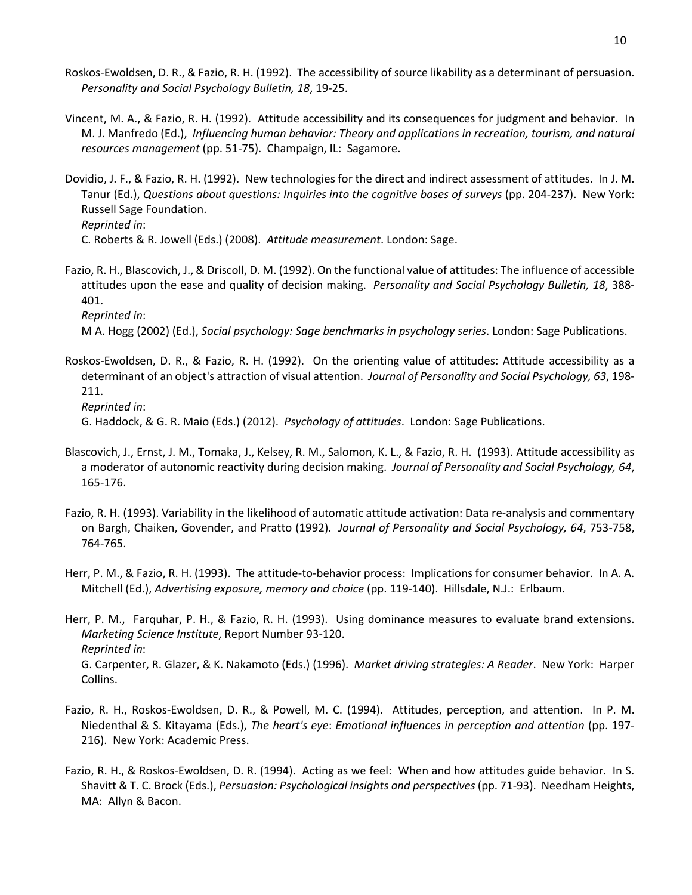Roskos-Ewoldsen, D. R., & Fazio, R. H. (1992). The accessibility of source likability as a determinant of persuasion. *Personality and Social Psychology Bulletin, 18*, 19-25.

Vincent, M. A., & Fazio, R. H. (1992). Attitude accessibility and its consequences for judgment and behavior. In M. J. Manfredo (Ed.), *Influencing human behavior: Theory and applications in recreation, tourism, and natural resources management* (pp. 51-75). Champaign, IL: Sagamore.

Dovidio, J. F., & Fazio, R. H. (1992). New technologies for the direct and indirect assessment of attitudes. In J. M. Tanur (Ed.), *Questions about questions: Inquiries into the cognitive bases of surveys* (pp. 204-237). New York: Russell Sage Foundation.
*Reprinted in*:
C. Roberts & R. Jowell (Eds.) (2008). *Attitude measurement*. London: Sage.

Fazio, R. H., Blascovich, J., & Driscoll, D. M. (1992). On the functional value of attitudes: The influence of accessible attitudes upon the ease and quality of decision making. *Personality and Social Psychology Bulletin, 18*, 388-401.
*Reprinted in*:
M A. Hogg (2002) (Ed.), *Social psychology: Sage benchmarks in psychology series*. London: Sage Publications.

Roskos-Ewoldsen, D. R., & Fazio, R. H. (1992). On the orienting value of attitudes: Attitude accessibility as a determinant of an object's attraction of visual attention. *Journal of Personality and Social Psychology, 63*, 198-211.
*Reprinted in*:
G. Haddock, & G. R. Maio (Eds.) (2012). *Psychology of attitudes*. London: Sage Publications.

Blascovich, J., Ernst, J. M., Tomaka, J., Kelsey, R. M., Salomon, K. L., & Fazio, R. H. (1993). Attitude accessibility as a moderator of autonomic reactivity during decision making. *Journal of Personality and Social Psychology, 64*, 165-176.

Fazio, R. H. (1993). Variability in the likelihood of automatic attitude activation: Data re-analysis and commentary on Bargh, Chaiken, Govender, and Pratto (1992). *Journal of Personality and Social Psychology, 64*, 753-758, 764-765.

Herr, P. M., & Fazio, R. H. (1993). The attitude-to-behavior process: Implications for consumer behavior. In A. A. Mitchell (Ed.), *Advertising exposure, memory and choice* (pp. 119-140). Hillsdale, N.J.: Erlbaum.

Herr, P. M., Farquhar, P. H., & Fazio, R. H. (1993). Using dominance measures to evaluate brand extensions. *Marketing Science Institute*, Report Number 93-120.
*Reprinted in*:
G. Carpenter, R. Glazer, & K. Nakamoto (Eds.) (1996). *Market driving strategies: A Reader*. New York: Harper Collins.

Fazio, R. H., Roskos-Ewoldsen, D. R., & Powell, M. C. (1994). Attitudes, perception, and attention. In P. M. Niedenthal & S. Kitayama (Eds.), *The heart's eye*: *Emotional influences in perception and attention* (pp. 197-216). New York: Academic Press.

Fazio, R. H., & Roskos-Ewoldsen, D. R. (1994). Acting as we feel: When and how attitudes guide behavior. In S. Shavitt & T. C. Brock (Eds.), *Persuasion: Psychological insights and perspectives* (pp. 71-93). Needham Heights, MA: Allyn & Bacon.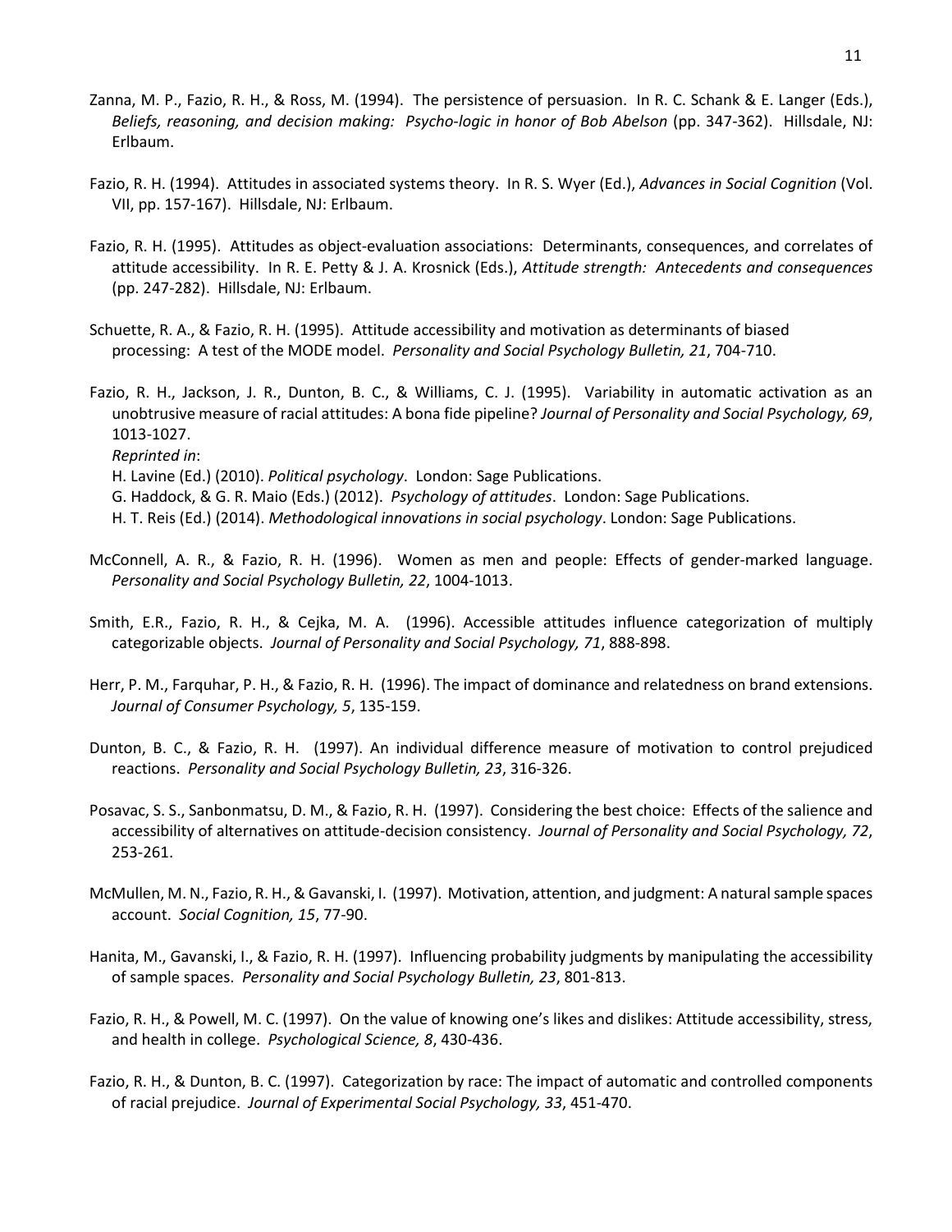Zanna, M. P., Fazio, R. H., & Ross, M. (1994). The persistence of persuasion. In R. C. Schank & E. Langer (Eds.), *Beliefs, reasoning, and decision making: Psycho-logic in honor of Bob Abelson* (pp. 347-362). Hillsdale, NJ: Erlbaum.

Fazio, R. H. (1994). Attitudes in associated systems theory. In R. S. Wyer (Ed.), *Advances in Social Cognition* (Vol. VII, pp. 157-167). Hillsdale, NJ: Erlbaum.

Fazio, R. H. (1995). Attitudes as object-evaluation associations: Determinants, consequences, and correlates of attitude accessibility. In R. E. Petty & J. A. Krosnick (Eds.), *Attitude strength: Antecedents and consequences* (pp. 247-282). Hillsdale, NJ: Erlbaum.

Schuette, R. A., & Fazio, R. H. (1995). Attitude accessibility and motivation as determinants of biased processing: A test of the MODE model. *Personality and Social Psychology Bulletin, 21*, 704-710.

Fazio, R. H., Jackson, J. R., Dunton, B. C., & Williams, C. J. (1995). Variability in automatic activation as an unobtrusive measure of racial attitudes: A bona fide pipeline? *Journal of Personality and Social Psychology, 69*, 1013-1027.
*Reprinted in*:
H. Lavine (Ed.) (2010). *Political psychology*. London: Sage Publications.
G. Haddock, & G. R. Maio (Eds.) (2012). *Psychology of attitudes*. London: Sage Publications.
H. T. Reis (Ed.) (2014). *Methodological innovations in social psychology*. London: Sage Publications.

McConnell, A. R., & Fazio, R. H. (1996). Women as men and people: Effects of gender-marked language. *Personality and Social Psychology Bulletin, 22*, 1004-1013.

Smith, E.R., Fazio, R. H., & Cejka, M. A. (1996). Accessible attitudes influence categorization of multiply categorizable objects. *Journal of Personality and Social Psychology, 71*, 888-898.

Herr, P. M., Farquhar, P. H., & Fazio, R. H. (1996). The impact of dominance and relatedness on brand extensions. *Journal of Consumer Psychology, 5*, 135-159.

Dunton, B. C., & Fazio, R. H. (1997). An individual difference measure of motivation to control prejudiced reactions. *Personality and Social Psychology Bulletin, 23*, 316-326.

Posavac, S. S., Sanbonmatsu, D. M., & Fazio, R. H. (1997). Considering the best choice: Effects of the salience and accessibility of alternatives on attitude-decision consistency. *Journal of Personality and Social Psychology, 72*, 253-261.

McMullen, M. N., Fazio, R. H., & Gavanski, I. (1997). Motivation, attention, and judgment: A natural sample spaces account. *Social Cognition, 15*, 77-90.

Hanita, M., Gavanski, I., & Fazio, R. H. (1997). Influencing probability judgments by manipulating the accessibility of sample spaces. *Personality and Social Psychology Bulletin, 23*, 801-813.

Fazio, R. H., & Powell, M. C. (1997). On the value of knowing one's likes and dislikes: Attitude accessibility, stress, and health in college. *Psychological Science, 8*, 430-436.

Fazio, R. H., & Dunton, B. C. (1997). Categorization by race: The impact of automatic and controlled components of racial prejudice. *Journal of Experimental Social Psychology, 33*, 451-470.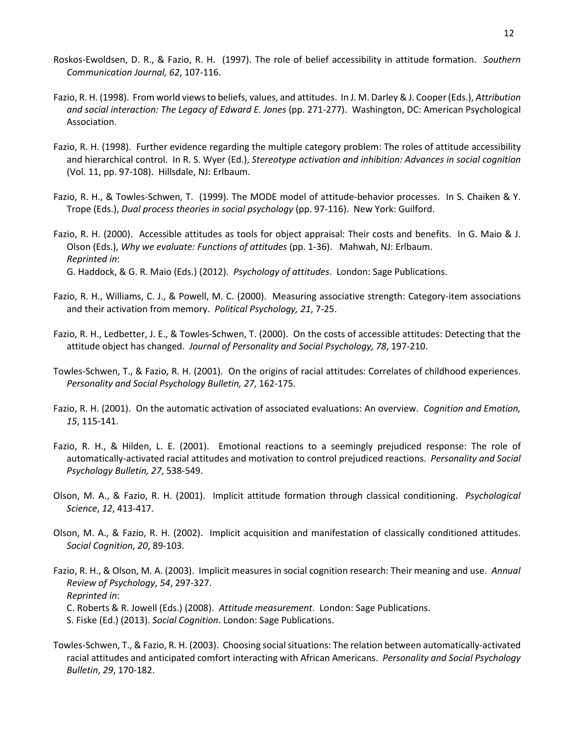Roskos-Ewoldsen, D. R., & Fazio, R. H. (1997). The role of belief accessibility in attitude formation. *Southern Communication Journal, 62*, 107-116.

Fazio, R. H. (1998). From world views to beliefs, values, and attitudes. In J. M. Darley & J. Cooper (Eds.), *Attribution and social interaction: The Legacy of Edward E. Jones* (pp. 271-277). Washington, DC: American Psychological Association.

Fazio, R. H. (1998). Further evidence regarding the multiple category problem: The roles of attitude accessibility and hierarchical control. In R. S. Wyer (Ed.), *Stereotype activation and inhibition: Advances in social cognition* (Vol. 11, pp. 97-108). Hillsdale, NJ: Erlbaum.

Fazio, R. H., & Towles-Schwen, T. (1999). The MODE model of attitude-behavior processes. In S. Chaiken & Y. Trope (Eds.), *Dual process theories in social psychology* (pp. 97-116). New York: Guilford.

Fazio, R. H. (2000). Accessible attitudes as tools for object appraisal: Their costs and benefits. In G. Maio & J. Olson (Eds.), *Why we evaluate: Functions of attitudes* (pp. 1-36). Mahwah, NJ: Erlbaum.
*Reprinted in*:
G. Haddock, & G. R. Maio (Eds.) (2012). *Psychology of attitudes*. London: Sage Publications.

Fazio, R. H., Williams, C. J., & Powell, M. C. (2000). Measuring associative strength: Category-item associations and their activation from memory. *Political Psychology, 21*, 7-25.

Fazio, R. H., Ledbetter, J. E., & Towles-Schwen, T. (2000). On the costs of accessible attitudes: Detecting that the attitude object has changed. *Journal of Personality and Social Psychology, 78*, 197-210.

Towles-Schwen, T., & Fazio, R. H. (2001). On the origins of racial attitudes: Correlates of childhood experiences. *Personality and Social Psychology Bulletin, 27*, 162-175.

Fazio, R. H. (2001). On the automatic activation of associated evaluations: An overview. *Cognition and Emotion, 15*, 115-141.

Fazio, R. H., & Hilden, L. E. (2001). Emotional reactions to a seemingly prejudiced response: The role of automatically-activated racial attitudes and motivation to control prejudiced reactions. *Personality and Social Psychology Bulletin, 27*, 538-549.

Olson, M. A., & Fazio, R. H. (2001). Implicit attitude formation through classical conditioning. *Psychological Science*, *12*, 413-417.

Olson, M. A., & Fazio, R. H. (2002). Implicit acquisition and manifestation of classically conditioned attitudes. *Social Cognition*, *20*, 89-103.

Fazio, R. H., & Olson, M. A. (2003). Implicit measures in social cognition research: Their meaning and use. *Annual Review of Psychology*, *54*, 297-327.
*Reprinted in*:
C. Roberts & R. Jowell (Eds.) (2008). *Attitude measurement*. London: Sage Publications.
S. Fiske (Ed.) (2013). *Social Cognition*. London: Sage Publications.

Towles-Schwen, T., & Fazio, R. H. (2003). Choosing social situations: The relation between automatically-activated racial attitudes and anticipated comfort interacting with African Americans. *Personality and Social Psychology Bulletin*, *29*, 170-182.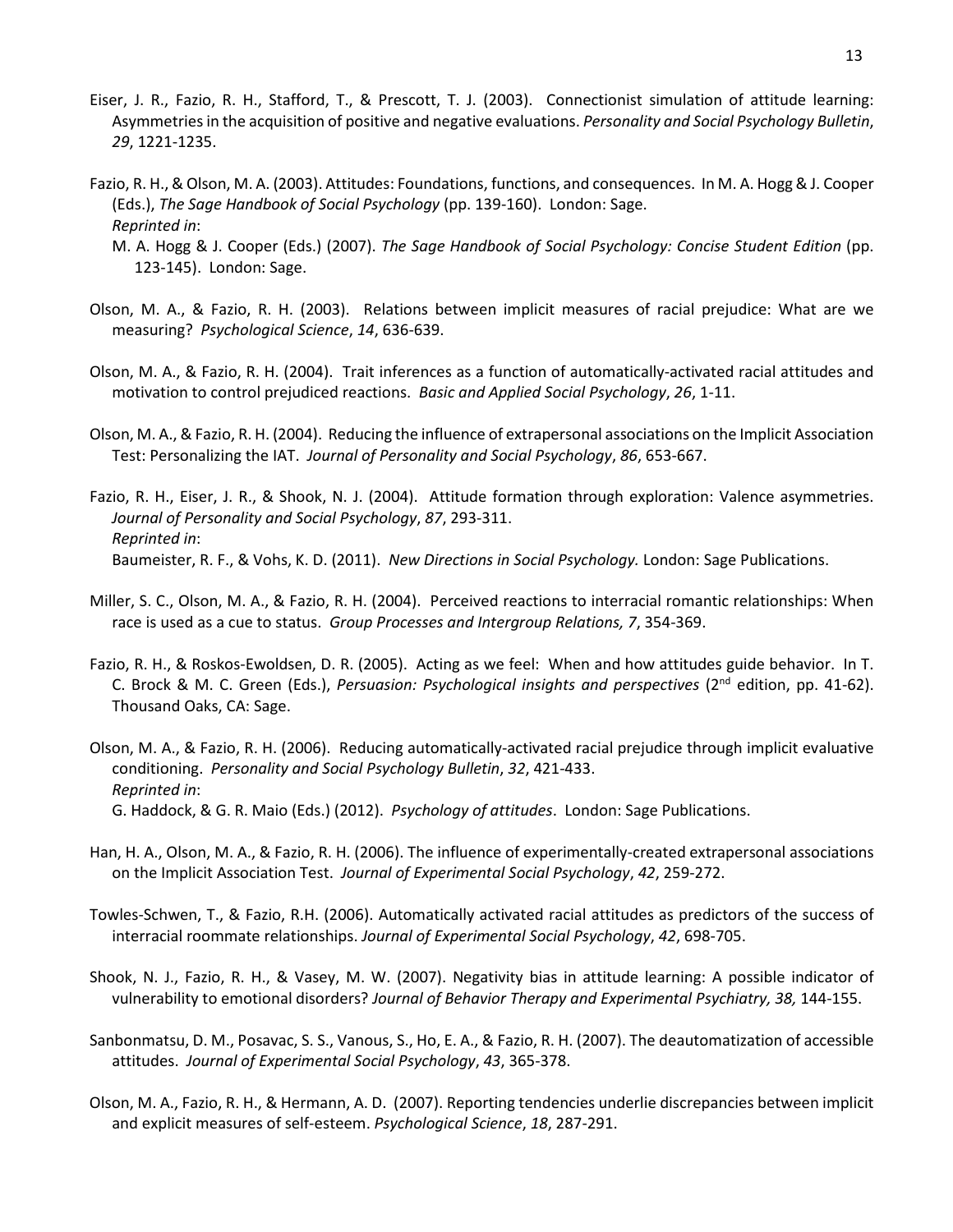Eiser, J. R., Fazio, R. H., Stafford, T., & Prescott, T. J. (2003). Connectionist simulation of attitude learning: Asymmetries in the acquisition of positive and negative evaluations. *Personality and Social Psychology Bulletin*, *29*, 1221-1235.

Fazio, R. H., & Olson, M. A. (2003). Attitudes: Foundations, functions, and consequences. In M. A. Hogg & J. Cooper (Eds.), *The Sage Handbook of Social Psychology* (pp. 139-160). London: Sage.
*Reprinted in*:
M. A. Hogg & J. Cooper (Eds.) (2007). *The Sage Handbook of Social Psychology: Concise Student Edition* (pp. 123-145). London: Sage.

Olson, M. A., & Fazio, R. H. (2003). Relations between implicit measures of racial prejudice: What are we measuring? *Psychological Science*, *14*, 636-639.

Olson, M. A., & Fazio, R. H. (2004). Trait inferences as a function of automatically-activated racial attitudes and motivation to control prejudiced reactions. *Basic and Applied Social Psychology*, *26*, 1-11.

Olson, M. A., & Fazio, R. H. (2004). Reducing the influence of extrapersonal associations on the Implicit Association Test: Personalizing the IAT. *Journal of Personality and Social Psychology*, *86*, 653-667.

Fazio, R. H., Eiser, J. R., & Shook, N. J. (2004). Attitude formation through exploration: Valence asymmetries. *Journal of Personality and Social Psychology*, *87*, 293-311.
*Reprinted in*:
Baumeister, R. F., & Vohs, K. D. (2011). *New Directions in Social Psychology.* London: Sage Publications.

Miller, S. C., Olson, M. A., & Fazio, R. H. (2004). Perceived reactions to interracial romantic relationships: When race is used as a cue to status. *Group Processes and Intergroup Relations, 7*, 354-369.

Fazio, R. H., & Roskos-Ewoldsen, D. R. (2005). Acting as we feel: When and how attitudes guide behavior. In T. C. Brock & M. C. Green (Eds.), *Persuasion: Psychological insights and perspectives* (2nd edition, pp. 41-62). Thousand Oaks, CA: Sage.

Olson, M. A., & Fazio, R. H. (2006). Reducing automatically-activated racial prejudice through implicit evaluative conditioning. *Personality and Social Psychology Bulletin*, *32*, 421-433.
*Reprinted in*:
G. Haddock, & G. R. Maio (Eds.) (2012). *Psychology of attitudes*. London: Sage Publications.

Han, H. A., Olson, M. A., & Fazio, R. H. (2006). The influence of experimentally-created extrapersonal associations on the Implicit Association Test. *Journal of Experimental Social Psychology*, *42*, 259-272.

Towles-Schwen, T., & Fazio, R.H. (2006). Automatically activated racial attitudes as predictors of the success of interracial roommate relationships. *Journal of Experimental Social Psychology*, *42*, 698-705.

Shook, N. J., Fazio, R. H., & Vasey, M. W. (2007). Negativity bias in attitude learning: A possible indicator of vulnerability to emotional disorders? *Journal of Behavior Therapy and Experimental Psychiatry, 38,* 144-155.

Sanbonmatsu, D. M., Posavac, S. S., Vanous, S., Ho, E. A., & Fazio, R. H. (2007). The deautomatization of accessible attitudes. *Journal of Experimental Social Psychology*, *43*, 365-378.

Olson, M. A., Fazio, R. H., & Hermann, A. D. (2007). Reporting tendencies underlie discrepancies between implicit and explicit measures of self-esteem. *Psychological Science*, *18*, 287-291.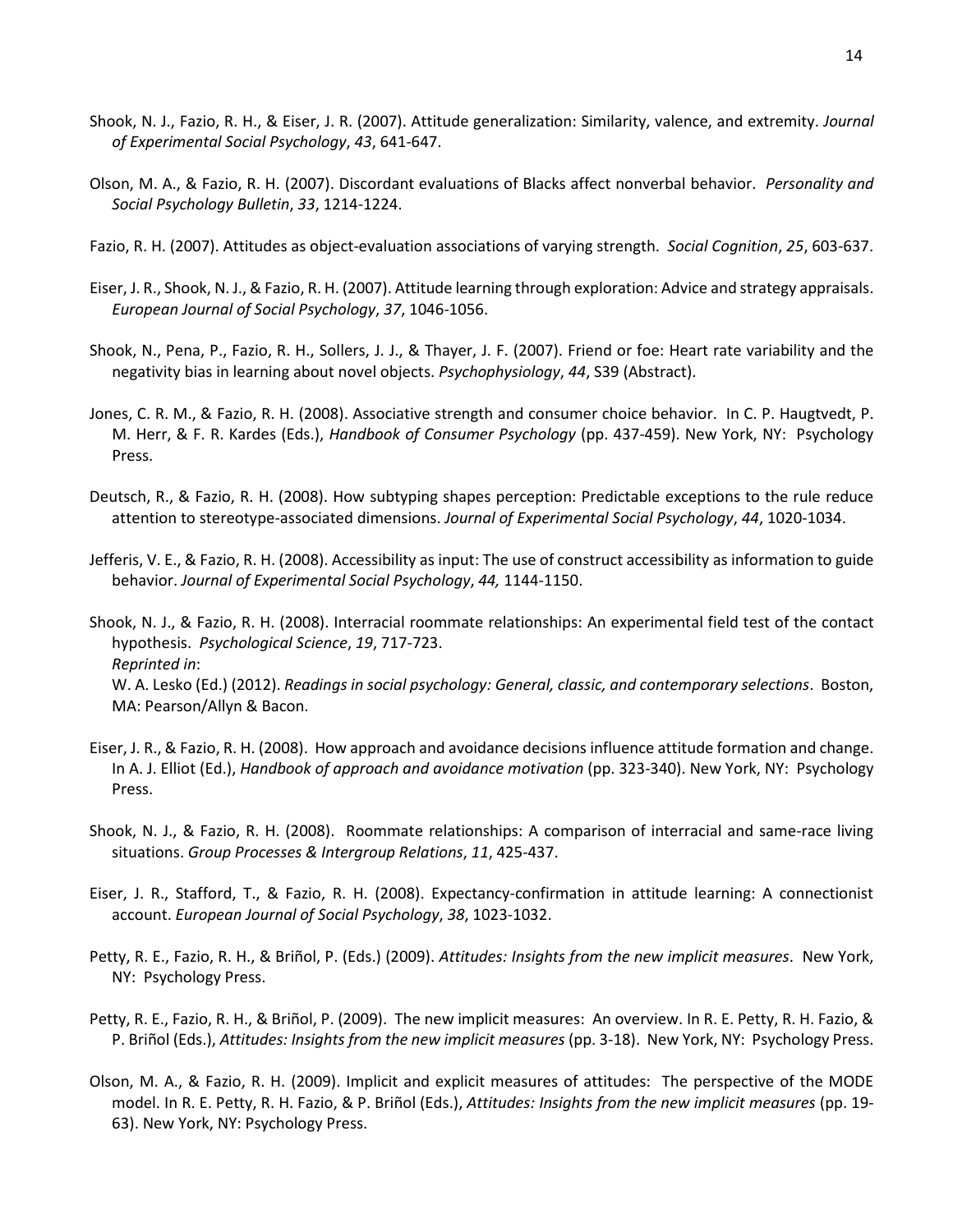Shook, N. J., Fazio, R. H., & Eiser, J. R. (2007). Attitude generalization: Similarity, valence, and extremity. *Journal of Experimental Social Psychology*, *43*, 641-647.

Olson, M. A., & Fazio, R. H. (2007). Discordant evaluations of Blacks affect nonverbal behavior. *Personality and Social Psychology Bulletin*, *33*, 1214-1224.

Fazio, R. H. (2007). Attitudes as object-evaluation associations of varying strength. *Social Cognition*, *25*, 603-637.

Eiser, J. R., Shook, N. J., & Fazio, R. H. (2007). Attitude learning through exploration: Advice and strategy appraisals. *European Journal of Social Psychology*, *37*, 1046-1056.

Shook, N., Pena, P., Fazio, R. H., Sollers, J. J., & Thayer, J. F. (2007). Friend or foe: Heart rate variability and the negativity bias in learning about novel objects. *Psychophysiology*, *44*, S39 (Abstract).

Jones, C. R. M., & Fazio, R. H. (2008). Associative strength and consumer choice behavior. In C. P. Haugtvedt, P. M. Herr, & F. R. Kardes (Eds.), *Handbook of Consumer Psychology* (pp. 437-459). New York, NY: Psychology Press.

Deutsch, R., & Fazio, R. H. (2008). How subtyping shapes perception: Predictable exceptions to the rule reduce attention to stereotype-associated dimensions. *Journal of Experimental Social Psychology*, *44*, 1020-1034.

Jefferis, V. E., & Fazio, R. H. (2008). Accessibility as input: The use of construct accessibility as information to guide behavior. *Journal of Experimental Social Psychology*, *44,* 1144-1150.

Shook, N. J., & Fazio, R. H. (2008). Interracial roommate relationships: An experimental field test of the contact hypothesis. *Psychological Science*, *19*, 717-723.
*Reprinted in*:
W. A. Lesko (Ed.) (2012). *Readings in social psychology: General, classic, and contemporary selections*. Boston, MA: Pearson/Allyn & Bacon.

Eiser, J. R., & Fazio, R. H. (2008). How approach and avoidance decisions influence attitude formation and change. In A. J. Elliot (Ed.), *Handbook of approach and avoidance motivation* (pp. 323-340). New York, NY: Psychology Press.

Shook, N. J., & Fazio, R. H. (2008). Roommate relationships: A comparison of interracial and same-race living situations. *Group Processes & Intergroup Relations*, *11*, 425-437.

Eiser, J. R., Stafford, T., & Fazio, R. H. (2008). Expectancy-confirmation in attitude learning: A connectionist account. *European Journal of Social Psychology*, *38*, 1023-1032.

Petty, R. E., Fazio, R. H., & Briñol, P. (Eds.) (2009). *Attitudes: Insights from the new implicit measures*. New York, NY: Psychology Press.

Petty, R. E., Fazio, R. H., & Briñol, P. (2009). The new implicit measures: An overview. In R. E. Petty, R. H. Fazio, & P. Briñol (Eds.), *Attitudes: Insights from the new implicit measures* (pp. 3-18). New York, NY: Psychology Press.

Olson, M. A., & Fazio, R. H. (2009). Implicit and explicit measures of attitudes: The perspective of the MODE model. In R. E. Petty, R. H. Fazio, & P. Briñol (Eds.), *Attitudes: Insights from the new implicit measures* (pp. 19-63). New York, NY: Psychology Press.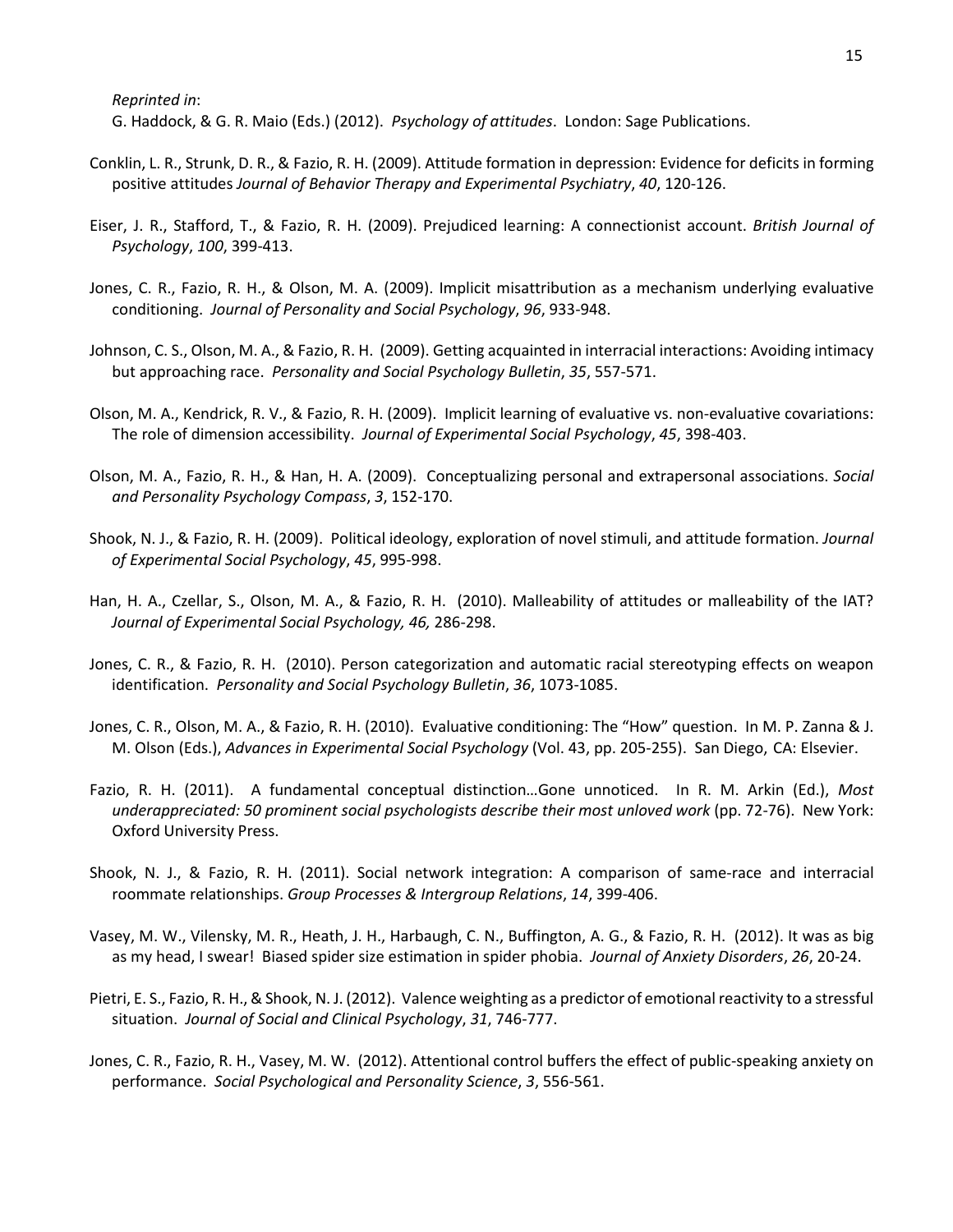*Reprinted in*:
G. Haddock, & G. R. Maio (Eds.) (2012). *Psychology of attitudes*. London: Sage Publications.

Conklin, L. R., Strunk, D. R., & Fazio, R. H. (2009). Attitude formation in depression: Evidence for deficits in forming positive attitudes *Journal of Behavior Therapy and Experimental Psychiatry*, *40*, 120-126.

Eiser, J. R., Stafford, T., & Fazio, R. H. (2009). Prejudiced learning: A connectionist account. *British Journal of Psychology*, *100*, 399-413.

Jones, C. R., Fazio, R. H., & Olson, M. A. (2009). Implicit misattribution as a mechanism underlying evaluative conditioning. *Journal of Personality and Social Psychology*, *96*, 933-948.

Johnson, C. S., Olson, M. A., & Fazio, R. H. (2009). Getting acquainted in interracial interactions: Avoiding intimacy but approaching race. *Personality and Social Psychology Bulletin*, *35*, 557-571.

Olson, M. A., Kendrick, R. V., & Fazio, R. H. (2009). Implicit learning of evaluative vs. non-evaluative covariations: The role of dimension accessibility. *Journal of Experimental Social Psychology*, *45*, 398-403.

Olson, M. A., Fazio, R. H., & Han, H. A. (2009). Conceptualizing personal and extrapersonal associations. *Social and Personality Psychology Compass*, *3*, 152-170.

Shook, N. J., & Fazio, R. H. (2009). Political ideology, exploration of novel stimuli, and attitude formation. *Journal of Experimental Social Psychology*, *45*, 995-998.

Han, H. A., Czellar, S., Olson, M. A., & Fazio, R. H. (2010). Malleability of attitudes or malleability of the IAT? *Journal of Experimental Social Psychology, 46,* 286-298.

Jones, C. R., & Fazio, R. H. (2010). Person categorization and automatic racial stereotyping effects on weapon identification. *Personality and Social Psychology Bulletin*, *36*, 1073-1085.

Jones, C. R., Olson, M. A., & Fazio, R. H. (2010). Evaluative conditioning: The "How" question. In M. P. Zanna & J. M. Olson (Eds.), *Advances in Experimental Social Psychology* (Vol. 43, pp. 205-255). San Diego, CA: Elsevier.

Fazio, R. H. (2011). A fundamental conceptual distinction…Gone unnoticed. In R. M. Arkin (Ed.), *Most underappreciated: 50 prominent social psychologists describe their most unloved work* (pp. 72-76). New York: Oxford University Press.

Shook, N. J., & Fazio, R. H. (2011). Social network integration: A comparison of same-race and interracial roommate relationships. *Group Processes & Intergroup Relations*, *14*, 399-406.

Vasey, M. W., Vilensky, M. R., Heath, J. H., Harbaugh, C. N., Buffington, A. G., & Fazio, R. H. (2012). It was as big as my head, I swear! Biased spider size estimation in spider phobia. *Journal of Anxiety Disorders*, *26*, 20-24.

Pietri, E. S., Fazio, R. H., & Shook, N. J. (2012). Valence weighting as a predictor of emotional reactivity to a stressful situation. *Journal of Social and Clinical Psychology*, *31*, 746-777.

Jones, C. R., Fazio, R. H., Vasey, M. W. (2012). Attentional control buffers the effect of public-speaking anxiety on performance. *Social Psychological and Personality Science*, *3*, 556-561.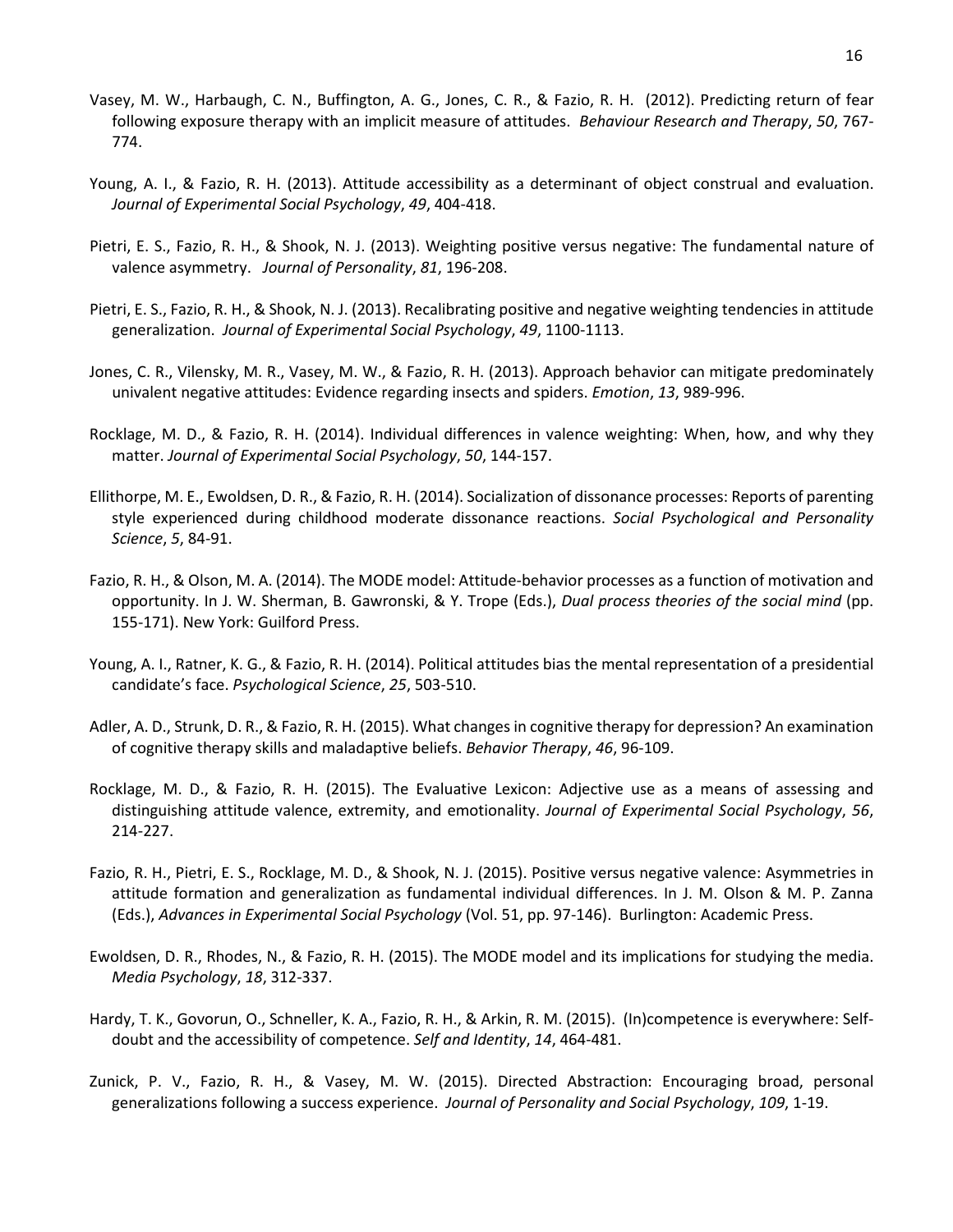Vasey, M. W., Harbaugh, C. N., Buffington, A. G., Jones, C. R., & Fazio, R. H. (2012). Predicting return of fear following exposure therapy with an implicit measure of attitudes. *Behaviour Research and Therapy*, *50*, 767-774.

Young, A. I., & Fazio, R. H. (2013). Attitude accessibility as a determinant of object construal and evaluation. *Journal of Experimental Social Psychology*, *49*, 404-418.

Pietri, E. S., Fazio, R. H., & Shook, N. J. (2013). Weighting positive versus negative: The fundamental nature of valence asymmetry. *Journal of Personality*, *81*, 196-208.

Pietri, E. S., Fazio, R. H., & Shook, N. J. (2013). Recalibrating positive and negative weighting tendencies in attitude generalization. *Journal of Experimental Social Psychology*, *49*, 1100-1113.

Jones, C. R., Vilensky, M. R., Vasey, M. W., & Fazio, R. H. (2013). Approach behavior can mitigate predominately univalent negative attitudes: Evidence regarding insects and spiders. *Emotion*, *13*, 989-996.

Rocklage, M. D., & Fazio, R. H. (2014). Individual differences in valence weighting: When, how, and why they matter. *Journal of Experimental Social Psychology*, *50*, 144-157.

Ellithorpe, M. E., Ewoldsen, D. R., & Fazio, R. H. (2014). Socialization of dissonance processes: Reports of parenting style experienced during childhood moderate dissonance reactions. *Social Psychological and Personality Science*, *5*, 84-91.

Fazio, R. H., & Olson, M. A. (2014). The MODE model: Attitude-behavior processes as a function of motivation and opportunity. In J. W. Sherman, B. Gawronski, & Y. Trope (Eds.), *Dual process theories of the social mind* (pp. 155-171). New York: Guilford Press.

Young, A. I., Ratner, K. G., & Fazio, R. H. (2014). Political attitudes bias the mental representation of a presidential candidate's face. *Psychological Science*, *25*, 503-510.

Adler, A. D., Strunk, D. R., & Fazio, R. H. (2015). What changes in cognitive therapy for depression? An examination of cognitive therapy skills and maladaptive beliefs. *Behavior Therapy*, *46*, 96-109.

Rocklage, M. D., & Fazio, R. H. (2015). The Evaluative Lexicon: Adjective use as a means of assessing and distinguishing attitude valence, extremity, and emotionality. *Journal of Experimental Social Psychology*, *56*, 214-227.

Fazio, R. H., Pietri, E. S., Rocklage, M. D., & Shook, N. J. (2015). Positive versus negative valence: Asymmetries in attitude formation and generalization as fundamental individual differences. In J. M. Olson & M. P. Zanna (Eds.), *Advances in Experimental Social Psychology* (Vol. 51, pp. 97-146). Burlington: Academic Press.

Ewoldsen, D. R., Rhodes, N., & Fazio, R. H. (2015). The MODE model and its implications for studying the media. *Media Psychology*, *18*, 312-337.

Hardy, T. K., Govorun, O., Schneller, K. A., Fazio, R. H., & Arkin, R. M. (2015). (In)competence is everywhere: Self-doubt and the accessibility of competence. *Self and Identity*, *14*, 464-481.

Zunick, P. V., Fazio, R. H., & Vasey, M. W. (2015). Directed Abstraction: Encouraging broad, personal generalizations following a success experience. *Journal of Personality and Social Psychology*, *109*, 1-19.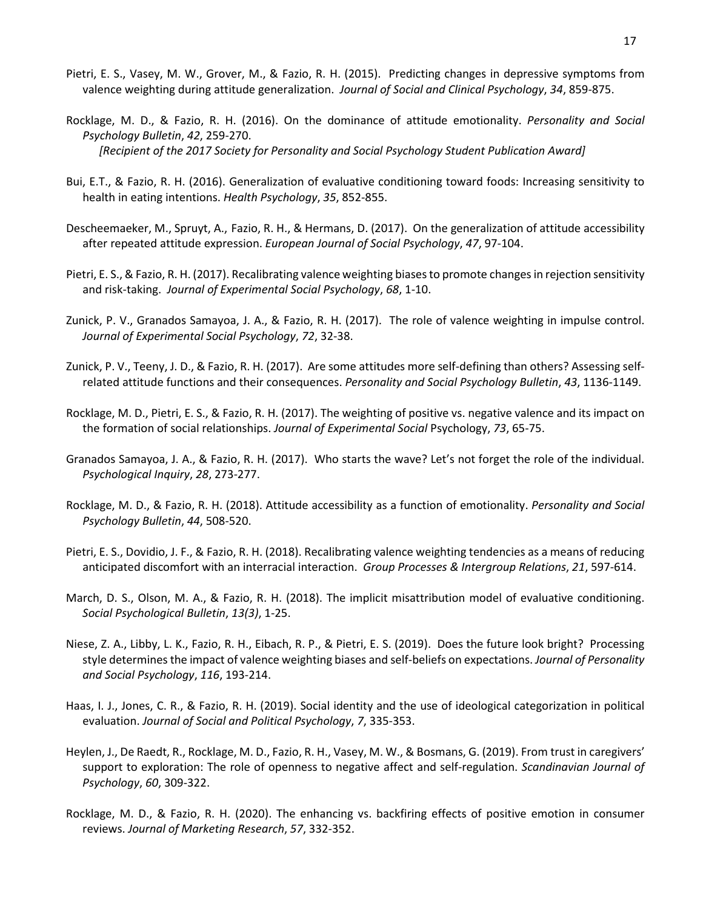Pietri, E. S., Vasey, M. W., Grover, M., & Fazio, R. H. (2015). Predicting changes in depressive symptoms from valence weighting during attitude generalization. *Journal of Social and Clinical Psychology*, *34*, 859-875.

Rocklage, M. D., & Fazio, R. H. (2016). On the dominance of attitude emotionality. *Personality and Social Psychology Bulletin*, *42*, 259-270.
*[Recipient of the 2017 Society for Personality and Social Psychology Student Publication Award]*

Bui, E.T., & Fazio, R. H. (2016). Generalization of evaluative conditioning toward foods: Increasing sensitivity to health in eating intentions. *Health Psychology*, *35*, 852-855.

Descheemaeker, M., Spruyt, A., Fazio, R. H., & Hermans, D. (2017). On the generalization of attitude accessibility after repeated attitude expression. *European Journal of Social Psychology*, *47*, 97-104.

Pietri, E. S., & Fazio, R. H. (2017). Recalibrating valence weighting biases to promote changes in rejection sensitivity and risk-taking. *Journal of Experimental Social Psychology*, *68*, 1-10.

Zunick, P. V., Granados Samayoa, J. A., & Fazio, R. H. (2017). The role of valence weighting in impulse control. *Journal of Experimental Social Psychology*, *72*, 32-38.

Zunick, P. V., Teeny, J. D., & Fazio, R. H. (2017). Are some attitudes more self-defining than others? Assessing self-related attitude functions and their consequences. *Personality and Social Psychology Bulletin*, *43*, 1136-1149.

Rocklage, M. D., Pietri, E. S., & Fazio, R. H. (2017). The weighting of positive vs. negative valence and its impact on the formation of social relationships. *Journal of Experimental Social* Psychology, *73*, 65-75.

Granados Samayoa, J. A., & Fazio, R. H. (2017). Who starts the wave? Let's not forget the role of the individual. *Psychological Inquiry*, *28*, 273-277.

Rocklage, M. D., & Fazio, R. H. (2018). Attitude accessibility as a function of emotionality. *Personality and Social Psychology Bulletin*, *44*, 508-520.

Pietri, E. S., Dovidio, J. F., & Fazio, R. H. (2018). Recalibrating valence weighting tendencies as a means of reducing anticipated discomfort with an interracial interaction. *Group Processes & Intergroup Relations*, *21*, 597-614.

March, D. S., Olson, M. A., & Fazio, R. H. (2018). The implicit misattribution model of evaluative conditioning. *Social Psychological Bulletin*, *13(3)*, 1-25.

Niese, Z. A., Libby, L. K., Fazio, R. H., Eibach, R. P., & Pietri, E. S. (2019). Does the future look bright? Processing style determines the impact of valence weighting biases and self-beliefs on expectations. *Journal of Personality and Social Psychology*, *116*, 193-214.

Haas, I. J., Jones, C. R., & Fazio, R. H. (2019). Social identity and the use of ideological categorization in political evaluation. *Journal of Social and Political Psychology*, *7*, 335-353.

Heylen, J., De Raedt, R., Rocklage, M. D., Fazio, R. H., Vasey, M. W., & Bosmans, G. (2019). From trust in caregivers' support to exploration: The role of openness to negative affect and self-regulation. *Scandinavian Journal of Psychology*, *60*, 309-322.

Rocklage, M. D., & Fazio, R. H. (2020). The enhancing vs. backfiring effects of positive emotion in consumer reviews. *Journal of Marketing Research*, *57*, 332-352.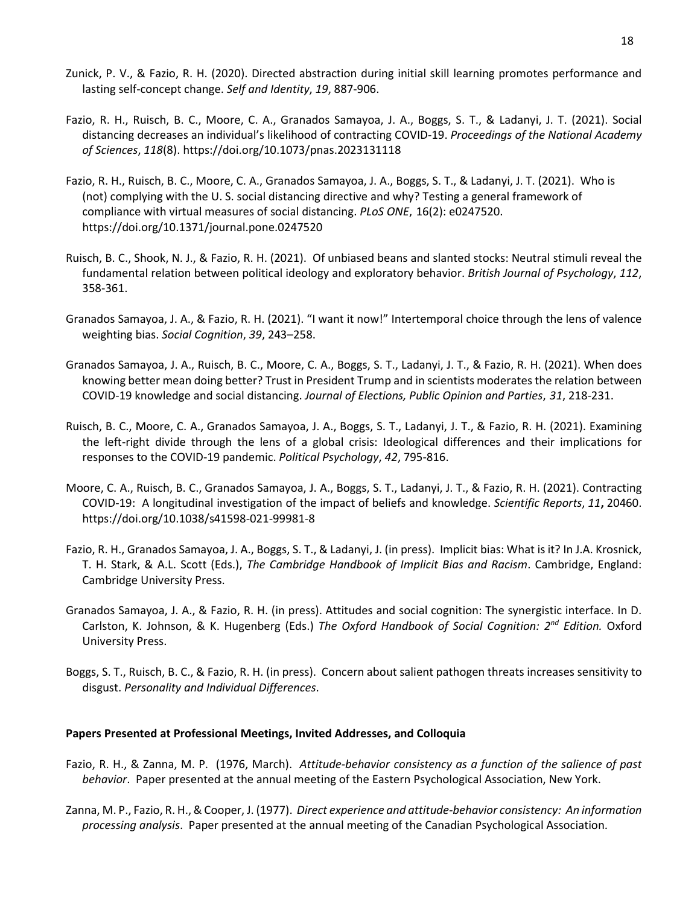Zunick, P. V., & Fazio, R. H. (2020). Directed abstraction during initial skill learning promotes performance and lasting self-concept change. *Self and Identity*, *19*, 887-906.

Fazio, R. H., Ruisch, B. C., Moore, C. A., Granados Samayoa, J. A., Boggs, S. T., & Ladanyi, J. T. (2021). Social distancing decreases an individual's likelihood of contracting COVID-19. *Proceedings of the National Academy of Sciences*, *118*(8). https://doi.org/10.1073/pnas.2023131118

Fazio, R. H., Ruisch, B. C., Moore, C. A., Granados Samayoa, J. A., Boggs, S. T., & Ladanyi, J. T. (2021). Who is (not) complying with the U. S. social distancing directive and why? Testing a general framework of compliance with virtual measures of social distancing. *PLoS ONE*, 16(2): e0247520. https://doi.org/10.1371/journal.pone.0247520

Ruisch, B. C., Shook, N. J., & Fazio, R. H. (2021). Of unbiased beans and slanted stocks: Neutral stimuli reveal the fundamental relation between political ideology and exploratory behavior. *British Journal of Psychology*, *112*, 358-361.

Granados Samayoa, J. A., & Fazio, R. H. (2021). "I want it now!" Intertemporal choice through the lens of valence weighting bias. *Social Cognition*, *39*, 243–258.

Granados Samayoa, J. A., Ruisch, B. C., Moore, C. A., Boggs, S. T., Ladanyi, J. T., & Fazio, R. H. (2021). When does knowing better mean doing better? Trust in President Trump and in scientists moderates the relation between COVID-19 knowledge and social distancing. *Journal of Elections, Public Opinion and Parties*, *31*, 218-231.

Ruisch, B. C., Moore, C. A., Granados Samayoa, J. A., Boggs, S. T., Ladanyi, J. T., & Fazio, R. H. (2021). Examining the left-right divide through the lens of a global crisis: Ideological differences and their implications for responses to the COVID-19 pandemic. *Political Psychology*, *42*, 795-816.

Moore, C. A., Ruisch, B. C., Granados Samayoa, J. A., Boggs, S. T., Ladanyi, J. T., & Fazio, R. H. (2021). Contracting COVID-19: A longitudinal investigation of the impact of beliefs and knowledge. *Scientific Reports*, *11***,** 20460. https://doi.org/10.1038/s41598-021-99981-8

Fazio, R. H., Granados Samayoa, J. A., Boggs, S. T., & Ladanyi, J. (in press). Implicit bias: What is it? In J.A. Krosnick, T. H. Stark, & A.L. Scott (Eds.), *The Cambridge Handbook of Implicit Bias and Racism*. Cambridge, England: Cambridge University Press.

Granados Samayoa, J. A., & Fazio, R. H. (in press). Attitudes and social cognition: The synergistic interface. In D. Carlston, K. Johnson, & K. Hugenberg (Eds.) *The Oxford Handbook of Social Cognition: 2nd Edition.* Oxford University Press.

Boggs, S. T., Ruisch, B. C., & Fazio, R. H. (in press). Concern about salient pathogen threats increases sensitivity to disgust. *Personality and Individual Differences*.

**Papers Presented at Professional Meetings, Invited Addresses, and Colloquia**

Fazio, R. H., & Zanna, M. P. (1976, March). *Attitude-behavior consistency as a function of the salience of past behavior*. Paper presented at the annual meeting of the Eastern Psychological Association, New York.

Zanna, M. P., Fazio, R. H., & Cooper, J. (1977). *Direct experience and attitude-behavior consistency: An information processing analysis*. Paper presented at the annual meeting of the Canadian Psychological Association.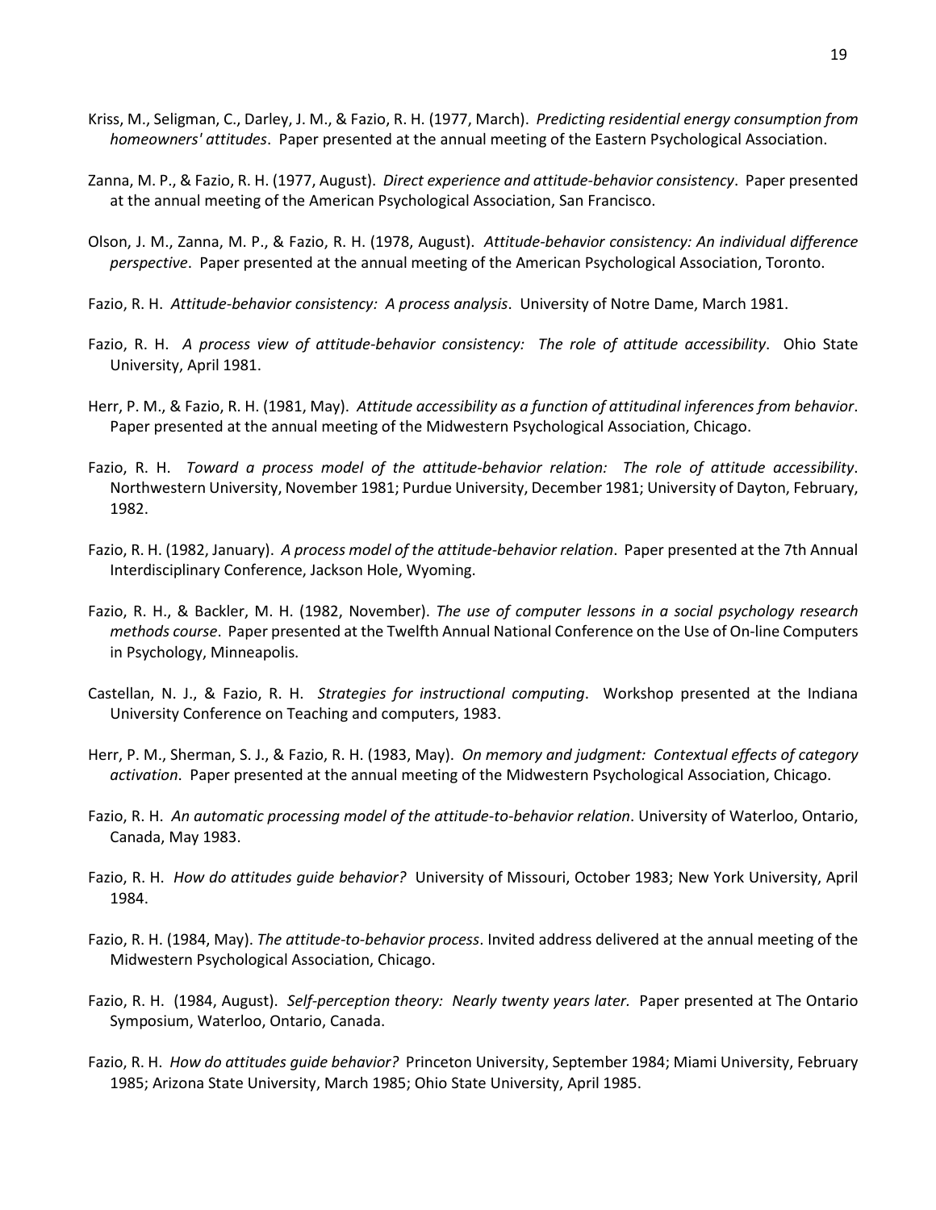Kriss, M., Seligman, C., Darley, J. M., & Fazio, R. H. (1977, March). *Predicting residential energy consumption from homeowners' attitudes*. Paper presented at the annual meeting of the Eastern Psychological Association.

Zanna, M. P., & Fazio, R. H. (1977, August). *Direct experience and attitude-behavior consistency*. Paper presented at the annual meeting of the American Psychological Association, San Francisco.

Olson, J. M., Zanna, M. P., & Fazio, R. H. (1978, August). *Attitude-behavior consistency: An individual difference perspective*. Paper presented at the annual meeting of the American Psychological Association, Toronto.

Fazio, R. H. *Attitude-behavior consistency: A process analysis*. University of Notre Dame, March 1981.

Fazio, R. H. *A process view of attitude-behavior consistency: The role of attitude accessibility*. Ohio State University, April 1981.

Herr, P. M., & Fazio, R. H. (1981, May). *Attitude accessibility as a function of attitudinal inferences from behavior*. Paper presented at the annual meeting of the Midwestern Psychological Association, Chicago.

Fazio, R. H. *Toward a process model of the attitude-behavior relation: The role of attitude accessibility*. Northwestern University, November 1981; Purdue University, December 1981; University of Dayton, February, 1982.

Fazio, R. H. (1982, January). *A process model of the attitude-behavior relation*. Paper presented at the 7th Annual Interdisciplinary Conference, Jackson Hole, Wyoming.

Fazio, R. H., & Backler, M. H. (1982, November). *The use of computer lessons in a social psychology research methods course*. Paper presented at the Twelfth Annual National Conference on the Use of On-line Computers in Psychology, Minneapolis.

Castellan, N. J., & Fazio, R. H. *Strategies for instructional computing*. Workshop presented at the Indiana University Conference on Teaching and computers, 1983.

Herr, P. M., Sherman, S. J., & Fazio, R. H. (1983, May). *On memory and judgment: Contextual effects of category activation*. Paper presented at the annual meeting of the Midwestern Psychological Association, Chicago.

Fazio, R. H. *An automatic processing model of the attitude-to-behavior relation*. University of Waterloo, Ontario, Canada, May 1983.

Fazio, R. H. *How do attitudes guide behavior?* University of Missouri, October 1983; New York University, April 1984.

Fazio, R. H. (1984, May). *The attitude-to-behavior process*. Invited address delivered at the annual meeting of the Midwestern Psychological Association, Chicago.

Fazio, R. H. (1984, August). *Self-perception theory: Nearly twenty years later.* Paper presented at The Ontario Symposium, Waterloo, Ontario, Canada.

Fazio, R. H. *How do attitudes guide behavior?* Princeton University, September 1984; Miami University, February 1985; Arizona State University, March 1985; Ohio State University, April 1985.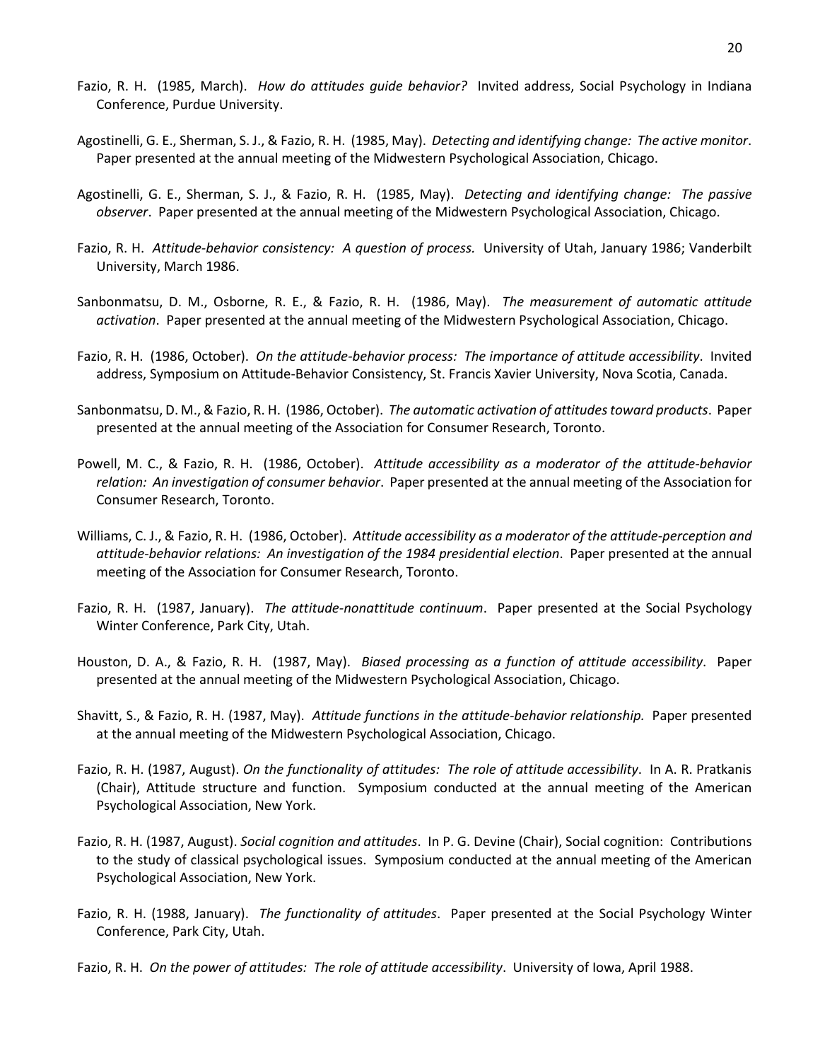Fazio, R. H. (1985, March). *How do attitudes guide behavior?* Invited address, Social Psychology in Indiana Conference, Purdue University.

Agostinelli, G. E., Sherman, S. J., & Fazio, R. H. (1985, May). *Detecting and identifying change: The active monitor*. Paper presented at the annual meeting of the Midwestern Psychological Association, Chicago.

Agostinelli, G. E., Sherman, S. J., & Fazio, R. H. (1985, May). *Detecting and identifying change: The passive observer*. Paper presented at the annual meeting of the Midwestern Psychological Association, Chicago.

Fazio, R. H. *Attitude-behavior consistency: A question of process.* University of Utah, January 1986; Vanderbilt University, March 1986.

Sanbonmatsu, D. M., Osborne, R. E., & Fazio, R. H. (1986, May). *The measurement of automatic attitude activation*. Paper presented at the annual meeting of the Midwestern Psychological Association, Chicago.

Fazio, R. H. (1986, October). *On the attitude-behavior process: The importance of attitude accessibility*. Invited address, Symposium on Attitude-Behavior Consistency, St. Francis Xavier University, Nova Scotia, Canada.

Sanbonmatsu, D. M., & Fazio, R. H. (1986, October). *The automatic activation of attitudes toward products*. Paper presented at the annual meeting of the Association for Consumer Research, Toronto.

Powell, M. C., & Fazio, R. H. (1986, October). *Attitude accessibility as a moderator of the attitude-behavior relation: An investigation of consumer behavior*. Paper presented at the annual meeting of the Association for Consumer Research, Toronto.

Williams, C. J., & Fazio, R. H. (1986, October). *Attitude accessibility as a moderator of the attitude-perception and attitude-behavior relations: An investigation of the 1984 presidential election*. Paper presented at the annual meeting of the Association for Consumer Research, Toronto.

Fazio, R. H. (1987, January). *The attitude-nonattitude continuum*. Paper presented at the Social Psychology Winter Conference, Park City, Utah.

Houston, D. A., & Fazio, R. H. (1987, May). *Biased processing as a function of attitude accessibility*. Paper presented at the annual meeting of the Midwestern Psychological Association, Chicago.

Shavitt, S., & Fazio, R. H. (1987, May). *Attitude functions in the attitude-behavior relationship.* Paper presented at the annual meeting of the Midwestern Psychological Association, Chicago.

Fazio, R. H. (1987, August). *On the functionality of attitudes: The role of attitude accessibility*. In A. R. Pratkanis (Chair), Attitude structure and function. Symposium conducted at the annual meeting of the American Psychological Association, New York.

Fazio, R. H. (1987, August). *Social cognition and attitudes*. In P. G. Devine (Chair), Social cognition: Contributions to the study of classical psychological issues. Symposium conducted at the annual meeting of the American Psychological Association, New York.

Fazio, R. H. (1988, January). *The functionality of attitudes*. Paper presented at the Social Psychology Winter Conference, Park City, Utah.

Fazio, R. H. *On the power of attitudes: The role of attitude accessibility*. University of Iowa, April 1988.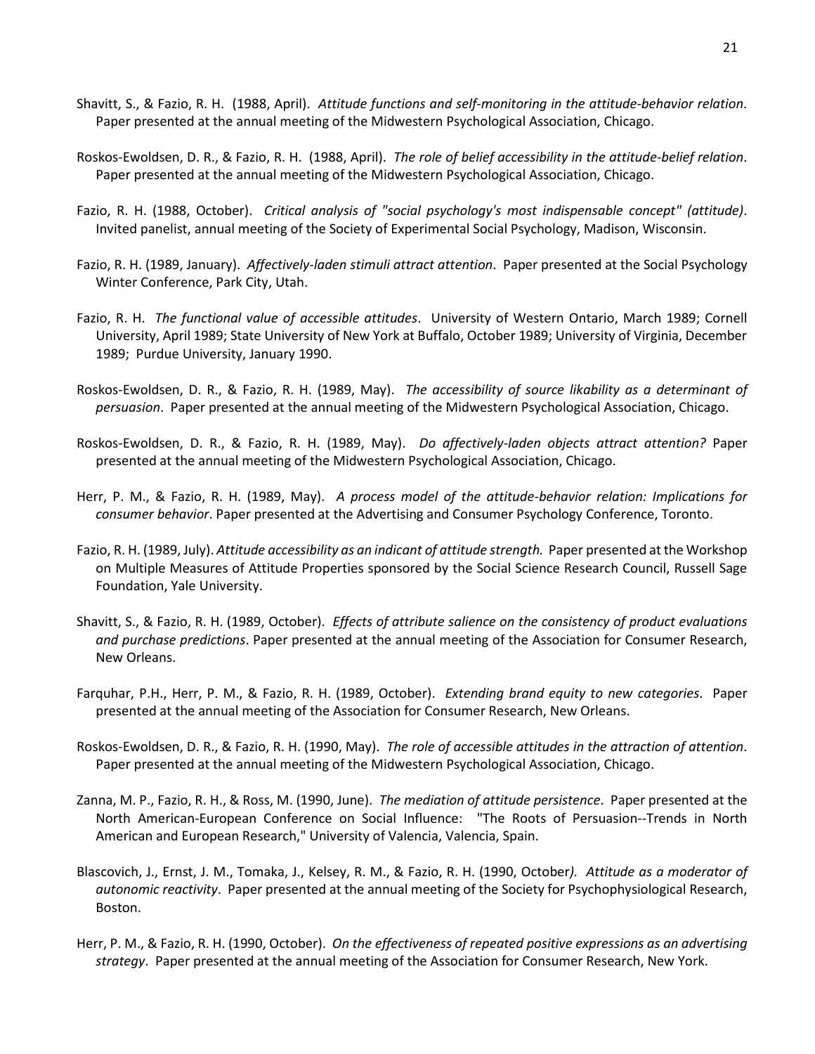Shavitt, S., & Fazio, R. H. (1988, April). *Attitude functions and self-monitoring in the attitude-behavior relation*. Paper presented at the annual meeting of the Midwestern Psychological Association, Chicago.

Roskos-Ewoldsen, D. R., & Fazio, R. H. (1988, April). *The role of belief accessibility in the attitude-belief relation*. Paper presented at the annual meeting of the Midwestern Psychological Association, Chicago.

Fazio, R. H. (1988, October). *Critical analysis of "social psychology's most indispensable concept" (attitude)*. Invited panelist, annual meeting of the Society of Experimental Social Psychology, Madison, Wisconsin.

Fazio, R. H. (1989, January). *Affectively-laden stimuli attract attention*. Paper presented at the Social Psychology Winter Conference, Park City, Utah.

Fazio, R. H. *The functional value of accessible attitudes*. University of Western Ontario, March 1989; Cornell University, April 1989; State University of New York at Buffalo, October 1989; University of Virginia, December 1989; Purdue University, January 1990.

Roskos-Ewoldsen, D. R., & Fazio, R. H. (1989, May). *The accessibility of source likability as a determinant of persuasion*. Paper presented at the annual meeting of the Midwestern Psychological Association, Chicago.

Roskos-Ewoldsen, D. R., & Fazio, R. H. (1989, May). *Do affectively-laden objects attract attention?* Paper presented at the annual meeting of the Midwestern Psychological Association, Chicago.

Herr, P. M., & Fazio, R. H. (1989, May). *A process model of the attitude-behavior relation: Implications for consumer behavior*. Paper presented at the Advertising and Consumer Psychology Conference, Toronto.

Fazio, R. H. (1989, July). *Attitude accessibility as an indicant of attitude strength.* Paper presented at the Workshop on Multiple Measures of Attitude Properties sponsored by the Social Science Research Council, Russell Sage Foundation, Yale University.

Shavitt, S., & Fazio, R. H. (1989, October). *Effects of attribute salience on the consistency of product evaluations and purchase predictions*. Paper presented at the annual meeting of the Association for Consumer Research, New Orleans.

Farquhar, P.H., Herr, P. M., & Fazio, R. H. (1989, October). *Extending brand equity to new categories*. Paper presented at the annual meeting of the Association for Consumer Research, New Orleans.

Roskos-Ewoldsen, D. R., & Fazio, R. H. (1990, May). *The role of accessible attitudes in the attraction of attention*. Paper presented at the annual meeting of the Midwestern Psychological Association, Chicago.

Zanna, M. P., Fazio, R. H., & Ross, M. (1990, June). *The mediation of attitude persistence*. Paper presented at the North American-European Conference on Social Influence: "The Roots of Persuasion--Trends in North American and European Research," University of Valencia, Valencia, Spain.

Blascovich, J., Ernst, J. M., Tomaka, J., Kelsey, R. M., & Fazio, R. H. (1990, October). *Attitude as a moderator of autonomic reactivity*. Paper presented at the annual meeting of the Society for Psychophysiological Research, Boston.

Herr, P. M., & Fazio, R. H. (1990, October). *On the effectiveness of repeated positive expressions as an advertising strategy*. Paper presented at the annual meeting of the Association for Consumer Research, New York.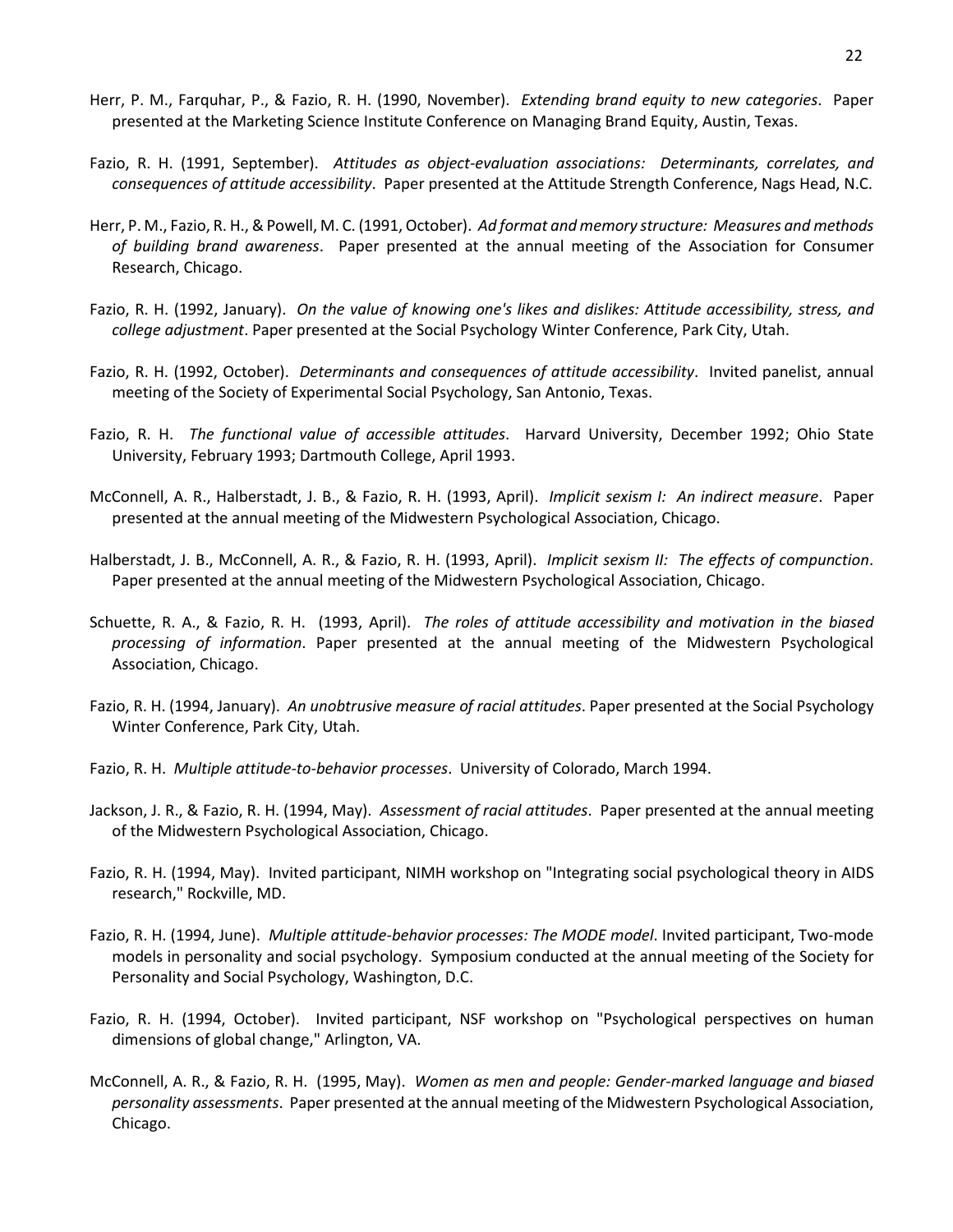Herr, P. M., Farquhar, P., & Fazio, R. H. (1990, November). *Extending brand equity to new categories*. Paper presented at the Marketing Science Institute Conference on Managing Brand Equity, Austin, Texas.

Fazio, R. H. (1991, September). *Attitudes as object-evaluation associations: Determinants, correlates, and consequences of attitude accessibility*. Paper presented at the Attitude Strength Conference, Nags Head, N.C.

Herr, P. M., Fazio, R. H., & Powell, M. C. (1991, October). *Ad format and memory structure: Measures and methods of building brand awareness*. Paper presented at the annual meeting of the Association for Consumer Research, Chicago.

Fazio, R. H. (1992, January). *On the value of knowing one's likes and dislikes: Attitude accessibility, stress, and college adjustment*. Paper presented at the Social Psychology Winter Conference, Park City, Utah.

Fazio, R. H. (1992, October). *Determinants and consequences of attitude accessibility*. Invited panelist, annual meeting of the Society of Experimental Social Psychology, San Antonio, Texas.

Fazio, R. H. *The functional value of accessible attitudes*. Harvard University, December 1992; Ohio State University, February 1993; Dartmouth College, April 1993.

McConnell, A. R., Halberstadt, J. B., & Fazio, R. H. (1993, April). *Implicit sexism I: An indirect measure*. Paper presented at the annual meeting of the Midwestern Psychological Association, Chicago.

Halberstadt, J. B., McConnell, A. R., & Fazio, R. H. (1993, April). *Implicit sexism II: The effects of compunction*. Paper presented at the annual meeting of the Midwestern Psychological Association, Chicago.

Schuette, R. A., & Fazio, R. H. (1993, April). *The roles of attitude accessibility and motivation in the biased processing of information*. Paper presented at the annual meeting of the Midwestern Psychological Association, Chicago.

Fazio, R. H. (1994, January). *An unobtrusive measure of racial attitudes*. Paper presented at the Social Psychology Winter Conference, Park City, Utah.

Fazio, R. H. *Multiple attitude-to-behavior processes*. University of Colorado, March 1994.

Jackson, J. R., & Fazio, R. H. (1994, May). *Assessment of racial attitudes*. Paper presented at the annual meeting of the Midwestern Psychological Association, Chicago.

Fazio, R. H. (1994, May). Invited participant, NIMH workshop on "Integrating social psychological theory in AIDS research," Rockville, MD.

Fazio, R. H. (1994, June). *Multiple attitude-behavior processes: The MODE model*. Invited participant, Two-mode models in personality and social psychology. Symposium conducted at the annual meeting of the Society for Personality and Social Psychology, Washington, D.C.

Fazio, R. H. (1994, October). Invited participant, NSF workshop on "Psychological perspectives on human dimensions of global change," Arlington, VA.

McConnell, A. R., & Fazio, R. H. (1995, May). *Women as men and people: Gender-marked language and biased personality assessments*. Paper presented at the annual meeting of the Midwestern Psychological Association, Chicago.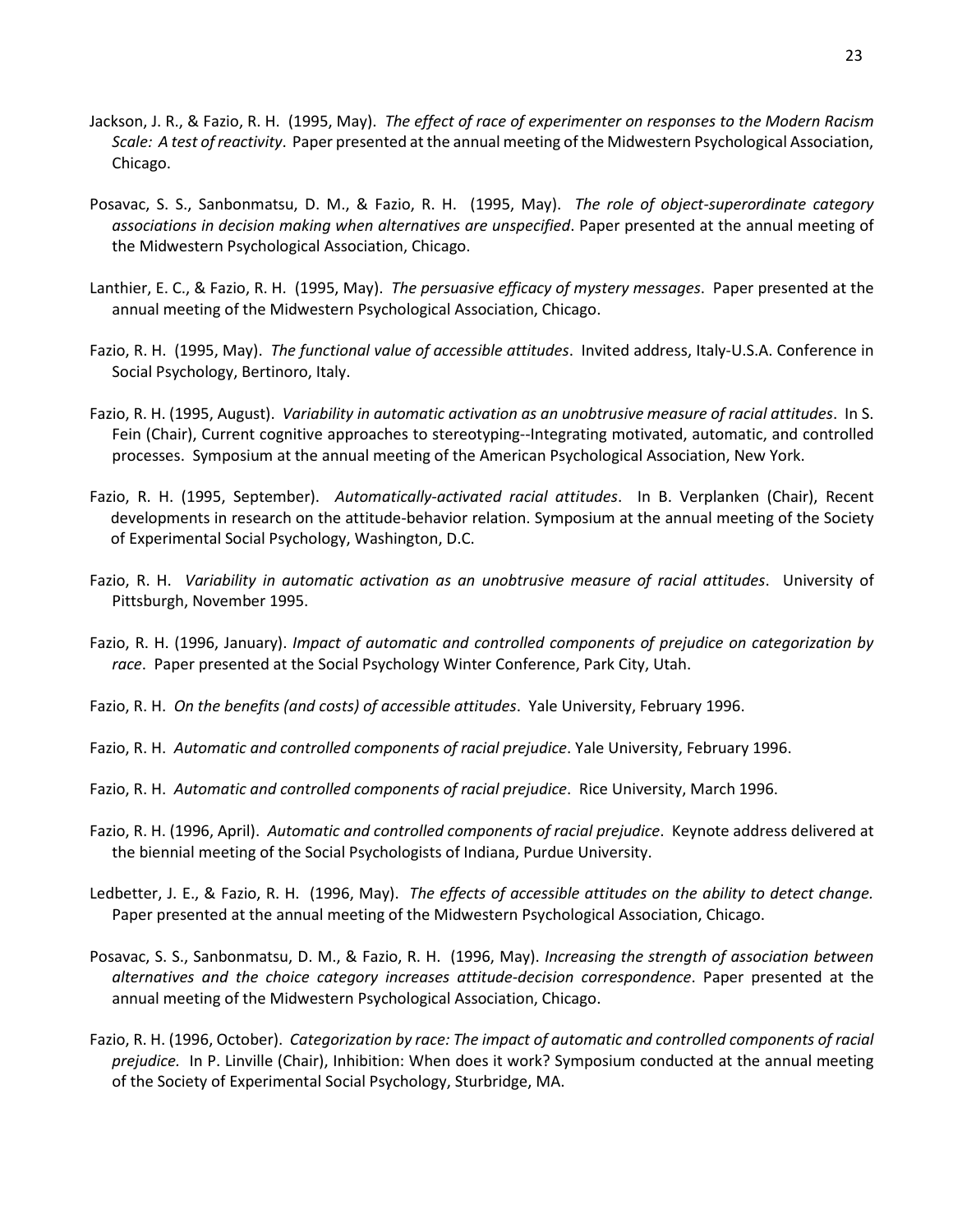Jackson, J. R., & Fazio, R. H. (1995, May). *The effect of race of experimenter on responses to the Modern Racism Scale: A test of reactivity*. Paper presented at the annual meeting of the Midwestern Psychological Association, Chicago.

Posavac, S. S., Sanbonmatsu, D. M., & Fazio, R. H. (1995, May). *The role of object-superordinate category associations in decision making when alternatives are unspecified*. Paper presented at the annual meeting of the Midwestern Psychological Association, Chicago.

Lanthier, E. C., & Fazio, R. H. (1995, May). *The persuasive efficacy of mystery messages*. Paper presented at the annual meeting of the Midwestern Psychological Association, Chicago.

Fazio, R. H. (1995, May). *The functional value of accessible attitudes*. Invited address, Italy-U.S.A. Conference in Social Psychology, Bertinoro, Italy.

Fazio, R. H. (1995, August). *Variability in automatic activation as an unobtrusive measure of racial attitudes*. In S. Fein (Chair), Current cognitive approaches to stereotyping--Integrating motivated, automatic, and controlled processes. Symposium at the annual meeting of the American Psychological Association, New York.

Fazio, R. H. (1995, September). *Automatically-activated racial attitudes*. In B. Verplanken (Chair), Recent developments in research on the attitude-behavior relation. Symposium at the annual meeting of the Society of Experimental Social Psychology, Washington, D.C.

Fazio, R. H. *Variability in automatic activation as an unobtrusive measure of racial attitudes*. University of Pittsburgh, November 1995.

Fazio, R. H. (1996, January). *Impact of automatic and controlled components of prejudice on categorization by race*. Paper presented at the Social Psychology Winter Conference, Park City, Utah.

Fazio, R. H. *On the benefits (and costs) of accessible attitudes*. Yale University, February 1996.

Fazio, R. H. *Automatic and controlled components of racial prejudice*. Yale University, February 1996.

Fazio, R. H. *Automatic and controlled components of racial prejudice*. Rice University, March 1996.

Fazio, R. H. (1996, April). *Automatic and controlled components of racial prejudice*. Keynote address delivered at the biennial meeting of the Social Psychologists of Indiana, Purdue University.

Ledbetter, J. E., & Fazio, R. H. (1996, May). *The effects of accessible attitudes on the ability to detect change.* Paper presented at the annual meeting of the Midwestern Psychological Association, Chicago.

Posavac, S. S., Sanbonmatsu, D. M., & Fazio, R. H. (1996, May). *Increasing the strength of association between alternatives and the choice category increases attitude-decision correspondence*. Paper presented at the annual meeting of the Midwestern Psychological Association, Chicago.

Fazio, R. H. (1996, October). *Categorization by race: The impact of automatic and controlled components of racial prejudice.* In P. Linville (Chair), Inhibition: When does it work? Symposium conducted at the annual meeting of the Society of Experimental Social Psychology, Sturbridge, MA.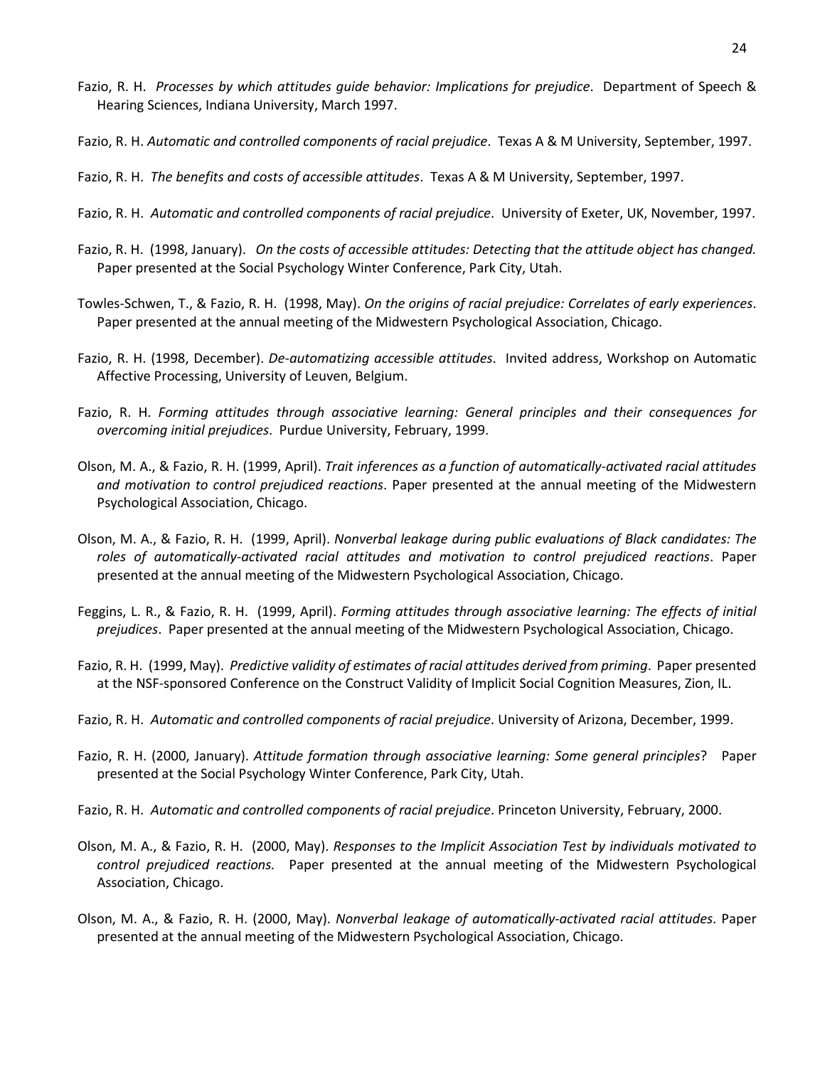Fazio, R. H. *Processes by which attitudes guide behavior: Implications for prejudice*. Department of Speech & Hearing Sciences, Indiana University, March 1997.

Fazio, R. H. *Automatic and controlled components of racial prejudice*. Texas A & M University, September, 1997.

Fazio, R. H. *The benefits and costs of accessible attitudes*. Texas A & M University, September, 1997.

Fazio, R. H. *Automatic and controlled components of racial prejudice*. University of Exeter, UK, November, 1997.

Fazio, R. H. (1998, January). *On the costs of accessible attitudes: Detecting that the attitude object has changed.* Paper presented at the Social Psychology Winter Conference, Park City, Utah.

Towles-Schwen, T., & Fazio, R. H. (1998, May). *On the origins of racial prejudice: Correlates of early experiences*. Paper presented at the annual meeting of the Midwestern Psychological Association, Chicago.

Fazio, R. H. (1998, December). *De-automatizing accessible attitudes*. Invited address, Workshop on Automatic Affective Processing, University of Leuven, Belgium.

Fazio, R. H. *Forming attitudes through associative learning: General principles and their consequences for overcoming initial prejudices*. Purdue University, February, 1999.

Olson, M. A., & Fazio, R. H. (1999, April). *Trait inferences as a function of automatically-activated racial attitudes and motivation to control prejudiced reactions*. Paper presented at the annual meeting of the Midwestern Psychological Association, Chicago.

Olson, M. A., & Fazio, R. H. (1999, April). *Nonverbal leakage during public evaluations of Black candidates: The roles of automatically-activated racial attitudes and motivation to control prejudiced reactions*. Paper presented at the annual meeting of the Midwestern Psychological Association, Chicago.

Feggins, L. R., & Fazio, R. H. (1999, April). *Forming attitudes through associative learning: The effects of initial prejudices*. Paper presented at the annual meeting of the Midwestern Psychological Association, Chicago.

Fazio, R. H. (1999, May). *Predictive validity of estimates of racial attitudes derived from priming*. Paper presented at the NSF-sponsored Conference on the Construct Validity of Implicit Social Cognition Measures, Zion, IL.

Fazio, R. H. *Automatic and controlled components of racial prejudice*. University of Arizona, December, 1999.

Fazio, R. H. (2000, January). *Attitude formation through associative learning: Some general principles*? Paper presented at the Social Psychology Winter Conference, Park City, Utah.

Fazio, R. H. *Automatic and controlled components of racial prejudice*. Princeton University, February, 2000.

Olson, M. A., & Fazio, R. H. (2000, May). *Responses to the Implicit Association Test by individuals motivated to control prejudiced reactions.* Paper presented at the annual meeting of the Midwestern Psychological Association, Chicago.

Olson, M. A., & Fazio, R. H. (2000, May). *Nonverbal leakage of automatically-activated racial attitudes*. Paper presented at the annual meeting of the Midwestern Psychological Association, Chicago.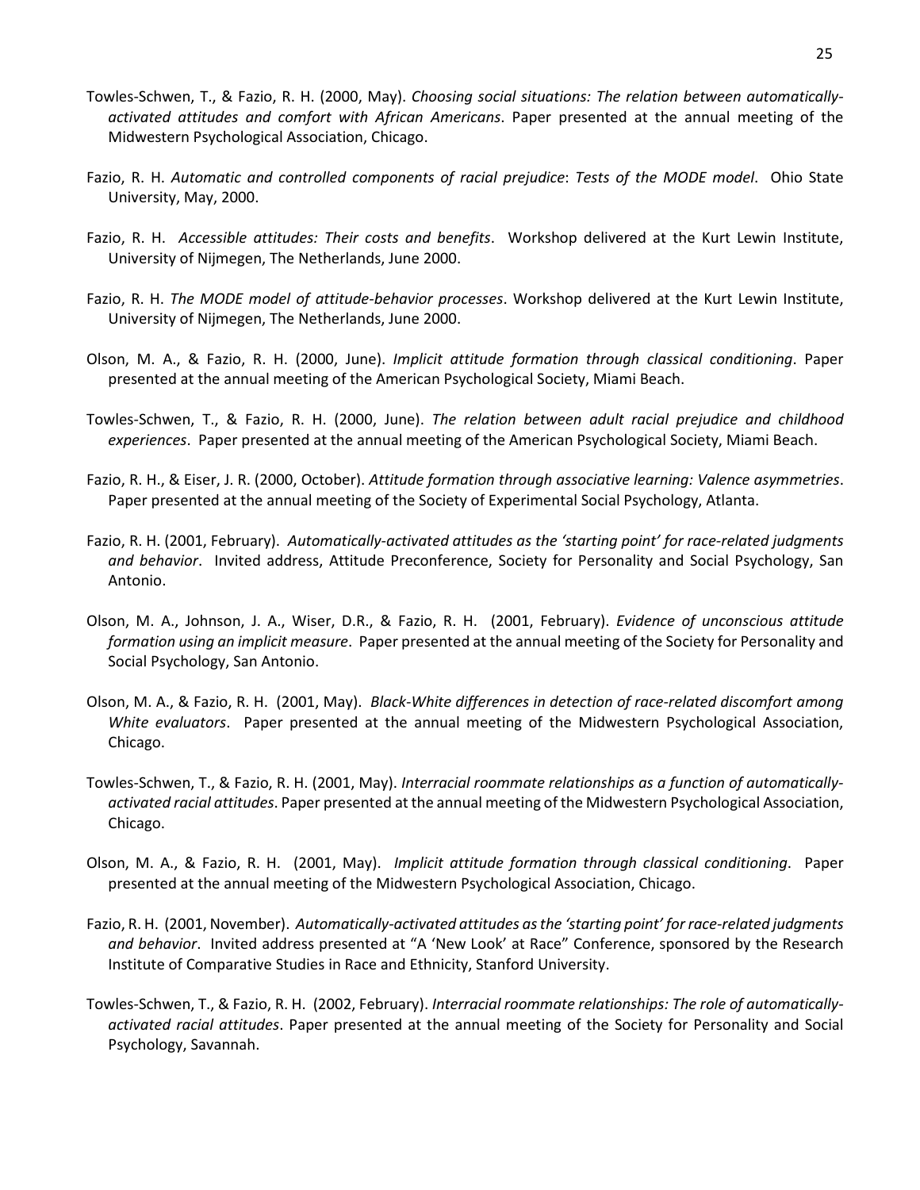Towles-Schwen, T., & Fazio, R. H. (2000, May). *Choosing social situations: The relation between automatically-activated attitudes and comfort with African Americans*. Paper presented at the annual meeting of the Midwestern Psychological Association, Chicago.

Fazio, R. H. *Automatic and controlled components of racial prejudice*: *Tests of the MODE model*. Ohio State University, May, 2000.

Fazio, R. H. *Accessible attitudes: Their costs and benefits*. Workshop delivered at the Kurt Lewin Institute, University of Nijmegen, The Netherlands, June 2000.

Fazio, R. H. *The MODE model of attitude-behavior processes*. Workshop delivered at the Kurt Lewin Institute, University of Nijmegen, The Netherlands, June 2000.

Olson, M. A., & Fazio, R. H. (2000, June). *Implicit attitude formation through classical conditioning*. Paper presented at the annual meeting of the American Psychological Society, Miami Beach.

Towles-Schwen, T., & Fazio, R. H. (2000, June). *The relation between adult racial prejudice and childhood experiences*. Paper presented at the annual meeting of the American Psychological Society, Miami Beach.

Fazio, R. H., & Eiser, J. R. (2000, October). *Attitude formation through associative learning: Valence asymmetries*. Paper presented at the annual meeting of the Society of Experimental Social Psychology, Atlanta.

Fazio, R. H. (2001, February). *Automatically-activated attitudes as the 'starting point' for race-related judgments and behavior*. Invited address, Attitude Preconference, Society for Personality and Social Psychology, San Antonio.

Olson, M. A., Johnson, J. A., Wiser, D.R., & Fazio, R. H. (2001, February). *Evidence of unconscious attitude formation using an implicit measure*. Paper presented at the annual meeting of the Society for Personality and Social Psychology, San Antonio.

Olson, M. A., & Fazio, R. H. (2001, May). *Black-White differences in detection of race-related discomfort among White evaluators*. Paper presented at the annual meeting of the Midwestern Psychological Association, Chicago.

Towles-Schwen, T., & Fazio, R. H. (2001, May). *Interracial roommate relationships as a function of automatically-activated racial attitudes*. Paper presented at the annual meeting of the Midwestern Psychological Association, Chicago.

Olson, M. A., & Fazio, R. H. (2001, May). *Implicit attitude formation through classical conditioning*. Paper presented at the annual meeting of the Midwestern Psychological Association, Chicago.

Fazio, R. H. (2001, November). *Automatically-activated attitudes as the 'starting point' for race-related judgments and behavior*. Invited address presented at "A 'New Look' at Race" Conference, sponsored by the Research Institute of Comparative Studies in Race and Ethnicity, Stanford University.

Towles-Schwen, T., & Fazio, R. H. (2002, February). *Interracial roommate relationships: The role of automatically-activated racial attitudes*. Paper presented at the annual meeting of the Society for Personality and Social Psychology, Savannah.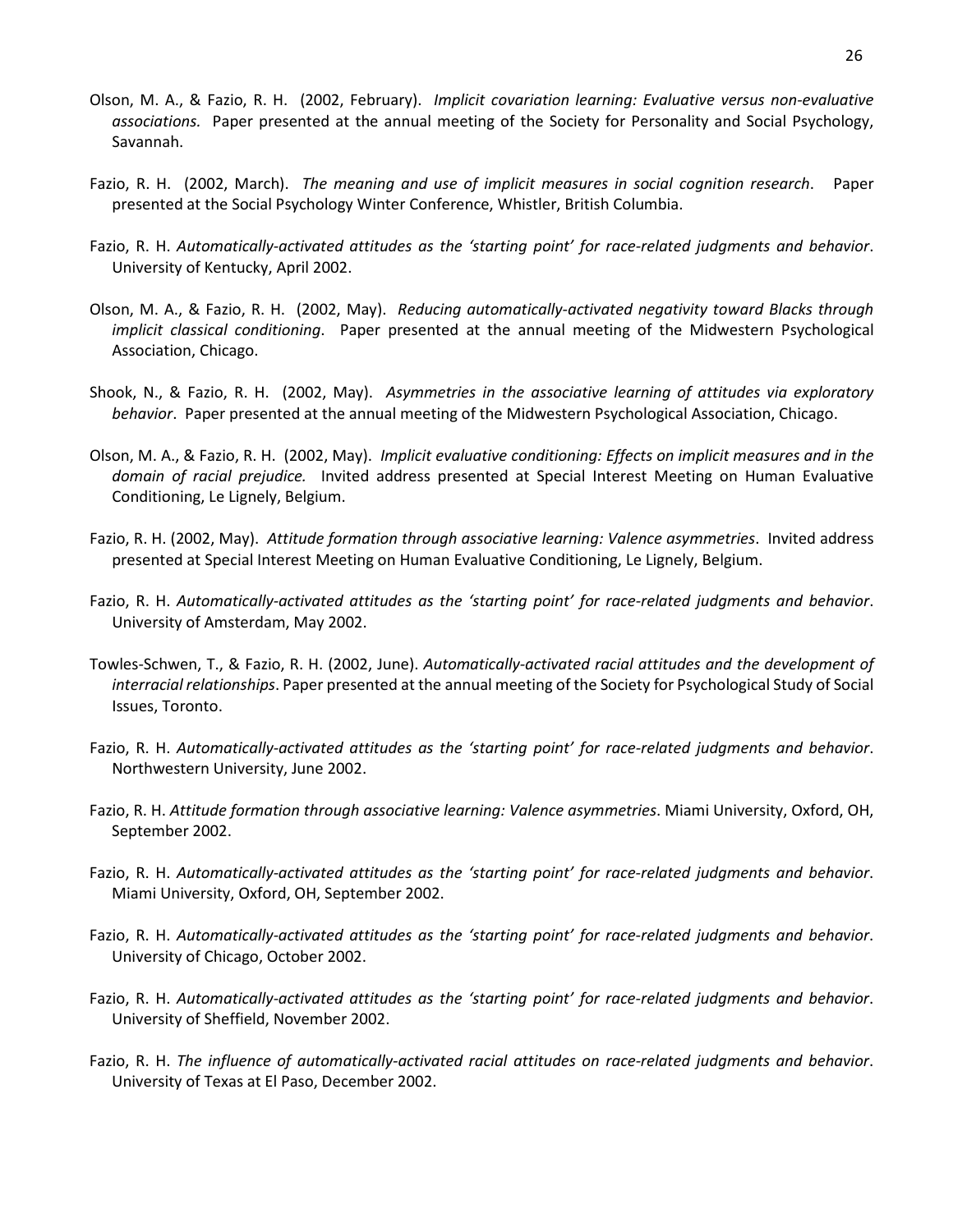Olson, M. A., & Fazio, R. H. (2002, February). *Implicit covariation learning: Evaluative versus non-evaluative associations.* Paper presented at the annual meeting of the Society for Personality and Social Psychology, Savannah.

Fazio, R. H. (2002, March). *The meaning and use of implicit measures in social cognition research*. Paper presented at the Social Psychology Winter Conference, Whistler, British Columbia.

Fazio, R. H. *Automatically-activated attitudes as the 'starting point' for race-related judgments and behavior*. University of Kentucky, April 2002.

Olson, M. A., & Fazio, R. H. (2002, May). *Reducing automatically-activated negativity toward Blacks through implicit classical conditioning*. Paper presented at the annual meeting of the Midwestern Psychological Association, Chicago.

Shook, N., & Fazio, R. H. (2002, May). *Asymmetries in the associative learning of attitudes via exploratory behavior*. Paper presented at the annual meeting of the Midwestern Psychological Association, Chicago.

Olson, M. A., & Fazio, R. H. (2002, May). *Implicit evaluative conditioning: Effects on implicit measures and in the domain of racial prejudice.* Invited address presented at Special Interest Meeting on Human Evaluative Conditioning, Le Lignely, Belgium.

Fazio, R. H. (2002, May). *Attitude formation through associative learning: Valence asymmetries*. Invited address presented at Special Interest Meeting on Human Evaluative Conditioning, Le Lignely, Belgium.

Fazio, R. H. *Automatically-activated attitudes as the 'starting point' for race-related judgments and behavior*. University of Amsterdam, May 2002.

Towles-Schwen, T., & Fazio, R. H. (2002, June). *Automatically-activated racial attitudes and the development of interracial relationships*. Paper presented at the annual meeting of the Society for Psychological Study of Social Issues, Toronto.

Fazio, R. H. *Automatically-activated attitudes as the 'starting point' for race-related judgments and behavior*. Northwestern University, June 2002.

Fazio, R. H. *Attitude formation through associative learning: Valence asymmetries*. Miami University, Oxford, OH, September 2002.

Fazio, R. H. *Automatically-activated attitudes as the 'starting point' for race-related judgments and behavior*. Miami University, Oxford, OH, September 2002.

Fazio, R. H. *Automatically-activated attitudes as the 'starting point' for race-related judgments and behavior*. University of Chicago, October 2002.

Fazio, R. H. *Automatically-activated attitudes as the 'starting point' for race-related judgments and behavior*. University of Sheffield, November 2002.

Fazio, R. H. *The influence of automatically-activated racial attitudes on race-related judgments and behavior*. University of Texas at El Paso, December 2002.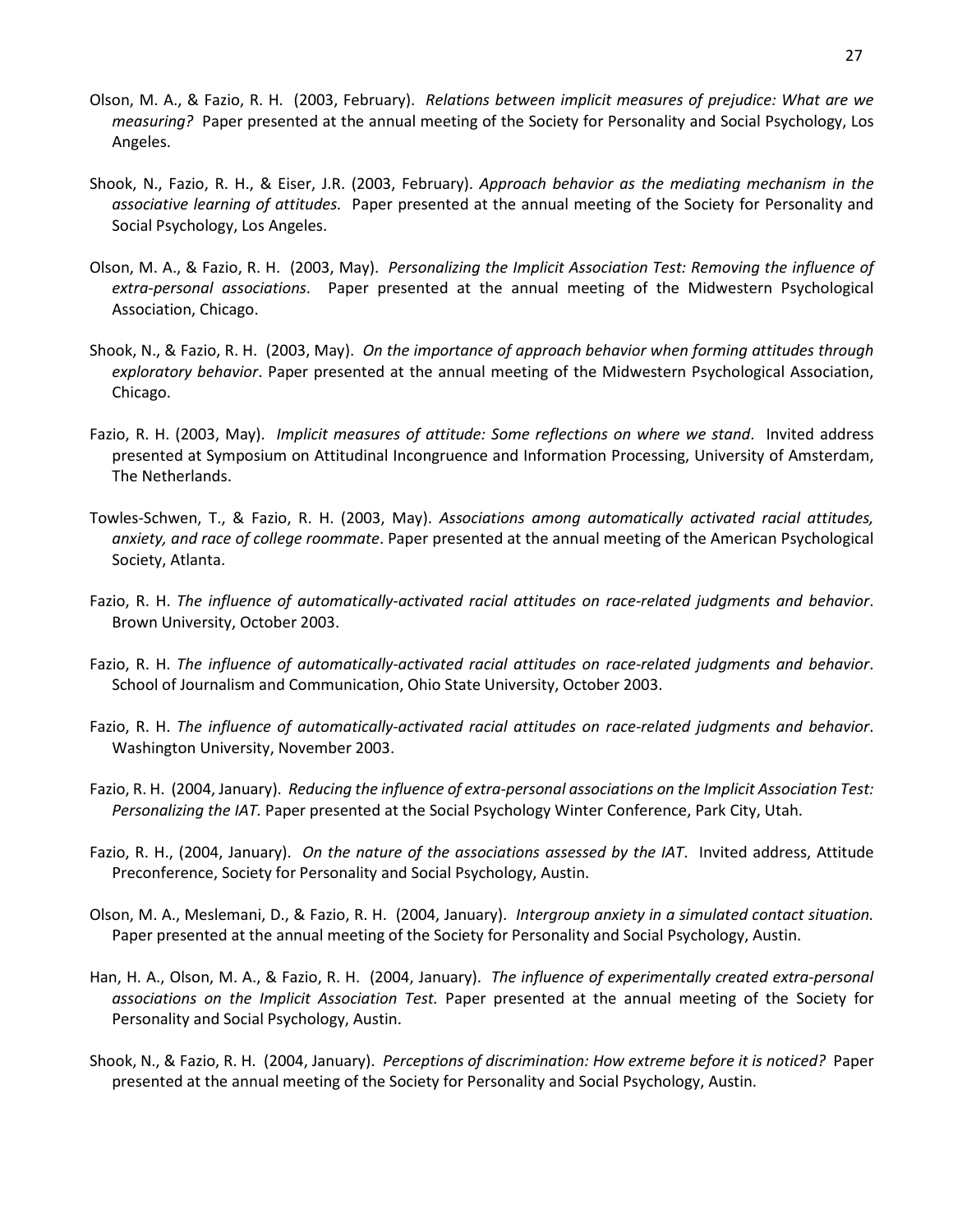Olson, M. A., & Fazio, R. H. (2003, February). *Relations between implicit measures of prejudice: What are we measuring?* Paper presented at the annual meeting of the Society for Personality and Social Psychology, Los Angeles.

Shook, N., Fazio, R. H., & Eiser, J.R. (2003, February). *Approach behavior as the mediating mechanism in the associative learning of attitudes.* Paper presented at the annual meeting of the Society for Personality and Social Psychology, Los Angeles.

Olson, M. A., & Fazio, R. H. (2003, May). *Personalizing the Implicit Association Test: Removing the influence of extra-personal associations*. Paper presented at the annual meeting of the Midwestern Psychological Association, Chicago.

Shook, N., & Fazio, R. H. (2003, May). *On the importance of approach behavior when forming attitudes through exploratory behavior*. Paper presented at the annual meeting of the Midwestern Psychological Association, Chicago.

Fazio, R. H. (2003, May). *Implicit measures of attitude: Some reflections on where we stand*. Invited address presented at Symposium on Attitudinal Incongruence and Information Processing, University of Amsterdam, The Netherlands.

Towles-Schwen, T., & Fazio, R. H. (2003, May). *Associations among automatically activated racial attitudes, anxiety, and race of college roommate*. Paper presented at the annual meeting of the American Psychological Society, Atlanta.

Fazio, R. H. *The influence of automatically-activated racial attitudes on race-related judgments and behavior*. Brown University, October 2003.

Fazio, R. H. *The influence of automatically-activated racial attitudes on race-related judgments and behavior*. School of Journalism and Communication, Ohio State University, October 2003.

Fazio, R. H. *The influence of automatically-activated racial attitudes on race-related judgments and behavior*. Washington University, November 2003.

Fazio, R. H. (2004, January). *Reducing the influence of extra-personal associations on the Implicit Association Test: Personalizing the IAT.* Paper presented at the Social Psychology Winter Conference, Park City, Utah.

Fazio, R. H., (2004, January). *On the nature of the associations assessed by the IAT*. Invited address, Attitude Preconference, Society for Personality and Social Psychology, Austin.

Olson, M. A., Meslemani, D., & Fazio, R. H. (2004, January). *Intergroup anxiety in a simulated contact situation.* Paper presented at the annual meeting of the Society for Personality and Social Psychology, Austin.

Han, H. A., Olson, M. A., & Fazio, R. H. (2004, January). *The influence of experimentally created extra-personal associations on the Implicit Association Test.* Paper presented at the annual meeting of the Society for Personality and Social Psychology, Austin.

Shook, N., & Fazio, R. H. (2004, January). *Perceptions of discrimination: How extreme before it is noticed?* Paper presented at the annual meeting of the Society for Personality and Social Psychology, Austin.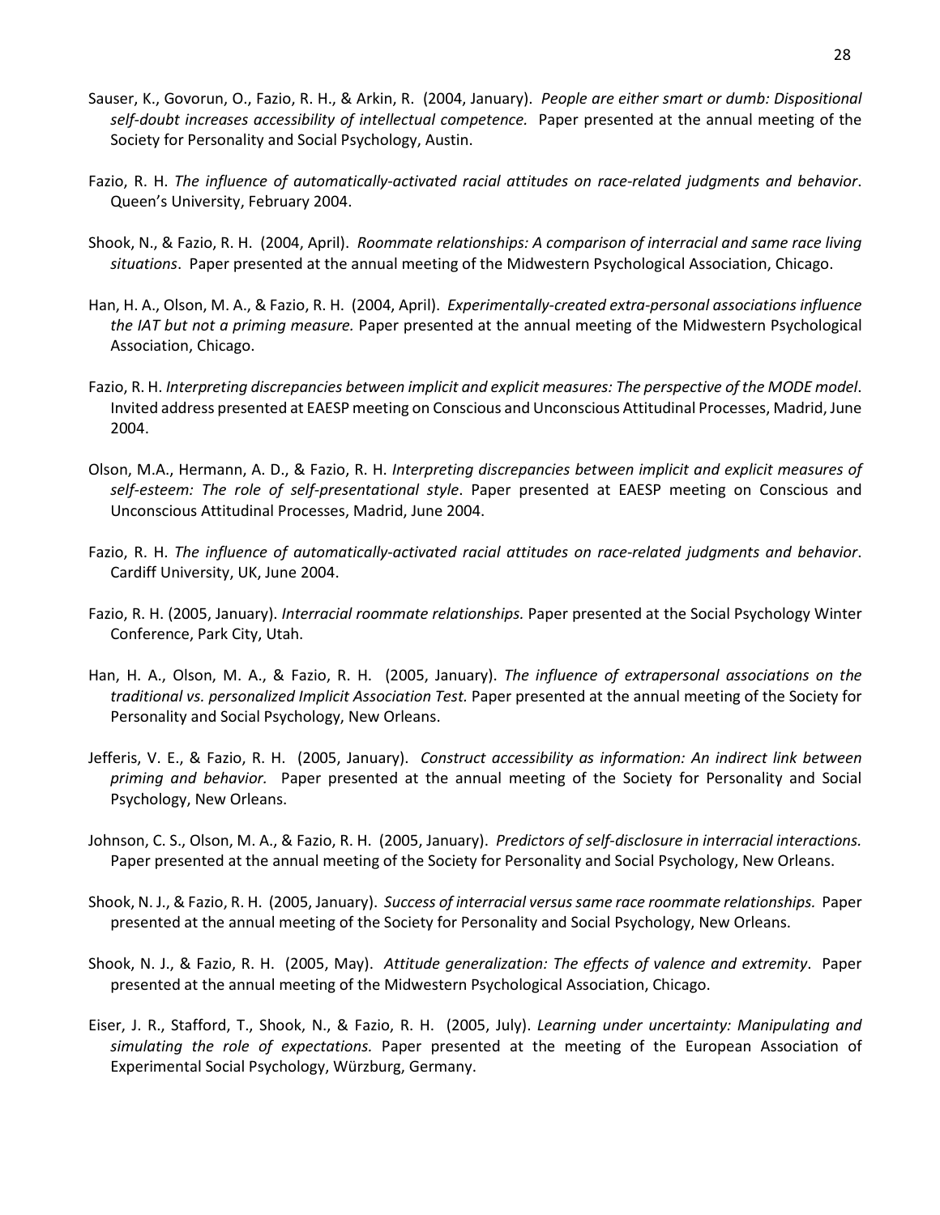Sauser, K., Govorun, O., Fazio, R. H., & Arkin, R. (2004, January). *People are either smart or dumb: Dispositional self-doubt increases accessibility of intellectual competence.* Paper presented at the annual meeting of the Society for Personality and Social Psychology, Austin.

Fazio, R. H. *The influence of automatically-activated racial attitudes on race-related judgments and behavior*. Queen's University, February 2004.

Shook, N., & Fazio, R. H. (2004, April). *Roommate relationships: A comparison of interracial and same race living situations*. Paper presented at the annual meeting of the Midwestern Psychological Association, Chicago.

Han, H. A., Olson, M. A., & Fazio, R. H. (2004, April). *Experimentally-created extra-personal associations influence the IAT but not a priming measure.* Paper presented at the annual meeting of the Midwestern Psychological Association, Chicago.

Fazio, R. H. *Interpreting discrepancies between implicit and explicit measures: The perspective of the MODE model*. Invited address presented at EAESP meeting on Conscious and Unconscious Attitudinal Processes, Madrid, June 2004.

Olson, M.A., Hermann, A. D., & Fazio, R. H. *Interpreting discrepancies between implicit and explicit measures of self-esteem: The role of self-presentational style*. Paper presented at EAESP meeting on Conscious and Unconscious Attitudinal Processes, Madrid, June 2004.

Fazio, R. H. *The influence of automatically-activated racial attitudes on race-related judgments and behavior*. Cardiff University, UK, June 2004.

Fazio, R. H. (2005, January). *Interracial roommate relationships.* Paper presented at the Social Psychology Winter Conference, Park City, Utah.

Han, H. A., Olson, M. A., & Fazio, R. H. (2005, January). *The influence of extrapersonal associations on the traditional vs. personalized Implicit Association Test.* Paper presented at the annual meeting of the Society for Personality and Social Psychology, New Orleans.

Jefferis, V. E., & Fazio, R. H. (2005, January). *Construct accessibility as information: An indirect link between priming and behavior.* Paper presented at the annual meeting of the Society for Personality and Social Psychology, New Orleans.

Johnson, C. S., Olson, M. A., & Fazio, R. H. (2005, January). *Predictors of self-disclosure in interracial interactions.* Paper presented at the annual meeting of the Society for Personality and Social Psychology, New Orleans.

Shook, N. J., & Fazio, R. H. (2005, January). *Success of interracial versus same race roommate relationships.* Paper presented at the annual meeting of the Society for Personality and Social Psychology, New Orleans.

Shook, N. J., & Fazio, R. H. (2005, May). *Attitude generalization: The effects of valence and extremity*. Paper presented at the annual meeting of the Midwestern Psychological Association, Chicago.

Eiser, J. R., Stafford, T., Shook, N., & Fazio, R. H. (2005, July). *Learning under uncertainty: Manipulating and simulating the role of expectations.* Paper presented at the meeting of the European Association of Experimental Social Psychology, Würzburg, Germany.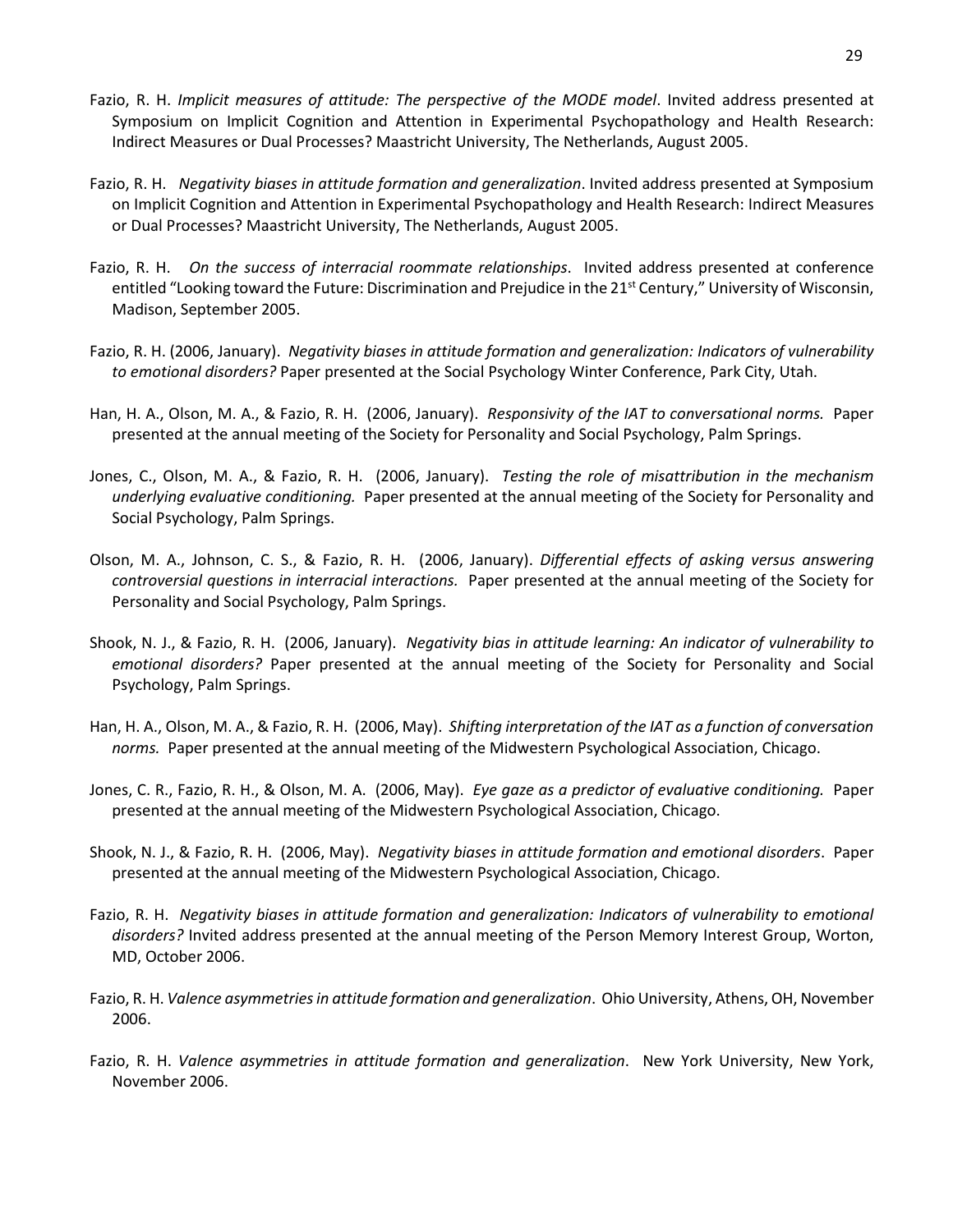Fazio, R. H. *Implicit measures of attitude: The perspective of the MODE model*. Invited address presented at Symposium on Implicit Cognition and Attention in Experimental Psychopathology and Health Research: Indirect Measures or Dual Processes? Maastricht University, The Netherlands, August 2005.

Fazio, R. H. *Negativity biases in attitude formation and generalization*. Invited address presented at Symposium on Implicit Cognition and Attention in Experimental Psychopathology and Health Research: Indirect Measures or Dual Processes? Maastricht University, The Netherlands, August 2005.

Fazio, R. H. *On the success of interracial roommate relationships*. Invited address presented at conference entitled "Looking toward the Future: Discrimination and Prejudice in the 21st Century," University of Wisconsin, Madison, September 2005.

Fazio, R. H. (2006, January). *Negativity biases in attitude formation and generalization: Indicators of vulnerability to emotional disorders?* Paper presented at the Social Psychology Winter Conference, Park City, Utah.

Han, H. A., Olson, M. A., & Fazio, R. H. (2006, January). *Responsivity of the IAT to conversational norms.* Paper presented at the annual meeting of the Society for Personality and Social Psychology, Palm Springs.

Jones, C., Olson, M. A., & Fazio, R. H. (2006, January). *Testing the role of misattribution in the mechanism underlying evaluative conditioning.* Paper presented at the annual meeting of the Society for Personality and Social Psychology, Palm Springs.

Olson, M. A., Johnson, C. S., & Fazio, R. H. (2006, January). *Differential effects of asking versus answering controversial questions in interracial interactions.* Paper presented at the annual meeting of the Society for Personality and Social Psychology, Palm Springs.

Shook, N. J., & Fazio, R. H. (2006, January). *Negativity bias in attitude learning: An indicator of vulnerability to emotional disorders?* Paper presented at the annual meeting of the Society for Personality and Social Psychology, Palm Springs.

Han, H. A., Olson, M. A., & Fazio, R. H. (2006, May). *Shifting interpretation of the IAT as a function of conversation norms.* Paper presented at the annual meeting of the Midwestern Psychological Association, Chicago.

Jones, C. R., Fazio, R. H., & Olson, M. A. (2006, May). *Eye gaze as a predictor of evaluative conditioning.* Paper presented at the annual meeting of the Midwestern Psychological Association, Chicago.

Shook, N. J., & Fazio, R. H. (2006, May). *Negativity biases in attitude formation and emotional disorders*. Paper presented at the annual meeting of the Midwestern Psychological Association, Chicago.

Fazio, R. H. *Negativity biases in attitude formation and generalization: Indicators of vulnerability to emotional disorders?* Invited address presented at the annual meeting of the Person Memory Interest Group, Worton, MD, October 2006.

Fazio, R. H. *Valence asymmetries in attitude formation and generalization*. Ohio University, Athens, OH, November 2006.

Fazio, R. H. *Valence asymmetries in attitude formation and generalization*. New York University, New York, November 2006.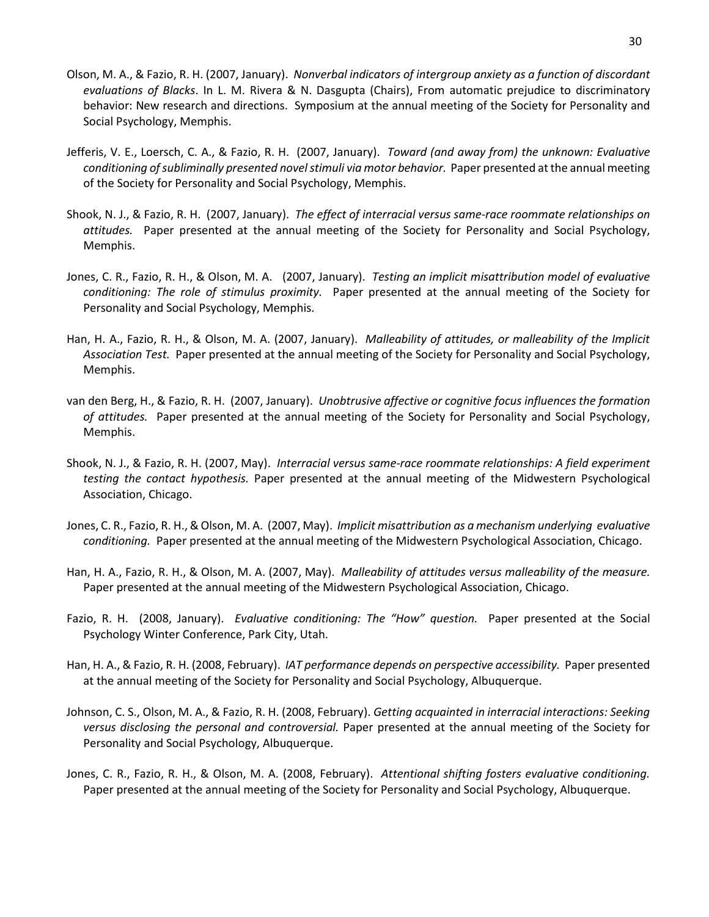Olson, M. A., & Fazio, R. H. (2007, January). *Nonverbal indicators of intergroup anxiety as a function of discordant evaluations of Blacks*. In L. M. Rivera & N. Dasgupta (Chairs), From automatic prejudice to discriminatory behavior: New research and directions. Symposium at the annual meeting of the Society for Personality and Social Psychology, Memphis.

Jefferis, V. E., Loersch, C. A., & Fazio, R. H. (2007, January). *Toward (and away from) the unknown: Evaluative conditioning of subliminally presented novel stimuli via motor behavior.* Paper presented at the annual meeting of the Society for Personality and Social Psychology, Memphis.

Shook, N. J., & Fazio, R. H. (2007, January). *The effect of interracial versus same-race roommate relationships on attitudes.* Paper presented at the annual meeting of the Society for Personality and Social Psychology, Memphis.

Jones, C. R., Fazio, R. H., & Olson, M. A. (2007, January). *Testing an implicit misattribution model of evaluative conditioning: The role of stimulus proximity.* Paper presented at the annual meeting of the Society for Personality and Social Psychology, Memphis.

Han, H. A., Fazio, R. H., & Olson, M. A. (2007, January). *Malleability of attitudes, or malleability of the Implicit Association Test.* Paper presented at the annual meeting of the Society for Personality and Social Psychology, Memphis.

van den Berg, H., & Fazio, R. H. (2007, January). *Unobtrusive affective or cognitive focus influences the formation of attitudes.* Paper presented at the annual meeting of the Society for Personality and Social Psychology, Memphis.

Shook, N. J., & Fazio, R. H. (2007, May). *Interracial versus same-race roommate relationships: A field experiment testing the contact hypothesis.* Paper presented at the annual meeting of the Midwestern Psychological Association, Chicago.

Jones, C. R., Fazio, R. H., & Olson, M. A. (2007, May). *Implicit misattribution as a mechanism underlying evaluative conditioning.* Paper presented at the annual meeting of the Midwestern Psychological Association, Chicago.

Han, H. A., Fazio, R. H., & Olson, M. A. (2007, May). *Malleability of attitudes versus malleability of the measure.* Paper presented at the annual meeting of the Midwestern Psychological Association, Chicago.

Fazio, R. H. (2008, January). *Evaluative conditioning: The "How" question.* Paper presented at the Social Psychology Winter Conference, Park City, Utah.

Han, H. A., & Fazio, R. H. (2008, February). *IAT performance depends on perspective accessibility.* Paper presented at the annual meeting of the Society for Personality and Social Psychology, Albuquerque.

Johnson, C. S., Olson, M. A., & Fazio, R. H. (2008, February). *Getting acquainted in interracial interactions: Seeking versus disclosing the personal and controversial.* Paper presented at the annual meeting of the Society for Personality and Social Psychology, Albuquerque.

Jones, C. R., Fazio, R. H., & Olson, M. A. (2008, February). *Attentional shifting fosters evaluative conditioning.* Paper presented at the annual meeting of the Society for Personality and Social Psychology, Albuquerque.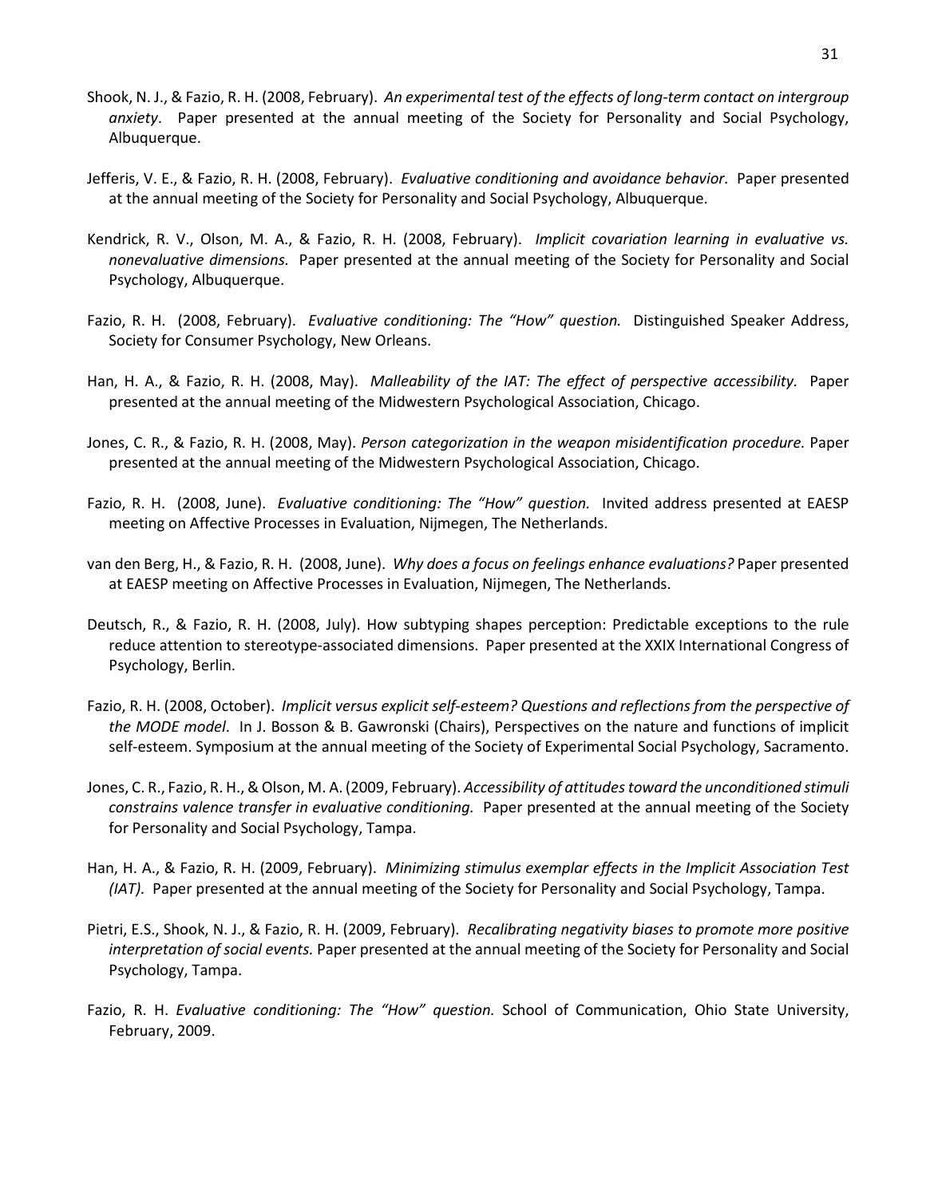Shook, N. J., & Fazio, R. H. (2008, February). *An experimental test of the effects of long-term contact on intergroup anxiety*. Paper presented at the annual meeting of the Society for Personality and Social Psychology, Albuquerque.

Jefferis, V. E., & Fazio, R. H. (2008, February). *Evaluative conditioning and avoidance behavior.* Paper presented at the annual meeting of the Society for Personality and Social Psychology, Albuquerque.

Kendrick, R. V., Olson, M. A., & Fazio, R. H. (2008, February). *Implicit covariation learning in evaluative vs. nonevaluative dimensions.* Paper presented at the annual meeting of the Society for Personality and Social Psychology, Albuquerque.

Fazio, R. H. (2008, February). *Evaluative conditioning: The "How" question.* Distinguished Speaker Address, Society for Consumer Psychology, New Orleans.

Han, H. A., & Fazio, R. H. (2008, May). *Malleability of the IAT: The effect of perspective accessibility.* Paper presented at the annual meeting of the Midwestern Psychological Association, Chicago.

Jones, C. R., & Fazio, R. H. (2008, May). *Person categorization in the weapon misidentification procedure.* Paper presented at the annual meeting of the Midwestern Psychological Association, Chicago.

Fazio, R. H. (2008, June). *Evaluative conditioning: The "How" question.* Invited address presented at EAESP meeting on Affective Processes in Evaluation, Nijmegen, The Netherlands.

van den Berg, H., & Fazio, R. H. (2008, June). *Why does a focus on feelings enhance evaluations?* Paper presented at EAESP meeting on Affective Processes in Evaluation, Nijmegen, The Netherlands.

Deutsch, R., & Fazio, R. H. (2008, July). How subtyping shapes perception: Predictable exceptions to the rule reduce attention to stereotype-associated dimensions. Paper presented at the XXIX International Congress of Psychology, Berlin.

Fazio, R. H. (2008, October). *Implicit versus explicit self-esteem? Questions and reflections from the perspective of the MODE model*. In J. Bosson & B. Gawronski (Chairs), Perspectives on the nature and functions of implicit self-esteem. Symposium at the annual meeting of the Society of Experimental Social Psychology, Sacramento.

Jones, C. R., Fazio, R. H., & Olson, M. A. (2009, February). *Accessibility of attitudes toward the unconditioned stimuli constrains valence transfer in evaluative conditioning.* Paper presented at the annual meeting of the Society for Personality and Social Psychology, Tampa.

Han, H. A., & Fazio, R. H. (2009, February). *Minimizing stimulus exemplar effects in the Implicit Association Test (IAT).* Paper presented at the annual meeting of the Society for Personality and Social Psychology, Tampa.

Pietri, E.S., Shook, N. J., & Fazio, R. H. (2009, February). *Recalibrating negativity biases to promote more positive interpretation of social events.* Paper presented at the annual meeting of the Society for Personality and Social Psychology, Tampa.

Fazio, R. H. *Evaluative conditioning: The "How" question.* School of Communication, Ohio State University, February, 2009.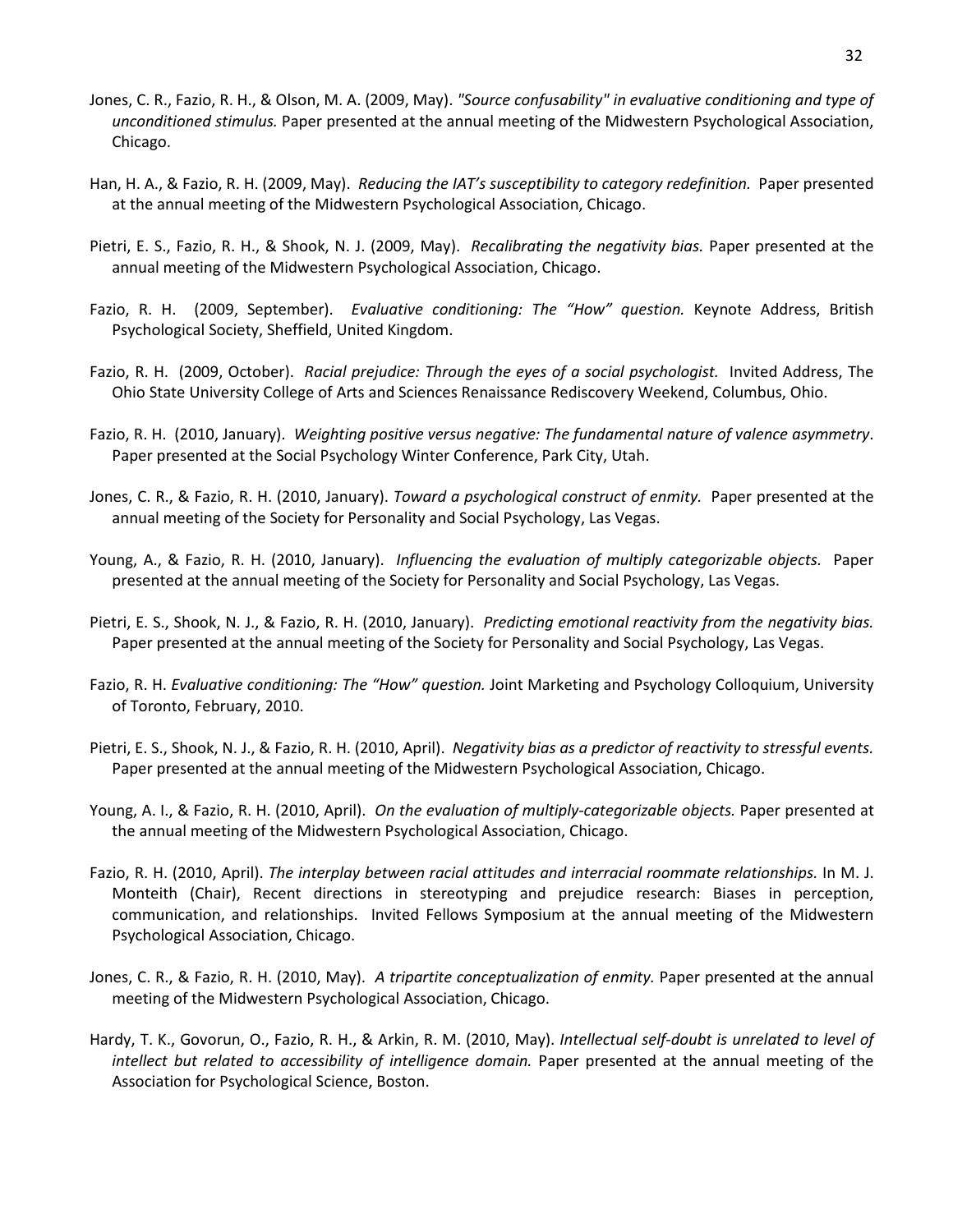Jones, C. R., Fazio, R. H., & Olson, M. A. (2009, May). *"Source confusability" in evaluative conditioning and type of unconditioned stimulus.* Paper presented at the annual meeting of the Midwestern Psychological Association, Chicago.

Han, H. A., & Fazio, R. H. (2009, May). *Reducing the IAT's susceptibility to category redefinition.* Paper presented at the annual meeting of the Midwestern Psychological Association, Chicago.

Pietri, E. S., Fazio, R. H., & Shook, N. J. (2009, May). *Recalibrating the negativity bias.* Paper presented at the annual meeting of the Midwestern Psychological Association, Chicago.

Fazio, R. H. (2009, September). *Evaluative conditioning: The "How" question.* Keynote Address, British Psychological Society, Sheffield, United Kingdom.

Fazio, R. H. (2009, October). *Racial prejudice: Through the eyes of a social psychologist.* Invited Address, The Ohio State University College of Arts and Sciences Renaissance Rediscovery Weekend, Columbus, Ohio.

Fazio, R. H. (2010, January). *Weighting positive versus negative: The fundamental nature of valence asymmetry*. Paper presented at the Social Psychology Winter Conference, Park City, Utah.

Jones, C. R., & Fazio, R. H. (2010, January). *Toward a psychological construct of enmity.* Paper presented at the annual meeting of the Society for Personality and Social Psychology, Las Vegas.

Young, A., & Fazio, R. H. (2010, January). *Influencing the evaluation of multiply categorizable objects.* Paper presented at the annual meeting of the Society for Personality and Social Psychology, Las Vegas.

Pietri, E. S., Shook, N. J., & Fazio, R. H. (2010, January). *Predicting emotional reactivity from the negativity bias.* Paper presented at the annual meeting of the Society for Personality and Social Psychology, Las Vegas.

Fazio, R. H. *Evaluative conditioning: The "How" question.* Joint Marketing and Psychology Colloquium, University of Toronto, February, 2010.

Pietri, E. S., Shook, N. J., & Fazio, R. H. (2010, April). *Negativity bias as a predictor of reactivity to stressful events.* Paper presented at the annual meeting of the Midwestern Psychological Association, Chicago.

Young, A. I., & Fazio, R. H. (2010, April). *On the evaluation of multiply-categorizable objects.* Paper presented at the annual meeting of the Midwestern Psychological Association, Chicago.

Fazio, R. H. (2010, April). *The interplay between racial attitudes and interracial roommate relationships.* In M. J. Monteith (Chair), Recent directions in stereotyping and prejudice research: Biases in perception, communication, and relationships. Invited Fellows Symposium at the annual meeting of the Midwestern Psychological Association, Chicago.

Jones, C. R., & Fazio, R. H. (2010, May). *A tripartite conceptualization of enmity.* Paper presented at the annual meeting of the Midwestern Psychological Association, Chicago.

Hardy, T. K., Govorun, O., Fazio, R. H., & Arkin, R. M. (2010, May). *Intellectual self-doubt is unrelated to level of intellect but related to accessibility of intelligence domain.* Paper presented at the annual meeting of the Association for Psychological Science, Boston.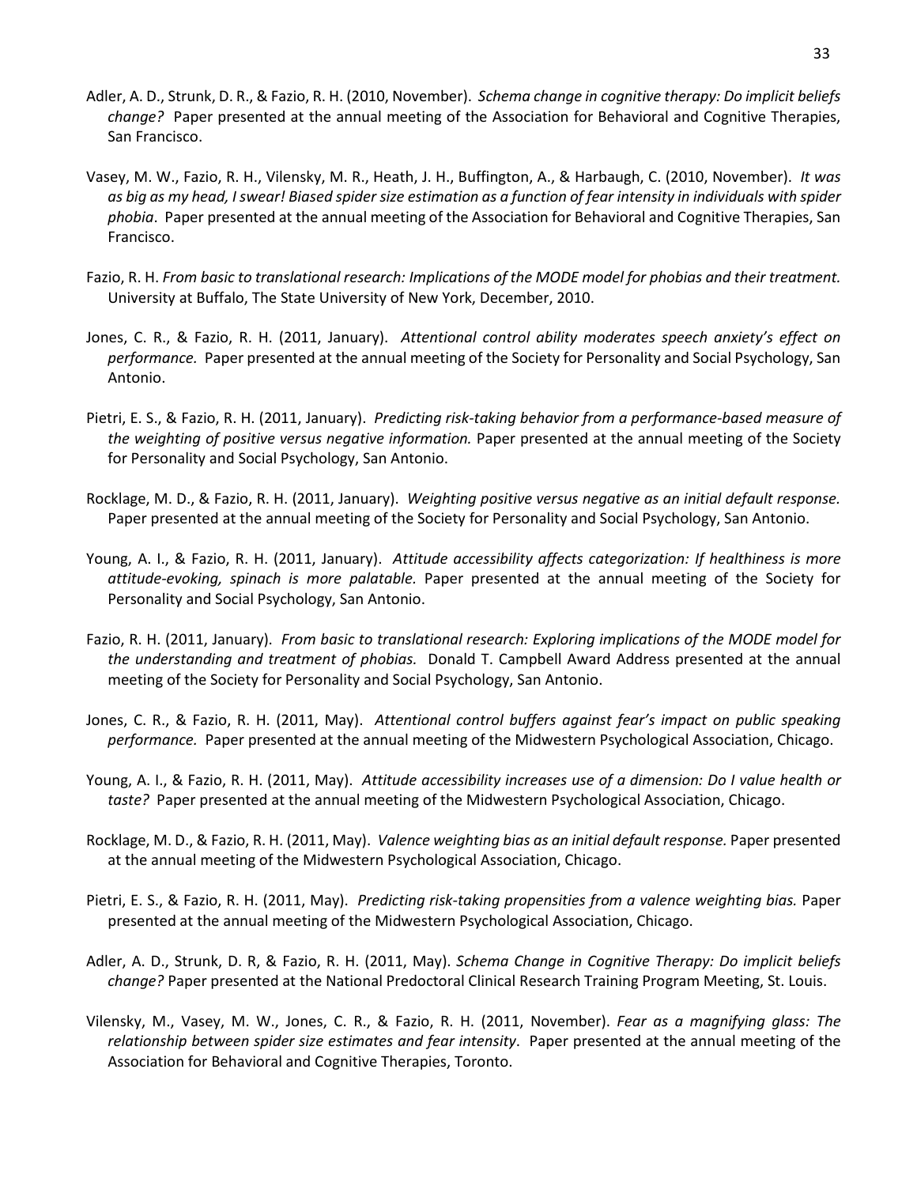Adler, A. D., Strunk, D. R., & Fazio, R. H. (2010, November). *Schema change in cognitive therapy: Do implicit beliefs change?* Paper presented at the annual meeting of the Association for Behavioral and Cognitive Therapies, San Francisco.

Vasey, M. W., Fazio, R. H., Vilensky, M. R., Heath, J. H., Buffington, A., & Harbaugh, C. (2010, November). *It was as big as my head, I swear! Biased spider size estimation as a function of fear intensity in individuals with spider phobia*. Paper presented at the annual meeting of the Association for Behavioral and Cognitive Therapies, San Francisco.

Fazio, R. H. *From basic to translational research: Implications of the MODE model for phobias and their treatment.* University at Buffalo, The State University of New York, December, 2010.

Jones, C. R., & Fazio, R. H. (2011, January). *Attentional control ability moderates speech anxiety's effect on performance.* Paper presented at the annual meeting of the Society for Personality and Social Psychology, San Antonio.

Pietri, E. S., & Fazio, R. H. (2011, January). *Predicting risk-taking behavior from a performance-based measure of the weighting of positive versus negative information.* Paper presented at the annual meeting of the Society for Personality and Social Psychology, San Antonio.

Rocklage, M. D., & Fazio, R. H. (2011, January). *Weighting positive versus negative as an initial default response.* Paper presented at the annual meeting of the Society for Personality and Social Psychology, San Antonio.

Young, A. I., & Fazio, R. H. (2011, January). *Attitude accessibility affects categorization: If healthiness is more attitude-evoking, spinach is more palatable.* Paper presented at the annual meeting of the Society for Personality and Social Psychology, San Antonio.

Fazio, R. H. (2011, January). *From basic to translational research: Exploring implications of the MODE model for the understanding and treatment of phobias.* Donald T. Campbell Award Address presented at the annual meeting of the Society for Personality and Social Psychology, San Antonio.

Jones, C. R., & Fazio, R. H. (2011, May). *Attentional control buffers against fear's impact on public speaking performance.* Paper presented at the annual meeting of the Midwestern Psychological Association, Chicago.

Young, A. I., & Fazio, R. H. (2011, May). *Attitude accessibility increases use of a dimension: Do I value health or taste?* Paper presented at the annual meeting of the Midwestern Psychological Association, Chicago.

Rocklage, M. D., & Fazio, R. H. (2011, May). *Valence weighting bias as an initial default response.* Paper presented at the annual meeting of the Midwestern Psychological Association, Chicago.

Pietri, E. S., & Fazio, R. H. (2011, May). *Predicting risk-taking propensities from a valence weighting bias.* Paper presented at the annual meeting of the Midwestern Psychological Association, Chicago.

Adler, A. D., Strunk, D. R, & Fazio, R. H. (2011, May). *Schema Change in Cognitive Therapy: Do implicit beliefs change?* Paper presented at the National Predoctoral Clinical Research Training Program Meeting, St. Louis.

Vilensky, M., Vasey, M. W., Jones, C. R., & Fazio, R. H. (2011, November). *Fear as a magnifying glass: The relationship between spider size estimates and fear intensity*. Paper presented at the annual meeting of the Association for Behavioral and Cognitive Therapies, Toronto.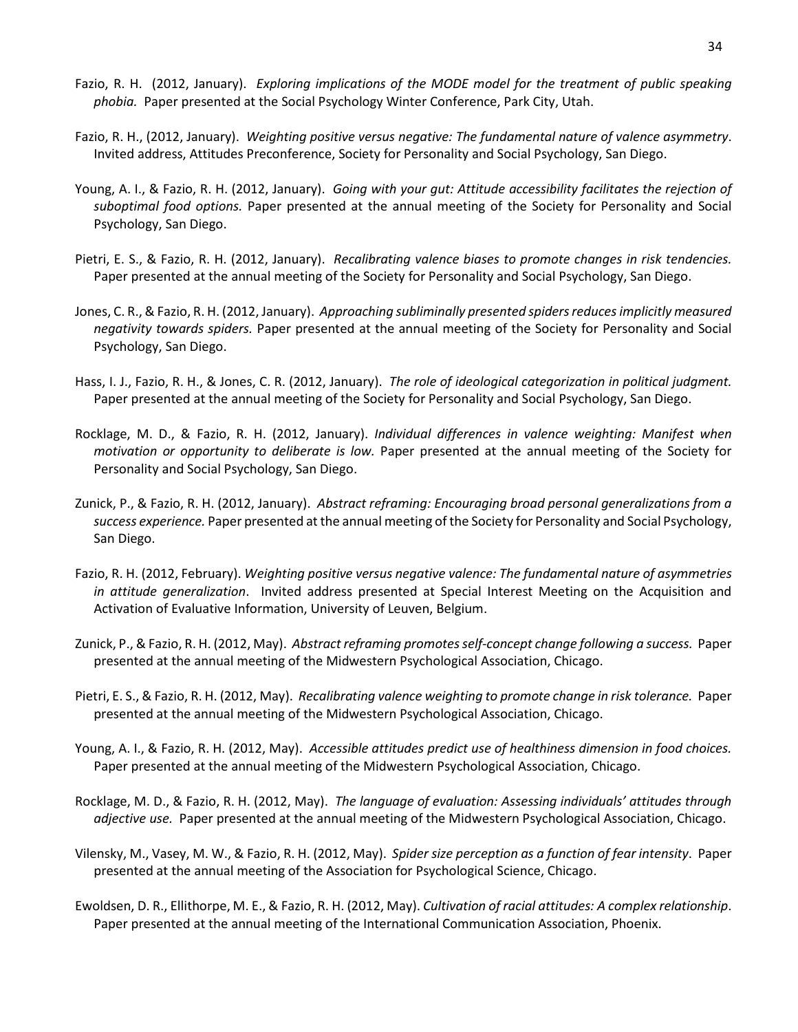Fazio, R. H. (2012, January). *Exploring implications of the MODE model for the treatment of public speaking phobia.* Paper presented at the Social Psychology Winter Conference, Park City, Utah.

Fazio, R. H., (2012, January). *Weighting positive versus negative: The fundamental nature of valence asymmetry*. Invited address, Attitudes Preconference, Society for Personality and Social Psychology, San Diego.

Young, A. I., & Fazio, R. H. (2012, January). *Going with your gut: Attitude accessibility facilitates the rejection of suboptimal food options.* Paper presented at the annual meeting of the Society for Personality and Social Psychology, San Diego.

Pietri, E. S., & Fazio, R. H. (2012, January). *Recalibrating valence biases to promote changes in risk tendencies.* Paper presented at the annual meeting of the Society for Personality and Social Psychology, San Diego.

Jones, C. R., & Fazio, R. H. (2012, January). *Approaching subliminally presented spiders reduces implicitly measured negativity towards spiders.* Paper presented at the annual meeting of the Society for Personality and Social Psychology, San Diego.

Hass, I. J., Fazio, R. H., & Jones, C. R. (2012, January). *The role of ideological categorization in political judgment.* Paper presented at the annual meeting of the Society for Personality and Social Psychology, San Diego.

Rocklage, M. D., & Fazio, R. H. (2012, January). *Individual differences in valence weighting: Manifest when motivation or opportunity to deliberate is low.* Paper presented at the annual meeting of the Society for Personality and Social Psychology, San Diego.

Zunick, P., & Fazio, R. H. (2012, January). *Abstract reframing: Encouraging broad personal generalizations from a success experience.* Paper presented at the annual meeting of the Society for Personality and Social Psychology, San Diego.

Fazio, R. H. (2012, February). *Weighting positive versus negative valence: The fundamental nature of asymmetries in attitude generalization*. Invited address presented at Special Interest Meeting on the Acquisition and Activation of Evaluative Information, University of Leuven, Belgium.

Zunick, P., & Fazio, R. H. (2012, May). *Abstract reframing promotes self-concept change following a success.* Paper presented at the annual meeting of the Midwestern Psychological Association, Chicago.

Pietri, E. S., & Fazio, R. H. (2012, May). *Recalibrating valence weighting to promote change in risk tolerance.* Paper presented at the annual meeting of the Midwestern Psychological Association, Chicago.

Young, A. I., & Fazio, R. H. (2012, May). *Accessible attitudes predict use of healthiness dimension in food choices.* Paper presented at the annual meeting of the Midwestern Psychological Association, Chicago.

Rocklage, M. D., & Fazio, R. H. (2012, May). *The language of evaluation: Assessing individuals' attitudes through adjective use.* Paper presented at the annual meeting of the Midwestern Psychological Association, Chicago.

Vilensky, M., Vasey, M. W., & Fazio, R. H. (2012, May). *Spider size perception as a function of fear intensity*. Paper presented at the annual meeting of the Association for Psychological Science, Chicago.

Ewoldsen, D. R., Ellithorpe, M. E., & Fazio, R. H. (2012, May). *Cultivation of racial attitudes: A complex relationship*. Paper presented at the annual meeting of the International Communication Association, Phoenix.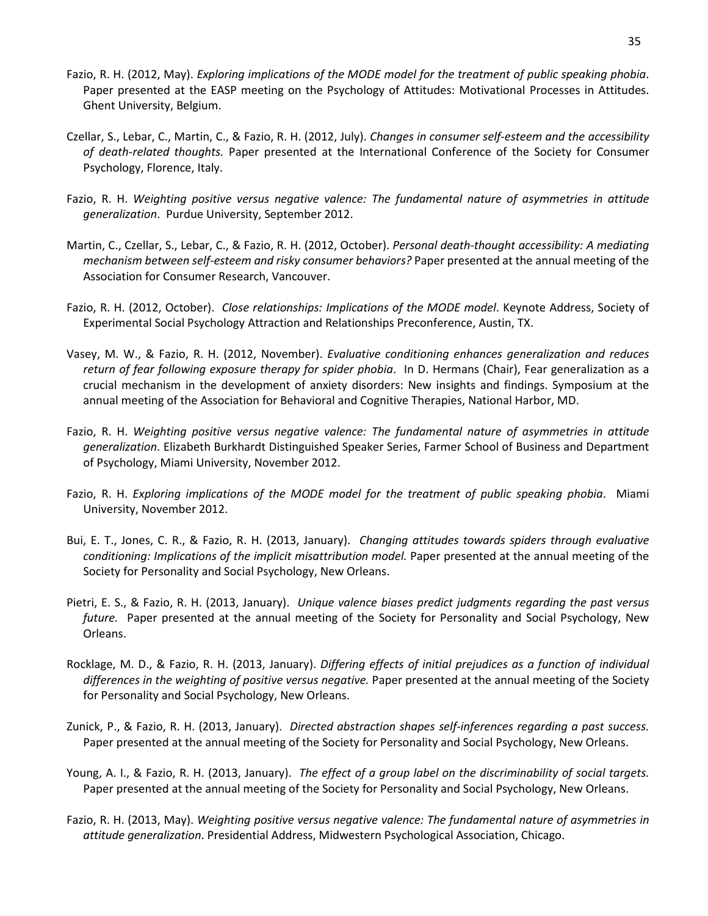Fazio, R. H. (2012, May). *Exploring implications of the MODE model for the treatment of public speaking phobia*. Paper presented at the EASP meeting on the Psychology of Attitudes: Motivational Processes in Attitudes. Ghent University, Belgium.

Czellar, S., Lebar, C., Martin, C., & Fazio, R. H. (2012, July). *Changes in consumer self-esteem and the accessibility of death-related thoughts.* Paper presented at the International Conference of the Society for Consumer Psychology, Florence, Italy.

Fazio, R. H. *Weighting positive versus negative valence: The fundamental nature of asymmetries in attitude generalization*. Purdue University, September 2012.

Martin, C., Czellar, S., Lebar, C., & Fazio, R. H. (2012, October). *Personal death-thought accessibility: A mediating mechanism between self-esteem and risky consumer behaviors?* Paper presented at the annual meeting of the Association for Consumer Research, Vancouver.

Fazio, R. H. (2012, October). *Close relationships: Implications of the MODE model*. Keynote Address, Society of Experimental Social Psychology Attraction and Relationships Preconference, Austin, TX.

Vasey, M. W., & Fazio, R. H. (2012, November). *Evaluative conditioning enhances generalization and reduces return of fear following exposure therapy for spider phobia*. In D. Hermans (Chair), Fear generalization as a crucial mechanism in the development of anxiety disorders: New insights and findings. Symposium at the annual meeting of the Association for Behavioral and Cognitive Therapies, National Harbor, MD.

Fazio, R. H. *Weighting positive versus negative valence: The fundamental nature of asymmetries in attitude generalization*. Elizabeth Burkhardt Distinguished Speaker Series, Farmer School of Business and Department of Psychology, Miami University, November 2012.

Fazio, R. H. *Exploring implications of the MODE model for the treatment of public speaking phobia*. Miami University, November 2012.

Bui, E. T., Jones, C. R., & Fazio, R. H. (2013, January). *Changing attitudes towards spiders through evaluative conditioning: Implications of the implicit misattribution model.* Paper presented at the annual meeting of the Society for Personality and Social Psychology, New Orleans.

Pietri, E. S., & Fazio, R. H. (2013, January). *Unique valence biases predict judgments regarding the past versus future.* Paper presented at the annual meeting of the Society for Personality and Social Psychology, New Orleans.

Rocklage, M. D., & Fazio, R. H. (2013, January). *Differing effects of initial prejudices as a function of individual differences in the weighting of positive versus negative.* Paper presented at the annual meeting of the Society for Personality and Social Psychology, New Orleans.

Zunick, P., & Fazio, R. H. (2013, January). *Directed abstraction shapes self-inferences regarding a past success.* Paper presented at the annual meeting of the Society for Personality and Social Psychology, New Orleans.

Young, A. I., & Fazio, R. H. (2013, January). *The effect of a group label on the discriminability of social targets.* Paper presented at the annual meeting of the Society for Personality and Social Psychology, New Orleans.

Fazio, R. H. (2013, May). *Weighting positive versus negative valence: The fundamental nature of asymmetries in attitude generalization*. Presidential Address, Midwestern Psychological Association, Chicago.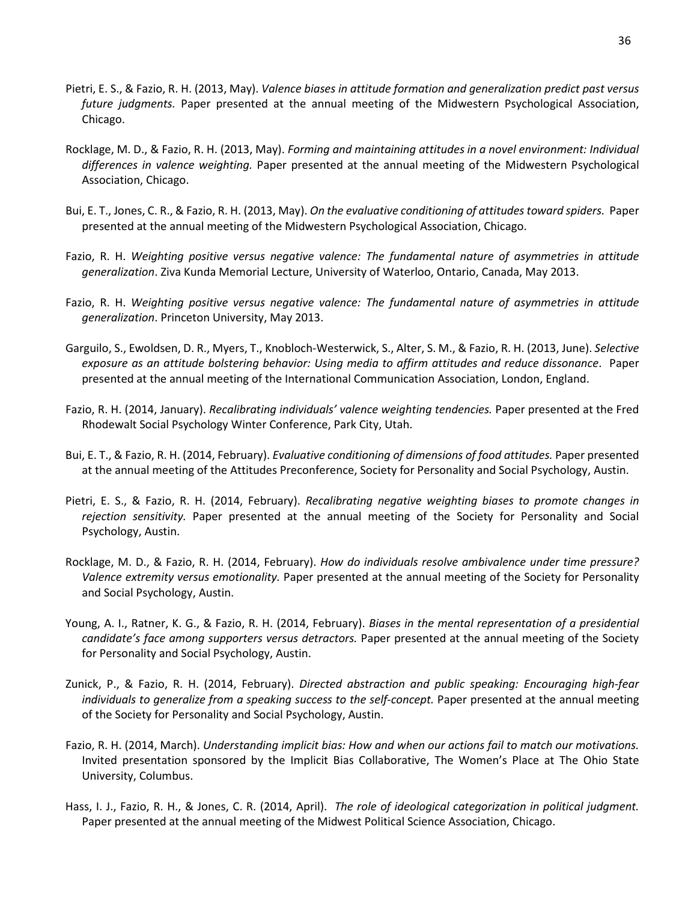Pietri, E. S., & Fazio, R. H. (2013, May). *Valence biases in attitude formation and generalization predict past versus future judgments.* Paper presented at the annual meeting of the Midwestern Psychological Association, Chicago.

Rocklage, M. D., & Fazio, R. H. (2013, May). *Forming and maintaining attitudes in a novel environment: Individual differences in valence weighting.* Paper presented at the annual meeting of the Midwestern Psychological Association, Chicago.

Bui, E. T., Jones, C. R., & Fazio, R. H. (2013, May). *On the evaluative conditioning of attitudes toward spiders.* Paper presented at the annual meeting of the Midwestern Psychological Association, Chicago.

Fazio, R. H. *Weighting positive versus negative valence: The fundamental nature of asymmetries in attitude generalization*. Ziva Kunda Memorial Lecture, University of Waterloo, Ontario, Canada, May 2013.

Fazio, R. H. *Weighting positive versus negative valence: The fundamental nature of asymmetries in attitude generalization*. Princeton University, May 2013.

Garguilo, S., Ewoldsen, D. R., Myers, T., Knobloch-Westerwick, S., Alter, S. M., & Fazio, R. H. (2013, June). *Selective exposure as an attitude bolstering behavior: Using media to affirm attitudes and reduce dissonance*. Paper presented at the annual meeting of the International Communication Association, London, England.

Fazio, R. H. (2014, January). *Recalibrating individuals' valence weighting tendencies.* Paper presented at the Fred Rhodewalt Social Psychology Winter Conference, Park City, Utah.

Bui, E. T., & Fazio, R. H. (2014, February). *Evaluative conditioning of dimensions of food attitudes.* Paper presented at the annual meeting of the Attitudes Preconference, Society for Personality and Social Psychology, Austin.

Pietri, E. S., & Fazio, R. H. (2014, February). *Recalibrating negative weighting biases to promote changes in rejection sensitivity.* Paper presented at the annual meeting of the Society for Personality and Social Psychology, Austin.

Rocklage, M. D., & Fazio, R. H. (2014, February). *How do individuals resolve ambivalence under time pressure? Valence extremity versus emotionality.* Paper presented at the annual meeting of the Society for Personality and Social Psychology, Austin.

Young, A. I., Ratner, K. G., & Fazio, R. H. (2014, February). *Biases in the mental representation of a presidential candidate's face among supporters versus detractors.* Paper presented at the annual meeting of the Society for Personality and Social Psychology, Austin.

Zunick, P., & Fazio, R. H. (2014, February). *Directed abstraction and public speaking: Encouraging high-fear individuals to generalize from a speaking success to the self-concept.* Paper presented at the annual meeting of the Society for Personality and Social Psychology, Austin.

Fazio, R. H. (2014, March). *Understanding implicit bias: How and when our actions fail to match our motivations.* Invited presentation sponsored by the Implicit Bias Collaborative, The Women's Place at The Ohio State University, Columbus.

Hass, I. J., Fazio, R. H., & Jones, C. R. (2014, April). *The role of ideological categorization in political judgment.* Paper presented at the annual meeting of the Midwest Political Science Association, Chicago.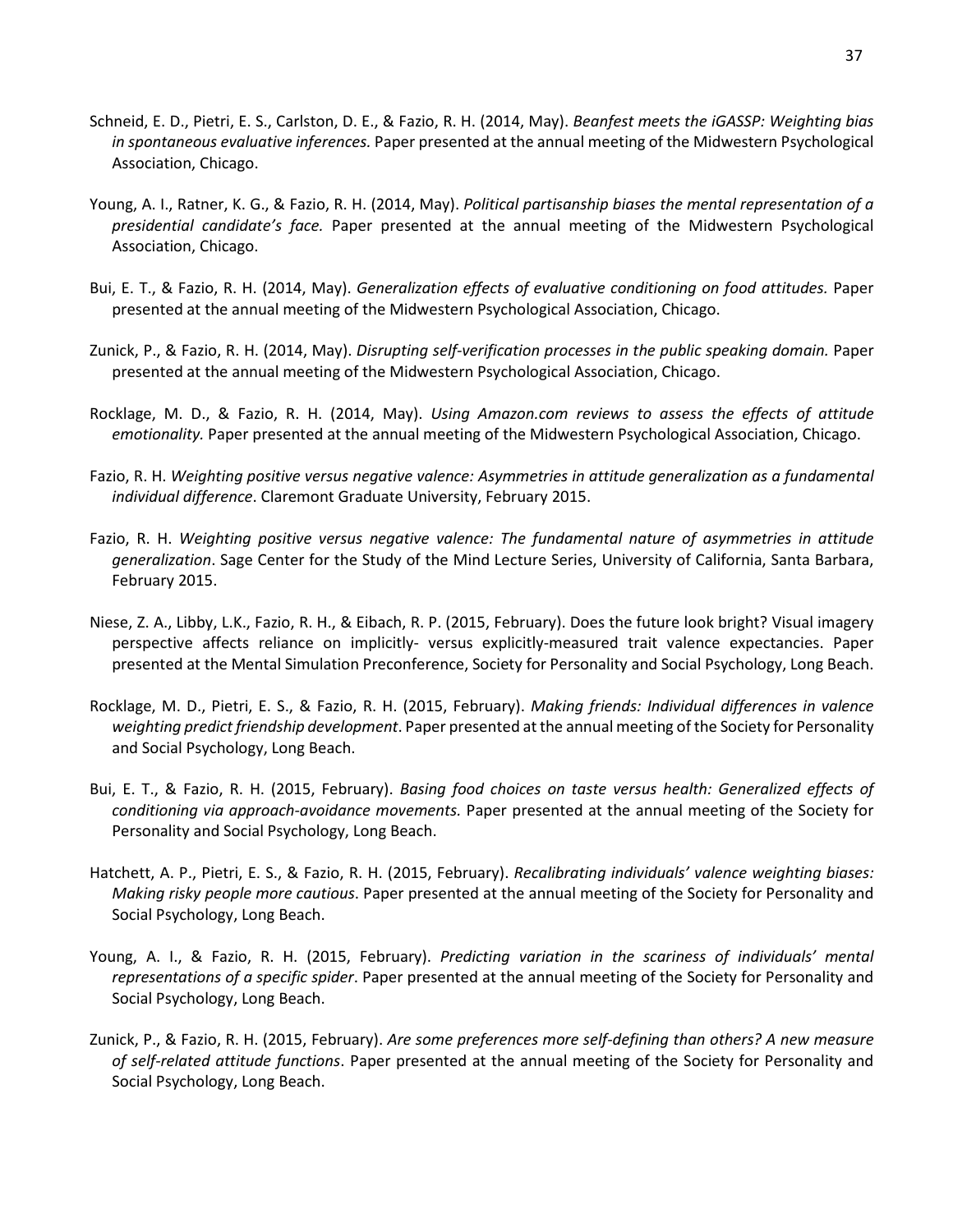Schneid, E. D., Pietri, E. S., Carlston, D. E., & Fazio, R. H. (2014, May). *Beanfest meets the iGASSP: Weighting bias in spontaneous evaluative inferences.* Paper presented at the annual meeting of the Midwestern Psychological Association, Chicago.

Young, A. I., Ratner, K. G., & Fazio, R. H. (2014, May). *Political partisanship biases the mental representation of a presidential candidate's face.* Paper presented at the annual meeting of the Midwestern Psychological Association, Chicago.

Bui, E. T., & Fazio, R. H. (2014, May). *Generalization effects of evaluative conditioning on food attitudes.* Paper presented at the annual meeting of the Midwestern Psychological Association, Chicago.

Zunick, P., & Fazio, R. H. (2014, May). *Disrupting self-verification processes in the public speaking domain.* Paper presented at the annual meeting of the Midwestern Psychological Association, Chicago.

Rocklage, M. D., & Fazio, R. H. (2014, May). *Using Amazon.com reviews to assess the effects of attitude emotionality.* Paper presented at the annual meeting of the Midwestern Psychological Association, Chicago.

Fazio, R. H. *Weighting positive versus negative valence: Asymmetries in attitude generalization as a fundamental individual difference*. Claremont Graduate University, February 2015.

Fazio, R. H. *Weighting positive versus negative valence: The fundamental nature of asymmetries in attitude generalization*. Sage Center for the Study of the Mind Lecture Series, University of California, Santa Barbara, February 2015.

Niese, Z. A., Libby, L.K., Fazio, R. H., & Eibach, R. P. (2015, February). Does the future look bright? Visual imagery perspective affects reliance on implicitly- versus explicitly-measured trait valence expectancies. Paper presented at the Mental Simulation Preconference, Society for Personality and Social Psychology, Long Beach.

Rocklage, M. D., Pietri, E. S., & Fazio, R. H. (2015, February). *Making friends: Individual differences in valence weighting predict friendship development*. Paper presented at the annual meeting of the Society for Personality and Social Psychology, Long Beach.

Bui, E. T., & Fazio, R. H. (2015, February). *Basing food choices on taste versus health: Generalized effects of conditioning via approach-avoidance movements.* Paper presented at the annual meeting of the Society for Personality and Social Psychology, Long Beach.

Hatchett, A. P., Pietri, E. S., & Fazio, R. H. (2015, February). *Recalibrating individuals' valence weighting biases: Making risky people more cautious*. Paper presented at the annual meeting of the Society for Personality and Social Psychology, Long Beach.

Young, A. I., & Fazio, R. H. (2015, February). *Predicting variation in the scariness of individuals' mental representations of a specific spider*. Paper presented at the annual meeting of the Society for Personality and Social Psychology, Long Beach.

Zunick, P., & Fazio, R. H. (2015, February). *Are some preferences more self-defining than others? A new measure of self-related attitude functions*. Paper presented at the annual meeting of the Society for Personality and Social Psychology, Long Beach.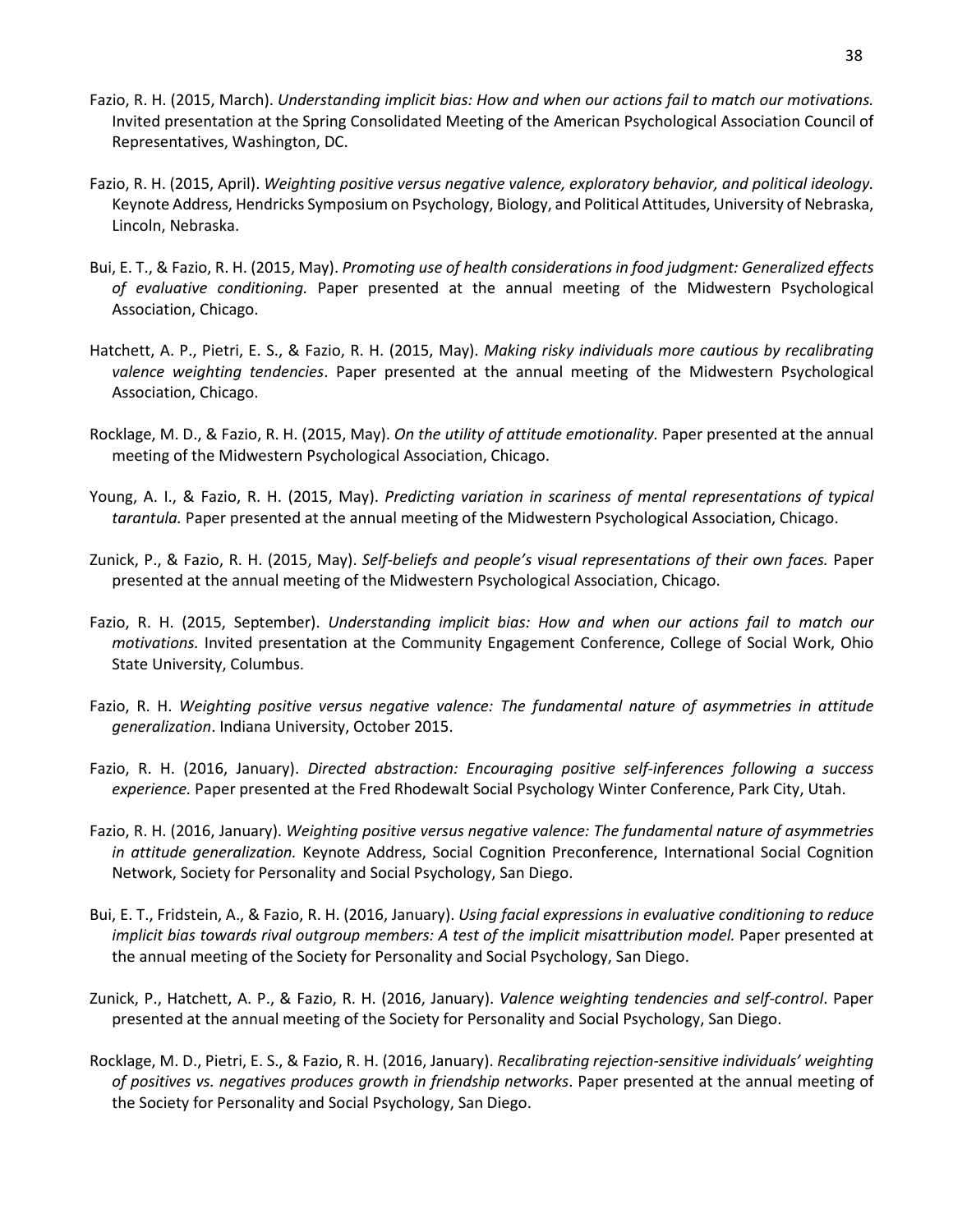Fazio, R. H. (2015, March). *Understanding implicit bias: How and when our actions fail to match our motivations.* Invited presentation at the Spring Consolidated Meeting of the American Psychological Association Council of Representatives, Washington, DC.

Fazio, R. H. (2015, April). *Weighting positive versus negative valence, exploratory behavior, and political ideology.* Keynote Address, Hendricks Symposium on Psychology, Biology, and Political Attitudes, University of Nebraska, Lincoln, Nebraska.

Bui, E. T., & Fazio, R. H. (2015, May). *Promoting use of health considerations in food judgment: Generalized effects of evaluative conditioning.* Paper presented at the annual meeting of the Midwestern Psychological Association, Chicago.

Hatchett, A. P., Pietri, E. S., & Fazio, R. H. (2015, May). *Making risky individuals more cautious by recalibrating valence weighting tendencies*. Paper presented at the annual meeting of the Midwestern Psychological Association, Chicago.

Rocklage, M. D., & Fazio, R. H. (2015, May). *On the utility of attitude emotionality.* Paper presented at the annual meeting of the Midwestern Psychological Association, Chicago.

Young, A. I., & Fazio, R. H. (2015, May). *Predicting variation in scariness of mental representations of typical tarantula.* Paper presented at the annual meeting of the Midwestern Psychological Association, Chicago.

Zunick, P., & Fazio, R. H. (2015, May). *Self-beliefs and people's visual representations of their own faces.* Paper presented at the annual meeting of the Midwestern Psychological Association, Chicago.

Fazio, R. H. (2015, September). *Understanding implicit bias: How and when our actions fail to match our motivations.* Invited presentation at the Community Engagement Conference, College of Social Work, Ohio State University, Columbus.

Fazio, R. H. *Weighting positive versus negative valence: The fundamental nature of asymmetries in attitude generalization*. Indiana University, October 2015.

Fazio, R. H. (2016, January). *Directed abstraction: Encouraging positive self-inferences following a success experience.* Paper presented at the Fred Rhodewalt Social Psychology Winter Conference, Park City, Utah.

Fazio, R. H. (2016, January). *Weighting positive versus negative valence: The fundamental nature of asymmetries in attitude generalization.* Keynote Address, Social Cognition Preconference, International Social Cognition Network, Society for Personality and Social Psychology, San Diego.

Bui, E. T., Fridstein, A., & Fazio, R. H. (2016, January). *Using facial expressions in evaluative conditioning to reduce implicit bias towards rival outgroup members: A test of the implicit misattribution model.* Paper presented at the annual meeting of the Society for Personality and Social Psychology, San Diego.

Zunick, P., Hatchett, A. P., & Fazio, R. H. (2016, January). *Valence weighting tendencies and self-control*. Paper presented at the annual meeting of the Society for Personality and Social Psychology, San Diego.

Rocklage, M. D., Pietri, E. S., & Fazio, R. H. (2016, January). *Recalibrating rejection-sensitive individuals' weighting of positives vs. negatives produces growth in friendship networks*. Paper presented at the annual meeting of the Society for Personality and Social Psychology, San Diego.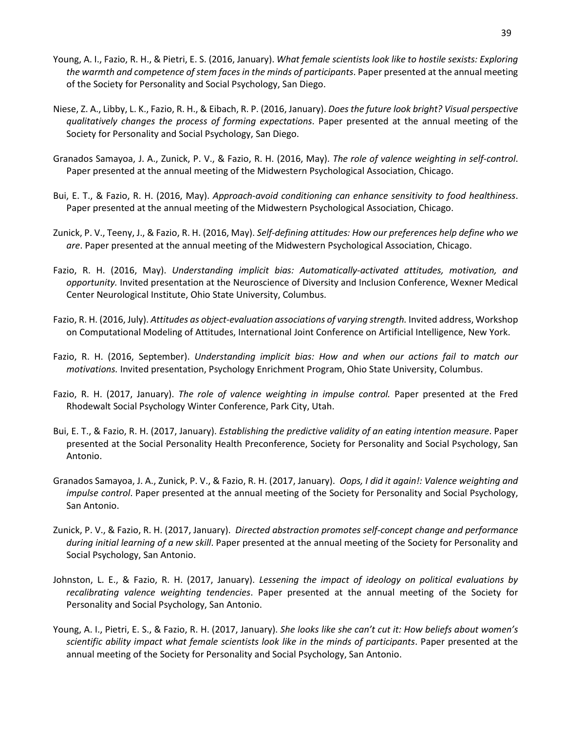Young, A. I., Fazio, R. H., & Pietri, E. S. (2016, January). *What female scientists look like to hostile sexists: Exploring the warmth and competence of stem faces in the minds of participants*. Paper presented at the annual meeting of the Society for Personality and Social Psychology, San Diego.

Niese, Z. A., Libby, L. K., Fazio, R. H., & Eibach, R. P. (2016, January). *Does the future look bright? Visual perspective qualitatively changes the process of forming expectations*. Paper presented at the annual meeting of the Society for Personality and Social Psychology, San Diego.

Granados Samayoa, J. A., Zunick, P. V., & Fazio, R. H. (2016, May). *The role of valence weighting in self-control*. Paper presented at the annual meeting of the Midwestern Psychological Association, Chicago.

Bui, E. T., & Fazio, R. H. (2016, May). *Approach-avoid conditioning can enhance sensitivity to food healthiness*. Paper presented at the annual meeting of the Midwestern Psychological Association, Chicago.

Zunick, P. V., Teeny, J., & Fazio, R. H. (2016, May). *Self-defining attitudes: How our preferences help define who we are*. Paper presented at the annual meeting of the Midwestern Psychological Association, Chicago.

Fazio, R. H. (2016, May). *Understanding implicit bias: Automatically-activated attitudes, motivation, and opportunity.* Invited presentation at the Neuroscience of Diversity and Inclusion Conference, Wexner Medical Center Neurological Institute, Ohio State University, Columbus.

Fazio, R. H. (2016, July). *Attitudes as object-evaluation associations of varying strength.* Invited address, Workshop on Computational Modeling of Attitudes, International Joint Conference on Artificial Intelligence, New York.

Fazio, R. H. (2016, September). *Understanding implicit bias: How and when our actions fail to match our motivations.* Invited presentation, Psychology Enrichment Program, Ohio State University, Columbus.

Fazio, R. H. (2017, January). *The role of valence weighting in impulse control.* Paper presented at the Fred Rhodewalt Social Psychology Winter Conference, Park City, Utah.

Bui, E. T., & Fazio, R. H. (2017, January). *Establishing the predictive validity of an eating intention measure*. Paper presented at the Social Personality Health Preconference, Society for Personality and Social Psychology, San Antonio.

Granados Samayoa, J. A., Zunick, P. V., & Fazio, R. H. (2017, January). *Oops, I did it again!: Valence weighting and impulse control*. Paper presented at the annual meeting of the Society for Personality and Social Psychology, San Antonio.

Zunick, P. V., & Fazio, R. H. (2017, January). *Directed abstraction promotes self-concept change and performance during initial learning of a new skill*. Paper presented at the annual meeting of the Society for Personality and Social Psychology, San Antonio.

Johnston, L. E., & Fazio, R. H. (2017, January). *Lessening the impact of ideology on political evaluations by recalibrating valence weighting tendencies*. Paper presented at the annual meeting of the Society for Personality and Social Psychology, San Antonio.

Young, A. I., Pietri, E. S., & Fazio, R. H. (2017, January). *She looks like she can't cut it: How beliefs about women's scientific ability impact what female scientists look like in the minds of participants*. Paper presented at the annual meeting of the Society for Personality and Social Psychology, San Antonio.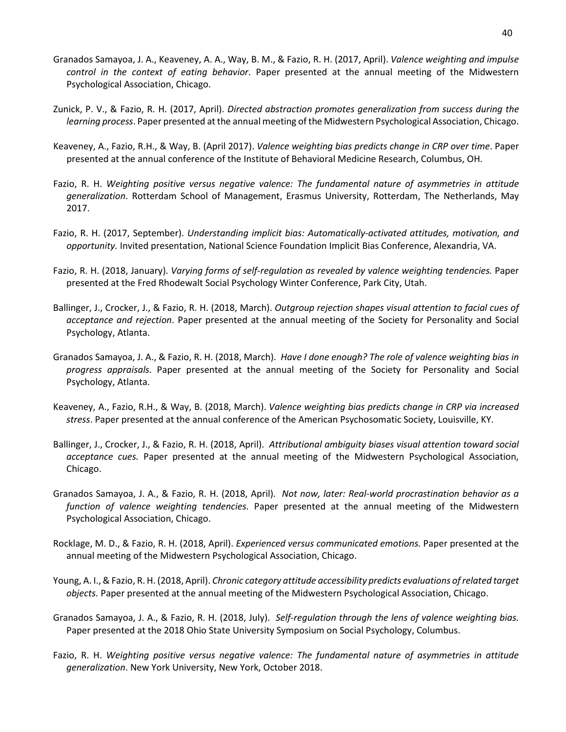Granados Samayoa, J. A., Keaveney, A. A., Way, B. M., & Fazio, R. H. (2017, April). *Valence weighting and impulse control in the context of eating behavior*. Paper presented at the annual meeting of the Midwestern Psychological Association, Chicago.

Zunick, P. V., & Fazio, R. H. (2017, April). *Directed abstraction promotes generalization from success during the learning process*. Paper presented at the annual meeting of the Midwestern Psychological Association, Chicago.

Keaveney, A., Fazio, R.H., & Way, B. (April 2017). *Valence weighting bias predicts change in CRP over time*. Paper presented at the annual conference of the Institute of Behavioral Medicine Research, Columbus, OH.

Fazio, R. H. *Weighting positive versus negative valence: The fundamental nature of asymmetries in attitude generalization*. Rotterdam School of Management, Erasmus University, Rotterdam, The Netherlands, May 2017.

Fazio, R. H. (2017, September). *Understanding implicit bias: Automatically-activated attitudes, motivation, and opportunity.* Invited presentation, National Science Foundation Implicit Bias Conference, Alexandria, VA.

Fazio, R. H. (2018, January). *Varying forms of self-regulation as revealed by valence weighting tendencies.* Paper presented at the Fred Rhodewalt Social Psychology Winter Conference, Park City, Utah.

Ballinger, J., Crocker, J., & Fazio, R. H. (2018, March). *Outgroup rejection shapes visual attention to facial cues of acceptance and rejection*. Paper presented at the annual meeting of the Society for Personality and Social Psychology, Atlanta.

Granados Samayoa, J. A., & Fazio, R. H. (2018, March). *Have I done enough? The role of valence weighting bias in progress appraisals*. Paper presented at the annual meeting of the Society for Personality and Social Psychology, Atlanta.

Keaveney, A., Fazio, R.H., & Way, B. (2018, March). *Valence weighting bias predicts change in CRP via increased stress*. Paper presented at the annual conference of the American Psychosomatic Society, Louisville, KY.

Ballinger, J., Crocker, J., & Fazio, R. H. (2018, April). *Attributional ambiguity biases visual attention toward social acceptance cues.* Paper presented at the annual meeting of the Midwestern Psychological Association, Chicago.

Granados Samayoa, J. A., & Fazio, R. H. (2018, April). *Not now, later: Real-world procrastination behavior as a function of valence weighting tendencies.* Paper presented at the annual meeting of the Midwestern Psychological Association, Chicago.

Rocklage, M. D., & Fazio, R. H. (2018, April). *Experienced versus communicated emotions.* Paper presented at the annual meeting of the Midwestern Psychological Association, Chicago.

Young, A. I., & Fazio, R. H. (2018, April). *Chronic category attitude accessibility predicts evaluations of related target objects.* Paper presented at the annual meeting of the Midwestern Psychological Association, Chicago.

Granados Samayoa, J. A., & Fazio, R. H. (2018, July). *Self-regulation through the lens of valence weighting bias.* Paper presented at the 2018 Ohio State University Symposium on Social Psychology, Columbus.

Fazio, R. H. *Weighting positive versus negative valence: The fundamental nature of asymmetries in attitude generalization*. New York University, New York, October 2018.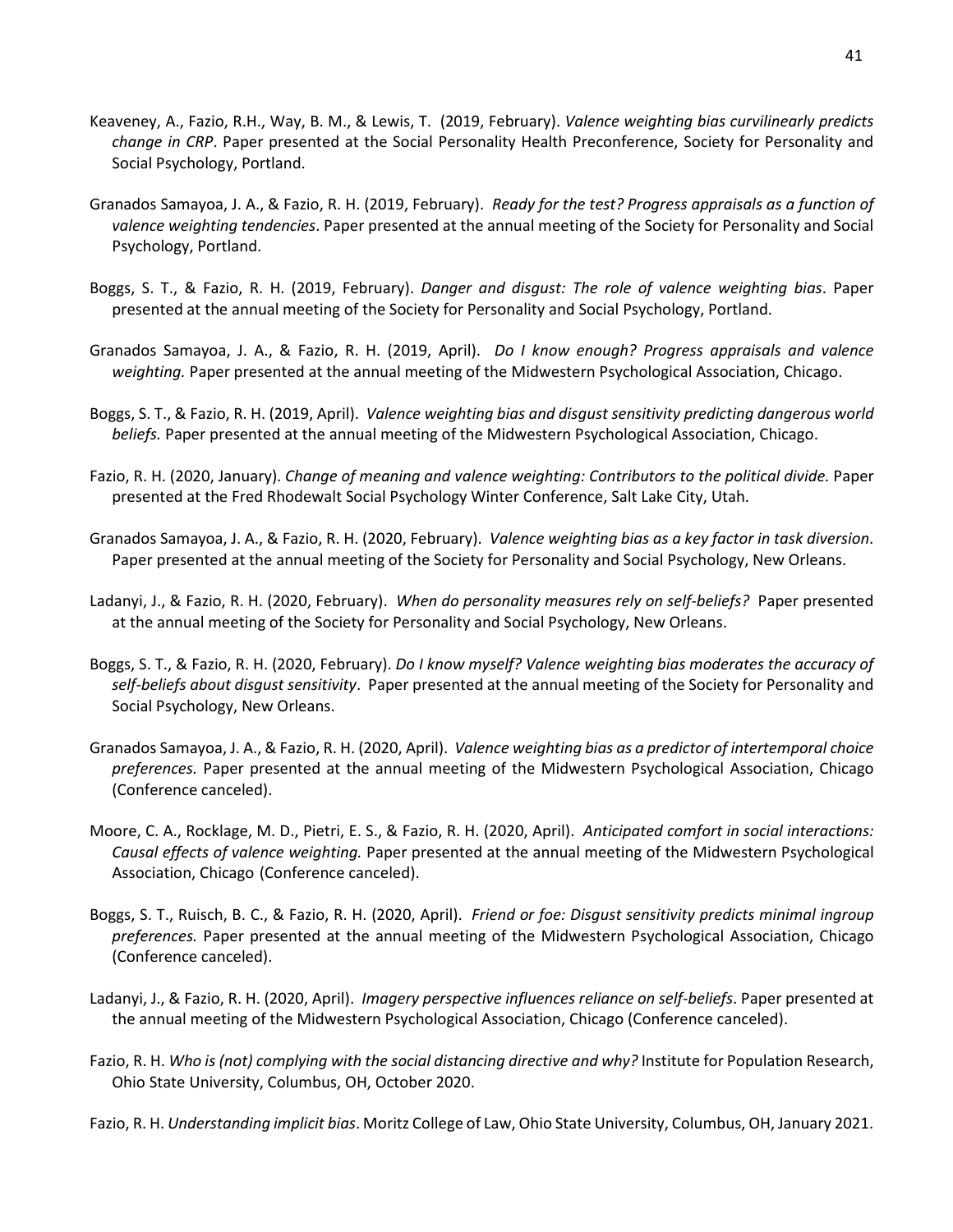Keaveney, A., Fazio, R.H., Way, B. M., & Lewis, T. (2019, February). *Valence weighting bias curvilinearly predicts change in CRP*. Paper presented at the Social Personality Health Preconference, Society for Personality and Social Psychology, Portland.

Granados Samayoa, J. A., & Fazio, R. H. (2019, February). *Ready for the test? Progress appraisals as a function of valence weighting tendencies*. Paper presented at the annual meeting of the Society for Personality and Social Psychology, Portland.

Boggs, S. T., & Fazio, R. H. (2019, February). *Danger and disgust: The role of valence weighting bias*. Paper presented at the annual meeting of the Society for Personality and Social Psychology, Portland.

Granados Samayoa, J. A., & Fazio, R. H. (2019, April). *Do I know enough? Progress appraisals and valence weighting.* Paper presented at the annual meeting of the Midwestern Psychological Association, Chicago.

Boggs, S. T., & Fazio, R. H. (2019, April). *Valence weighting bias and disgust sensitivity predicting dangerous world beliefs.* Paper presented at the annual meeting of the Midwestern Psychological Association, Chicago.

Fazio, R. H. (2020, January). *Change of meaning and valence weighting: Contributors to the political divide.* Paper presented at the Fred Rhodewalt Social Psychology Winter Conference, Salt Lake City, Utah.

Granados Samayoa, J. A., & Fazio, R. H. (2020, February). *Valence weighting bias as a key factor in task diversion*. Paper presented at the annual meeting of the Society for Personality and Social Psychology, New Orleans.

Ladanyi, J., & Fazio, R. H. (2020, February). *When do personality measures rely on self-beliefs?* Paper presented at the annual meeting of the Society for Personality and Social Psychology, New Orleans.

Boggs, S. T., & Fazio, R. H. (2020, February). *Do I know myself? Valence weighting bias moderates the accuracy of self-beliefs about disgust sensitivity*. Paper presented at the annual meeting of the Society for Personality and Social Psychology, New Orleans.

Granados Samayoa, J. A., & Fazio, R. H. (2020, April). *Valence weighting bias as a predictor of intertemporal choice preferences.* Paper presented at the annual meeting of the Midwestern Psychological Association, Chicago (Conference canceled).

Moore, C. A., Rocklage, M. D., Pietri, E. S., & Fazio, R. H. (2020, April). *Anticipated comfort in social interactions: Causal effects of valence weighting.* Paper presented at the annual meeting of the Midwestern Psychological Association, Chicago (Conference canceled).

Boggs, S. T., Ruisch, B. C., & Fazio, R. H. (2020, April). *Friend or foe: Disgust sensitivity predicts minimal ingroup preferences.* Paper presented at the annual meeting of the Midwestern Psychological Association, Chicago (Conference canceled).

Ladanyi, J., & Fazio, R. H. (2020, April). *Imagery perspective influences reliance on self-beliefs*. Paper presented at the annual meeting of the Midwestern Psychological Association, Chicago (Conference canceled).

Fazio, R. H. *Who is (not) complying with the social distancing directive and why?* Institute for Population Research, Ohio State University, Columbus, OH, October 2020.

Fazio, R. H. *Understanding implicit bias*. Moritz College of Law, Ohio State University, Columbus, OH, January 2021.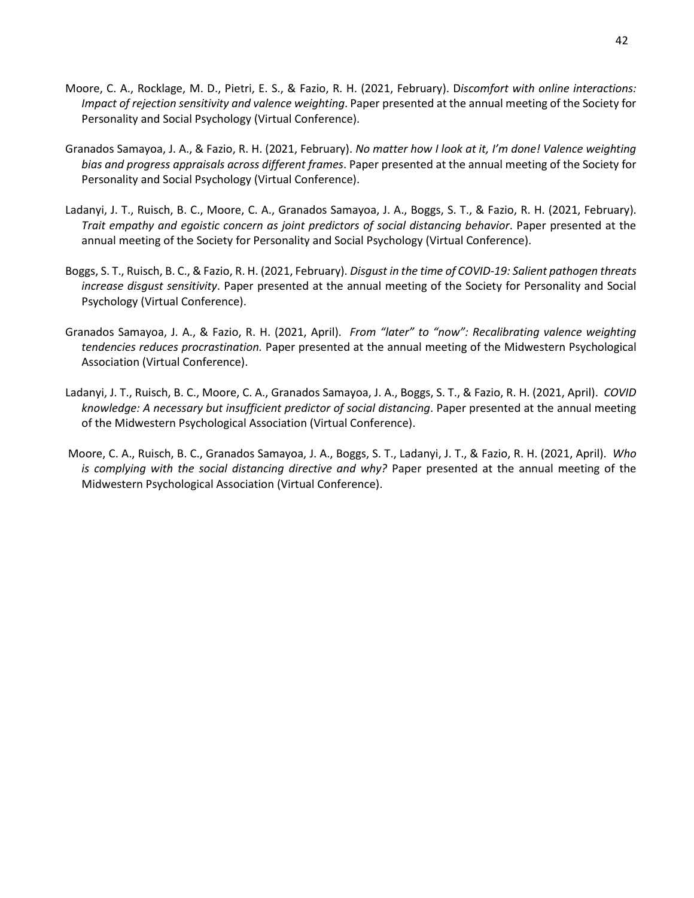Moore, C. A., Rocklage, M. D., Pietri, E. S., & Fazio, R. H. (2021, February). D*iscomfort with online interactions: Impact of rejection sensitivity and valence weighting*. Paper presented at the annual meeting of the Society for Personality and Social Psychology (Virtual Conference).

Granados Samayoa, J. A., & Fazio, R. H. (2021, February). *No matter how I look at it, I'm done! Valence weighting bias and progress appraisals across different frames*. Paper presented at the annual meeting of the Society for Personality and Social Psychology (Virtual Conference).

Ladanyi, J. T., Ruisch, B. C., Moore, C. A., Granados Samayoa, J. A., Boggs, S. T., & Fazio, R. H. (2021, February). *Trait empathy and egoistic concern as joint predictors of social distancing behavior*. Paper presented at the annual meeting of the Society for Personality and Social Psychology (Virtual Conference).

Boggs, S. T., Ruisch, B. C., & Fazio, R. H. (2021, February). *Disgust in the time of COVID-19: Salient pathogen threats increase disgust sensitivity*. Paper presented at the annual meeting of the Society for Personality and Social Psychology (Virtual Conference).

Granados Samayoa, J. A., & Fazio, R. H. (2021, April). *From "later" to "now": Recalibrating valence weighting tendencies reduces procrastination.* Paper presented at the annual meeting of the Midwestern Psychological Association (Virtual Conference).

Ladanyi, J. T., Ruisch, B. C., Moore, C. A., Granados Samayoa, J. A., Boggs, S. T., & Fazio, R. H. (2021, April). *COVID knowledge: A necessary but insufficient predictor of social distancing*. Paper presented at the annual meeting of the Midwestern Psychological Association (Virtual Conference).

Moore, C. A., Ruisch, B. C., Granados Samayoa, J. A., Boggs, S. T., Ladanyi, J. T., & Fazio, R. H. (2021, April). *Who is complying with the social distancing directive and why?* Paper presented at the annual meeting of the Midwestern Psychological Association (Virtual Conference).